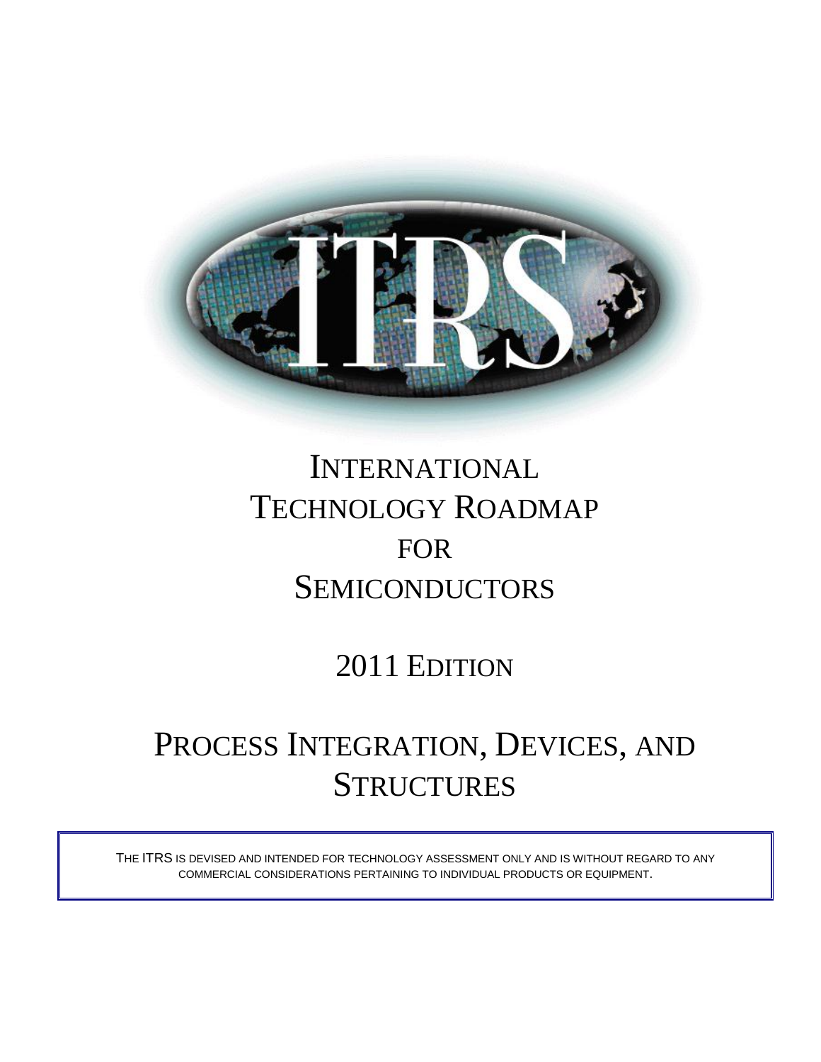# INTERNATIONAL TECHNOLOGY ROADMAP FOR SEMICONDUCTORS

## 2011 EDITION

# PROCESS INTEGRATION, DEVICES, AND STRUCTURES

THE ITRS IS DEVISED AND INTENDED FOR TECHNOLOGY ASSESSMENT ONLY AND IS WITHOUT REGARD TO ANY COMMERCIAL CONSIDERATIONS PERTAINING TO INDIVIDUAL PRODUCTS OR EQUIPMENT.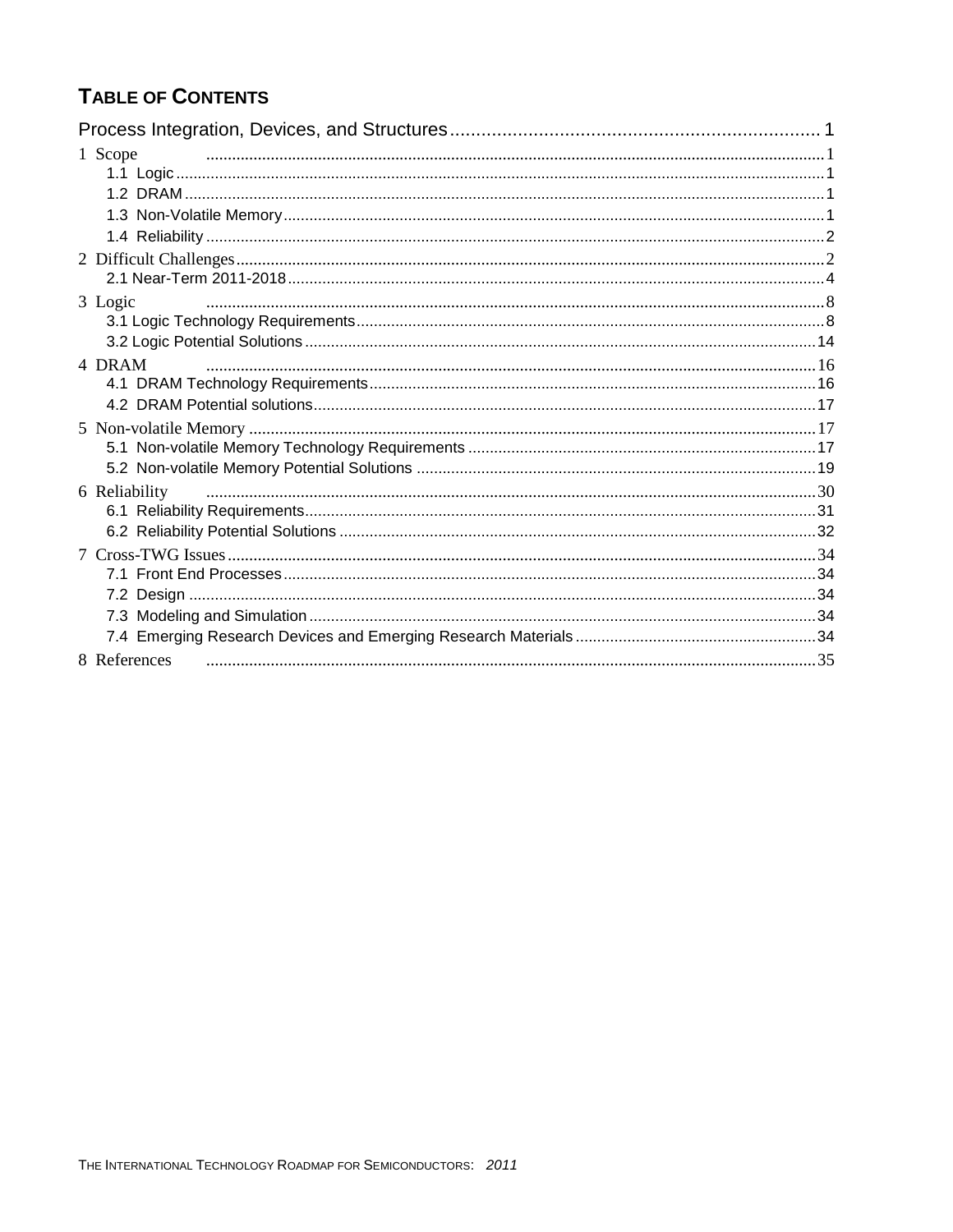# TABLE OF CONTENTS

Process Integration, Devices, and Structures ........................................................................ 1

1 Scope ........................................................................................................................ 1
- 1.1 Logic ........................................................................................................................ 1
- 1.2 DRAM ...................................................................................................................... 1
- 1.3 Non-Volatile Memory ............................................................................................... 1
- 1.4 Reliability ................................................................................................................. 2

2 Difficult Challenges ........................................................................................................ 2
- 2.1 Near-Term 2011-2018 ............................................................................................. 4

3 Logic ........................................................................................................................ 8
- 3.1 Logic Technology Requirements ............................................................................. 8
- 3.2 Logic Potential Solutions ....................................................................................... 14

4 DRAM ........................................................................................................................ 16
- 4.1 DRAM Technology Requirements ......................................................................... 16
- 4.2 DRAM Potential solutions ...................................................................................... 17

5 Non-volatile Memory .................................................................................................... 17
- 5.1 Non-volatile Memory Technology Requirements ................................................... 17
- 5.2 Non-volatile Memory Potential Solutions ............................................................... 19

6 Reliability .................................................................................................................... 30
- 6.1 Reliability Requirements ........................................................................................ 31
- 6.2 Reliability Potential Solutions ................................................................................ 32

7 Cross-TWG Issues ........................................................................................................ 34
- 7.1 Front End Processes ............................................................................................. 34
- 7.2 Design ................................................................................................................... 34
- 7.3 Modeling and Simulation ....................................................................................... 34
- 7.4 Emerging Research Devices and Emerging Research Materials .......................... 34

8 References .................................................................................................................... 35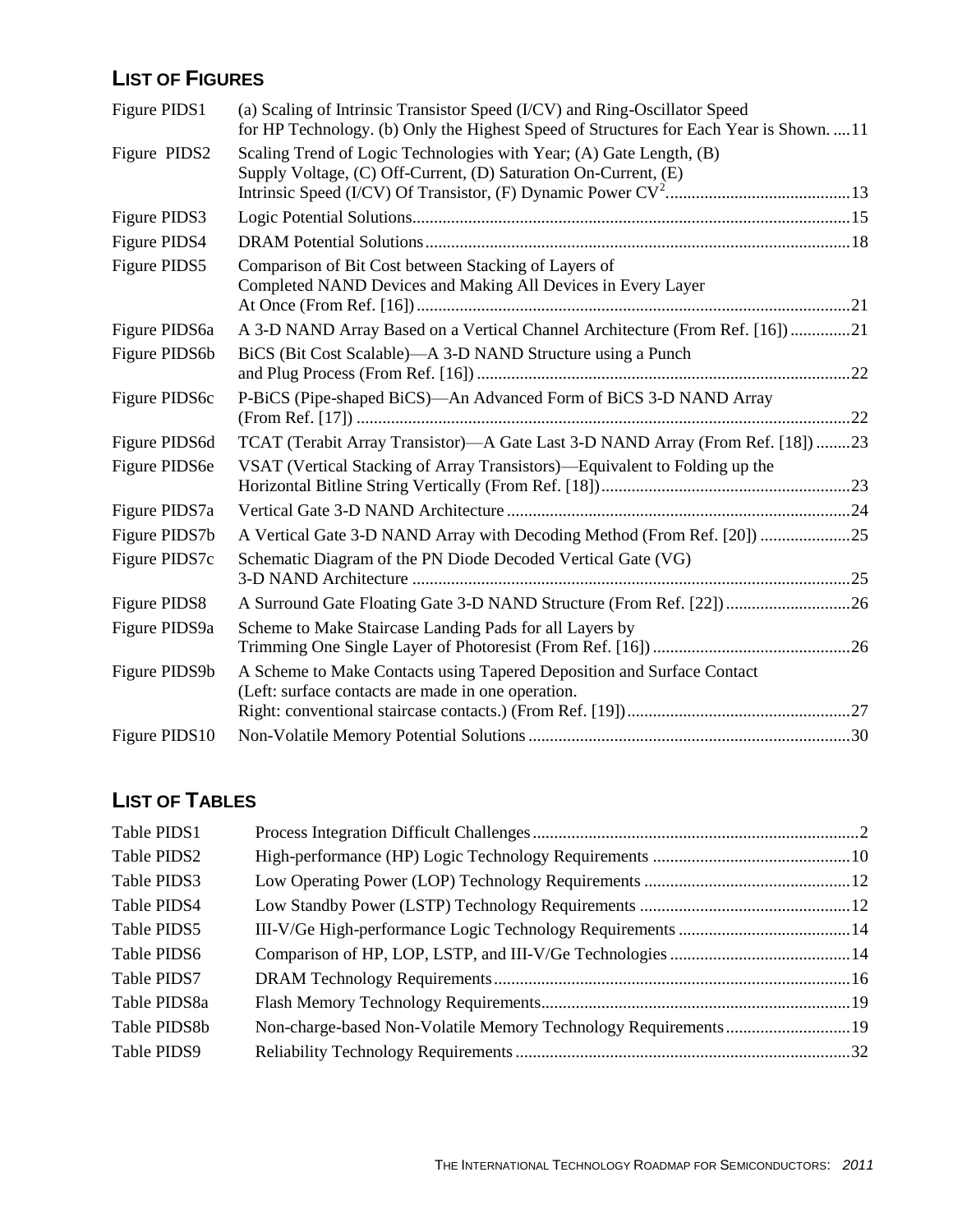## LIST OF FIGURES

| | | |
|---|---|---|
| Figure PIDS1 | (a) Scaling of Intrinsic Transistor Speed (I/CV) and Ring-Oscillator Speed for HP Technology. (b) Only the Highest Speed of Structures for Each Year is Shown. | 11 |
| Figure PIDS2 | Scaling Trend of Logic Technologies with Year; (A) Gate Length, (B) Supply Voltage, (C) Off-Current, (D) Saturation On-Current, (E) Intrinsic Speed (I/CV) Of Transistor, (F) Dynamic Power $CV^2$ | 13 |
| Figure PIDS3 | Logic Potential Solutions | 15 |
| Figure PIDS4 | DRAM Potential Solutions | 18 |
| Figure PIDS5 | Comparison of Bit Cost between Stacking of Layers of Completed NAND Devices and Making All Devices in Every Layer At Once (From Ref. [16]) | 21 |
| Figure PIDS6a | A 3-D NAND Array Based on a Vertical Channel Architecture (From Ref. [16]) | 21 |
| Figure PIDS6b | BiCS (Bit Cost Scalable)—A 3-D NAND Structure using a Punch and Plug Process (From Ref. [16]) | 22 |
| Figure PIDS6c | P-BiCS (Pipe-shaped BiCS)—An Advanced Form of BiCS 3-D NAND Array (From Ref. [17]) | 22 |
| Figure PIDS6d | TCAT (Terabit Array Transistor)—A Gate Last 3-D NAND Array (From Ref. [18]) | 23 |
| Figure PIDS6e | VSAT (Vertical Stacking of Array Transistors)—Equivalent to Folding up the Horizontal Bitline String Vertically (From Ref. [18]) | 23 |
| Figure PIDS7a | Vertical Gate 3-D NAND Architecture | 24 |
| Figure PIDS7b | A Vertical Gate 3-D NAND Array with Decoding Method (From Ref. [20]) | 25 |
| Figure PIDS7c | Schematic Diagram of the PN Diode Decoded Vertical Gate (VG) 3-D NAND Architecture | 25 |
| Figure PIDS8 | A Surround Gate Floating Gate 3-D NAND Structure (From Ref. [22]) | 26 |
| Figure PIDS9a | Scheme to Make Staircase Landing Pads for all Layers by Trimming One Single Layer of Photoresist (From Ref. [16]) | 26 |
| Figure PIDS9b | A Scheme to Make Contacts using Tapered Deposition and Surface Contact (Left: surface contacts are made in one operation. Right: conventional staircase contacts.) (From Ref. [19]) | 27 |
| Figure PIDS10 | Non-Volatile Memory Potential Solutions | 30 |

## LIST OF TABLES

| | | |
|---|---|---|
| Table PIDS1 | Process Integration Difficult Challenges | 2 |
| Table PIDS2 | High-performance (HP) Logic Technology Requirements | 10 |
| Table PIDS3 | Low Operating Power (LOP) Technology Requirements | 12 |
| Table PIDS4 | Low Standby Power (LSTP) Technology Requirements | 12 |
| Table PIDS5 | III-V/Ge High-performance Logic Technology Requirements | 14 |
| Table PIDS6 | Comparison of HP, LOP, LSTP, and III-V/Ge Technologies | 14 |
| Table PIDS7 | DRAM Technology Requirements | 16 |
| Table PIDS8a | Flash Memory Technology Requirements | 19 |
| Table PIDS8b | Non-charge-based Non-Volatile Memory Technology Requirements | 19 |
| Table PIDS9 | Reliability Technology Requirements | 32 |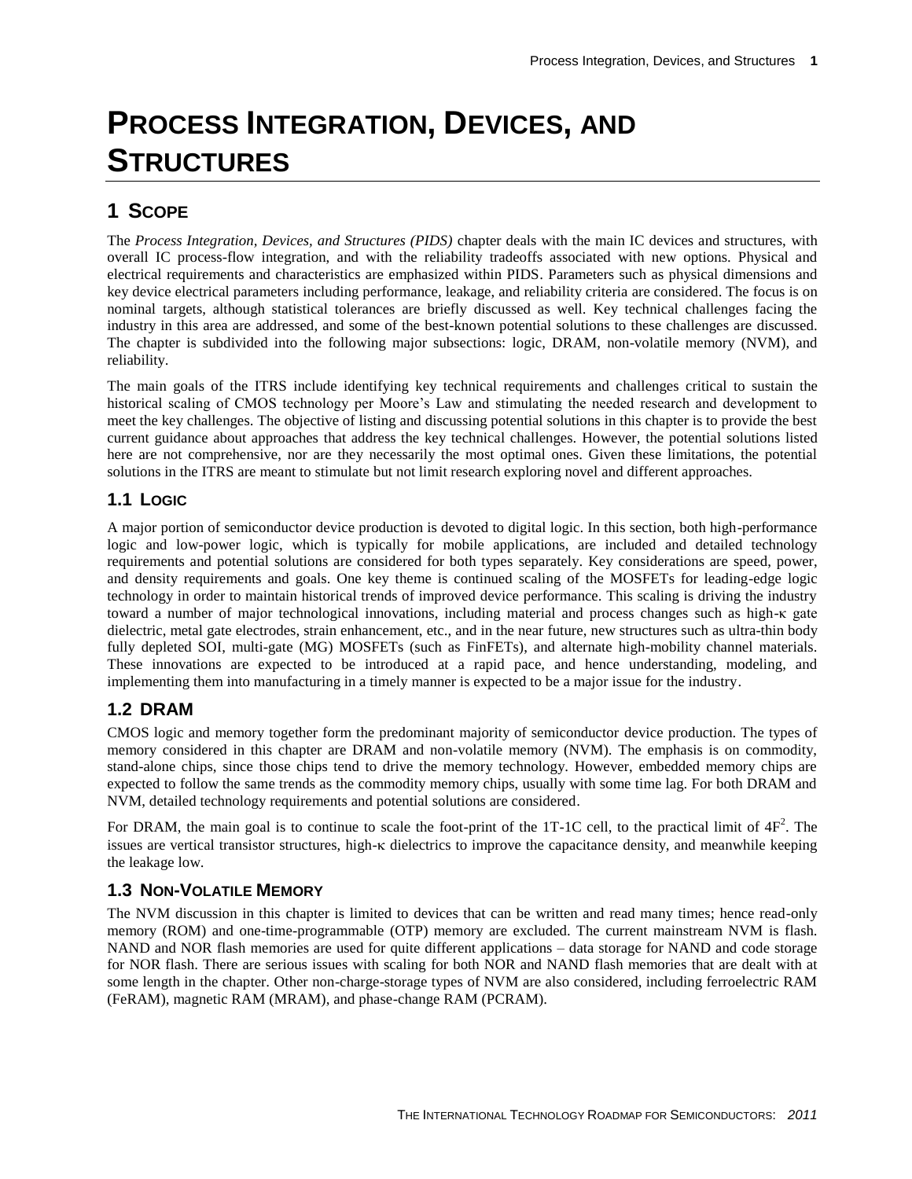# PROCESS INTEGRATION, DEVICES, AND STRUCTURES

## 1 SCOPE

The *Process Integration, Devices, and Structures (PIDS)* chapter deals with the main IC devices and structures, with overall IC process-flow integration, and with the reliability tradeoffs associated with new options. Physical and electrical requirements and characteristics are emphasized within PIDS. Parameters such as physical dimensions and key device electrical parameters including performance, leakage, and reliability criteria are considered. The focus is on nominal targets, although statistical tolerances are briefly discussed as well. Key technical challenges facing the industry in this area are addressed, and some of the best-known potential solutions to these challenges are discussed. The chapter is subdivided into the following major subsections: logic, DRAM, non-volatile memory (NVM), and reliability.

The main goals of the ITRS include identifying key technical requirements and challenges critical to sustain the historical scaling of CMOS technology per Moore's Law and stimulating the needed research and development to meet the key challenges. The objective of listing and discussing potential solutions in this chapter is to provide the best current guidance about approaches that address the key technical challenges. However, the potential solutions listed here are not comprehensive, nor are they necessarily the most optimal ones. Given these limitations, the potential solutions in the ITRS are meant to stimulate but not limit research exploring novel and different approaches.

### 1.1 LOGIC

A major portion of semiconductor device production is devoted to digital logic. In this section, both high-performance logic and low-power logic, which is typically for mobile applications, are included and detailed technology requirements and potential solutions are considered for both types separately. Key considerations are speed, power, and density requirements and goals. One key theme is continued scaling of the MOSFETs for leading-edge logic technology in order to maintain historical trends of improved device performance. This scaling is driving the industry toward a number of major technological innovations, including material and process changes such as high-κ gate dielectric, metal gate electrodes, strain enhancement, etc., and in the near future, new structures such as ultra-thin body fully depleted SOI, multi-gate (MG) MOSFETs (such as FinFETs), and alternate high-mobility channel materials. These innovations are expected to be introduced at a rapid pace, and hence understanding, modeling, and implementing them into manufacturing in a timely manner is expected to be a major issue for the industry.

### 1.2 DRAM

CMOS logic and memory together form the predominant majority of semiconductor device production. The types of memory considered in this chapter are DRAM and non-volatile memory (NVM). The emphasis is on commodity, stand-alone chips, since those chips tend to drive the memory technology. However, embedded memory chips are expected to follow the same trends as the commodity memory chips, usually with some time lag. For both DRAM and NVM, detailed technology requirements and potential solutions are considered.

For DRAM, the main goal is to continue to scale the foot-print of the 1T-1C cell, to the practical limit of $4F^2$. The issues are vertical transistor structures, high-κ dielectrics to improve the capacitance density, and meanwhile keeping the leakage low.

### 1.3 NON-VOLATILE MEMORY

The NVM discussion in this chapter is limited to devices that can be written and read many times; hence read-only memory (ROM) and one-time-programmable (OTP) memory are excluded. The current mainstream NVM is flash. NAND and NOR flash memories are used for quite different applications – data storage for NAND and code storage for NOR flash. There are serious issues with scaling for both NOR and NAND flash memories that are dealt with at some length in the chapter. Other non-charge-storage types of NVM are also considered, including ferroelectric RAM (FeRAM), magnetic RAM (MRAM), and phase-change RAM (PCRAM).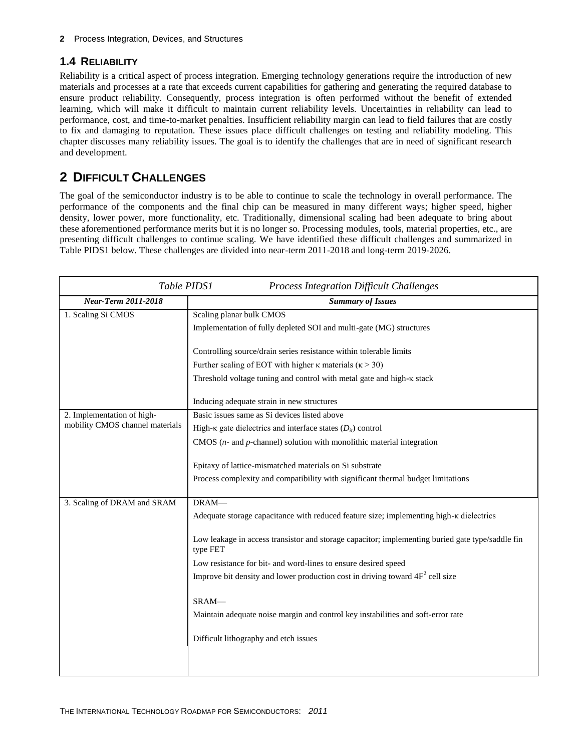## 1.4 RELIABILITY

Reliability is a critical aspect of process integration. Emerging technology generations require the introduction of new materials and processes at a rate that exceeds current capabilities for gathering and generating the required database to ensure product reliability. Consequently, process integration is often performed without the benefit of extended learning, which will make it difficult to maintain current reliability levels. Uncertainties in reliability can lead to performance, cost, and time-to-market penalties. Insufficient reliability margin can lead to field failures that are costly to fix and damaging to reputation. These issues place difficult challenges on testing and reliability modeling. This chapter discusses many reliability issues. The goal is to identify the challenges that are in need of significant research and development.

# 2 DIFFICULT CHALLENGES

The goal of the semiconductor industry is to be able to continue to scale the technology in overall performance. The performance of the components and the final chip can be measured in many different ways; higher speed, higher density, lower power, more functionality, etc. Traditionally, dimensional scaling had been adequate to bring about these aforementioned performance merits but it is no longer so. Processing modules, tools, material properties, etc., are presenting difficult challenges to continue scaling. We have identified these difficult challenges and summarized in Table PIDS1 below. These challenges are divided into near-term 2011-2018 and long-term 2019-2026.

*Table PIDS1 Process Integration Difficult Challenges*

| *Near-Term 2011-2018* | *Summary of Issues* |
|---|---|
| 1. Scaling Si CMOS | Scaling planar bulk CMOS |
| | Implementation of fully depleted SOI and multi-gate (MG) structures |
| | Controlling source/drain series resistance within tolerable limits |
| | Further scaling of EOT with higher κ materials (κ > 30) |
| | Threshold voltage tuning and control with metal gate and high-κ stack |
| | Inducing adequate strain in new structures |
| 2. Implementation of high-mobility CMOS channel materials | Basic issues same as Si devices listed above |
| | High-κ gate dielectrics and interface states ($D_{it}$) control |
| | CMOS (*n*- and *p*-channel) solution with monolithic material integration |
| | Epitaxy of lattice-mismatched materials on Si substrate |
| | Process complexity and compatibility with significant thermal budget limitations |
| 3. Scaling of DRAM and SRAM | DRAM— |
| | Adequate storage capacitance with reduced feature size; implementing high-κ dielectrics |
| | Low leakage in access transistor and storage capacitor; implementing buried gate type/saddle fin type FET |
| | Low resistance for bit- and word-lines to ensure desired speed |
| | Improve bit density and lower production cost in driving toward $4F^2$ cell size |
| | SRAM— |
| | Maintain adequate noise margin and control key instabilities and soft-error rate |
| | Difficult lithography and etch issues |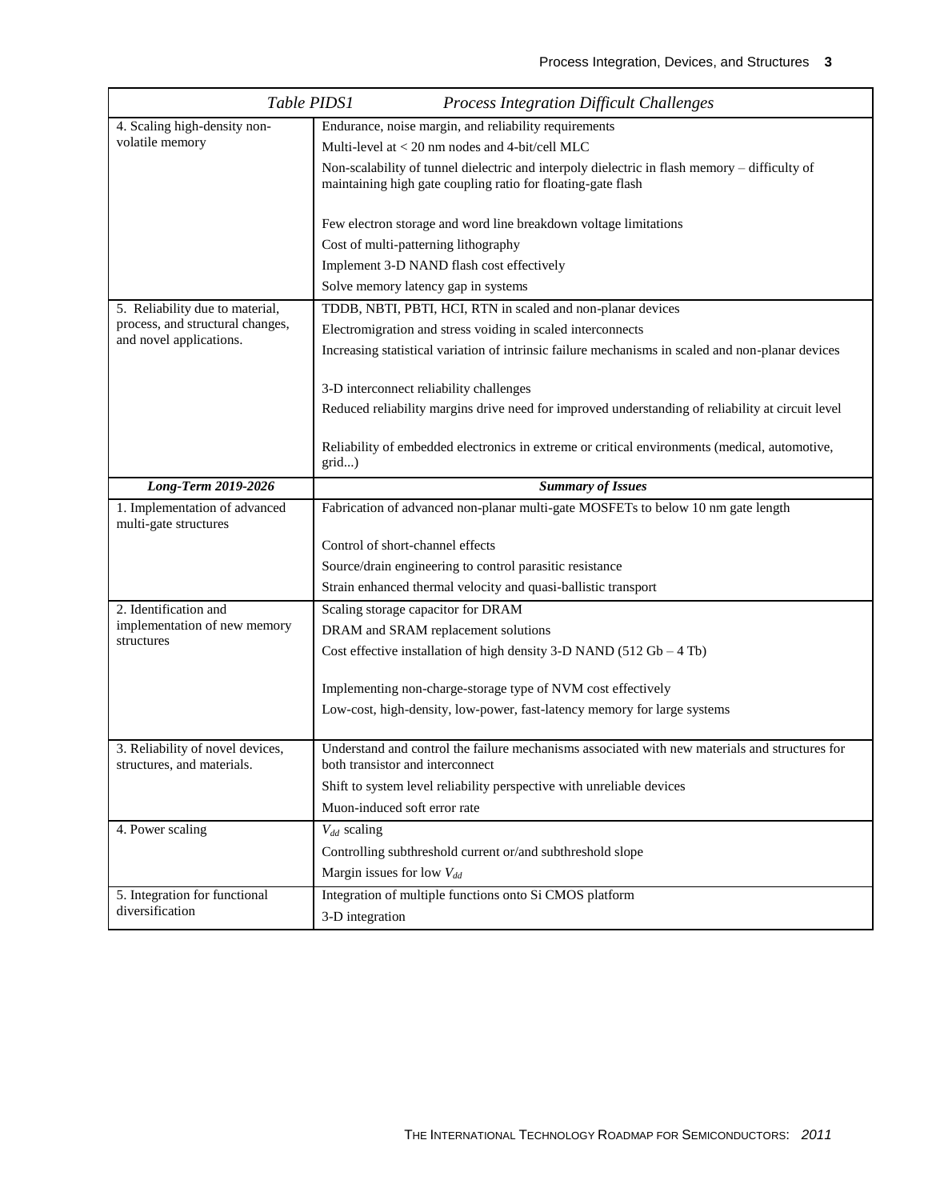| *Table PIDS1 Process Integration Difficult Challenges* | |
|---|---|
| 4. Scaling high-density non-volatile memory | Endurance, noise margin, and reliability requirements |
| | Multi-level at < 20 nm nodes and 4-bit/cell MLC |
| | Non-scalability of tunnel dielectric and interpoly dielectric in flash memory – difficulty of maintaining high gate coupling ratio for floating-gate flash |
| | Few electron storage and word line breakdown voltage limitations |
| | Cost of multi-patterning lithography |
| | Implement 3-D NAND flash cost effectively |
| | Solve memory latency gap in systems |
| 5. Reliability due to material, process, and structural changes, and novel applications. | TDDB, NBTI, PBTI, HCI, RTN in scaled and non-planar devices |
| | Electromigration and stress voiding in scaled interconnects |
| | Increasing statistical variation of intrinsic failure mechanisms in scaled and non-planar devices |
| | 3-D interconnect reliability challenges |
| | Reduced reliability margins drive need for improved understanding of reliability at circuit level |
| | Reliability of embedded electronics in extreme or critical environments (medical, automotive, grid...) |
| ***Long-Term 2019-2026*** | ***Summary of Issues*** |
| 1. Implementation of advanced multi-gate structures | Fabrication of advanced non-planar multi-gate MOSFETs to below 10 nm gate length |
| | Control of short-channel effects |
| | Source/drain engineering to control parasitic resistance |
| | Strain enhanced thermal velocity and quasi-ballistic transport |
| 2. Identification and implementation of new memory structures | Scaling storage capacitor for DRAM |
| | DRAM and SRAM replacement solutions |
| | Cost effective installation of high density 3-D NAND (512 Gb – 4 Tb) |
| | Implementing non-charge-storage type of NVM cost effectively |
| | Low-cost, high-density, low-power, fast-latency memory for large systems |
| 3. Reliability of novel devices, structures, and materials. | Understand and control the failure mechanisms associated with new materials and structures for both transistor and interconnect |
| | Shift to system level reliability perspective with unreliable devices |
| | Muon-induced soft error rate |
| 4. Power scaling | $V_{dd}$ scaling |
| | Controlling subthreshold current or/and subthreshold slope |
| | Margin issues for low $V_{dd}$ |
| 5. Integration for functional diversification | Integration of multiple functions onto Si CMOS platform |
| | 3-D integration |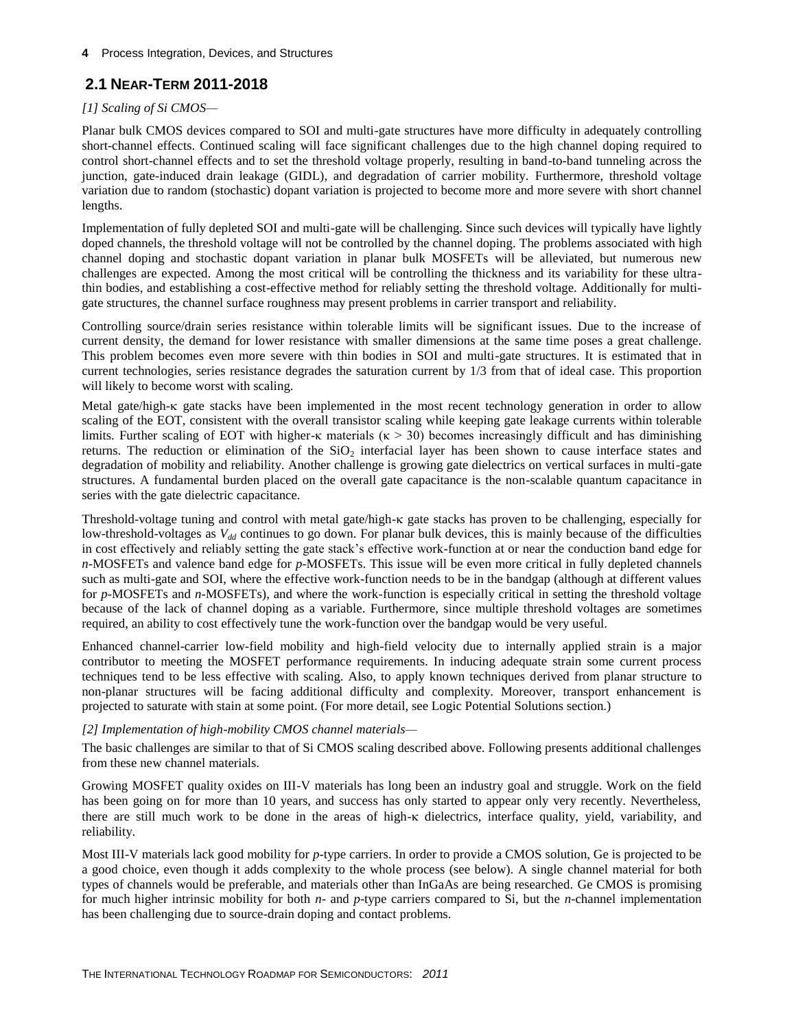## 2.1 NEAR-TERM 2011-2018

*[1] Scaling of Si CMOS—*

Planar bulk CMOS devices compared to SOI and multi-gate structures have more difficulty in adequately controlling short-channel effects. Continued scaling will face significant challenges due to the high channel doping required to control short-channel effects and to set the threshold voltage properly, resulting in band-to-band tunneling across the junction, gate-induced drain leakage (GIDL), and degradation of carrier mobility. Furthermore, threshold voltage variation due to random (stochastic) dopant variation is projected to become more and more severe with short channel lengths.

Implementation of fully depleted SOI and multi-gate will be challenging. Since such devices will typically have lightly doped channels, the threshold voltage will not be controlled by the channel doping. The problems associated with high channel doping and stochastic dopant variation in planar bulk MOSFETs will be alleviated, but numerous new challenges are expected. Among the most critical will be controlling the thickness and its variability for these ultra-thin bodies, and establishing a cost-effective method for reliably setting the threshold voltage. Additionally for multi-gate structures, the channel surface roughness may present problems in carrier transport and reliability.

Controlling source/drain series resistance within tolerable limits will be significant issues. Due to the increase of current density, the demand for lower resistance with smaller dimensions at the same time poses a great challenge. This problem becomes even more severe with thin bodies in SOI and multi-gate structures. It is estimated that in current technologies, series resistance degrades the saturation current by 1/3 from that of ideal case. This proportion will likely to become worst with scaling.

Metal gate/high-κ gate stacks have been implemented in the most recent technology generation in order to allow scaling of the EOT, consistent with the overall transistor scaling while keeping gate leakage currents within tolerable limits. Further scaling of EOT with higher-κ materials ($\kappa > 30$) becomes increasingly difficult and has diminishing returns. The reduction or elimination of the $SiO_2$ interfacial layer has been shown to cause interface states and degradation of mobility and reliability. Another challenge is growing gate dielectrics on vertical surfaces in multi-gate structures. A fundamental burden placed on the overall gate capacitance is the non-scalable quantum capacitance in series with the gate dielectric capacitance.

Threshold-voltage tuning and control with metal gate/high-κ gate stacks has proven to be challenging, especially for low-threshold-voltages as $V_{dd}$ continues to go down. For planar bulk devices, this is mainly because of the difficulties in cost effectively and reliably setting the gate stack's effective work-function at or near the conduction band edge for *n*-MOSFETs and valence band edge for *p*-MOSFETs. This issue will be even more critical in fully depleted channels such as multi-gate and SOI, where the effective work-function needs to be in the bandgap (although at different values for *p*-MOSFETs and *n*-MOSFETs), and where the work-function is especially critical in setting the threshold voltage because of the lack of channel doping as a variable. Furthermore, since multiple threshold voltages are sometimes required, an ability to cost effectively tune the work-function over the bandgap would be very useful.

Enhanced channel-carrier low-field mobility and high-field velocity due to internally applied strain is a major contributor to meeting the MOSFET performance requirements. In inducing adequate strain some current process techniques tend to be less effective with scaling. Also, to apply known techniques derived from planar structure to non-planar structures will be facing additional difficulty and complexity. Moreover, transport enhancement is projected to saturate with stain at some point. (For more detail, see Logic Potential Solutions section.)

*[2] Implementation of high-mobility CMOS channel materials—*

The basic challenges are similar to that of Si CMOS scaling described above. Following presents additional challenges from these new channel materials.

Growing MOSFET quality oxides on III-V materials has long been an industry goal and struggle. Work on the field has been going on for more than 10 years, and success has only started to appear only very recently. Nevertheless, there are still much work to be done in the areas of high-κ dielectrics, interface quality, yield, variability, and reliability.

Most III-V materials lack good mobility for *p*-type carriers. In order to provide a CMOS solution, Ge is projected to be a good choice, even though it adds complexity to the whole process (see below). A single channel material for both types of channels would be preferable, and materials other than InGaAs are being researched. Ge CMOS is promising for much higher intrinsic mobility for both *n*- and *p*-type carriers compared to Si, but the *n*-channel implementation has been challenging due to source-drain doping and contact problems.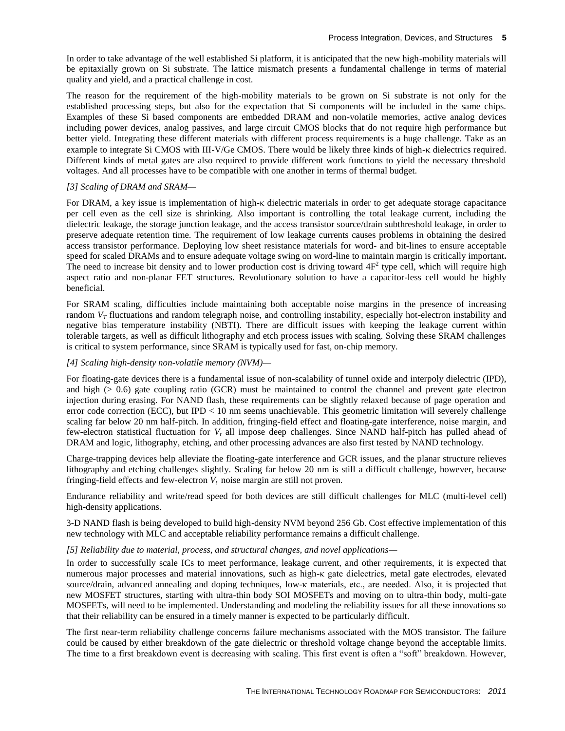In order to take advantage of the well established Si platform, it is anticipated that the new high-mobility materials will be epitaxially grown on Si substrate. The lattice mismatch presents a fundamental challenge in terms of material quality and yield, and a practical challenge in cost.

The reason for the requirement of the high-mobility materials to be grown on Si substrate is not only for the established processing steps, but also for the expectation that Si components will be included in the same chips. Examples of these Si based components are embedded DRAM and non-volatile memories, active analog devices including power devices, analog passives, and large circuit CMOS blocks that do not require high performance but better yield. Integrating these different materials with different process requirements is a huge challenge. Take as an example to integrate Si CMOS with III-V/Ge CMOS. There would be likely three kinds of high-κ dielectrics required. Different kinds of metal gates are also required to provide different work functions to yield the necessary threshold voltages. And all processes have to be compatible with one another in terms of thermal budget.

*[3] Scaling of DRAM and SRAM—*

For DRAM, a key issue is implementation of high-κ dielectric materials in order to get adequate storage capacitance per cell even as the cell size is shrinking. Also important is controlling the total leakage current, including the dielectric leakage, the storage junction leakage, and the access transistor source/drain subthreshold leakage, in order to preserve adequate retention time. The requirement of low leakage currents causes problems in obtaining the desired access transistor performance. Deploying low sheet resistance materials for word- and bit-lines to ensure acceptable speed for scaled DRAMs and to ensure adequate voltage swing on word-line to maintain margin is critically important**.** The need to increase bit density and to lower production cost is driving toward $4F^2$ type cell, which will require high aspect ratio and non-planar FET structures. Revolutionary solution to have a capacitor-less cell would be highly beneficial.

For SRAM scaling, difficulties include maintaining both acceptable noise margins in the presence of increasing random $V_T$ fluctuations and random telegraph noise, and controlling instability, especially hot-electron instability and negative bias temperature instability (NBTI). There are difficult issues with keeping the leakage current within tolerable targets, as well as difficult lithography and etch process issues with scaling. Solving these SRAM challenges is critical to system performance, since SRAM is typically used for fast, on-chip memory.

*[4] Scaling high-density non-volatile memory (NVM)—*

For floating-gate devices there is a fundamental issue of non-scalability of tunnel oxide and interpoly dielectric (IPD), and high (> 0.6) gate coupling ratio (GCR) must be maintained to control the channel and prevent gate electron injection during erasing. For NAND flash, these requirements can be slightly relaxed because of page operation and error code correction (ECC), but IPD < 10 nm seems unachievable. This geometric limitation will severely challenge scaling far below 20 nm half-pitch. In addition, fringing-field effect and floating-gate interference, noise margin, and few-electron statistical fluctuation for $V_t$ all impose deep challenges. Since NAND half-pitch has pulled ahead of DRAM and logic, lithography, etching, and other processing advances are also first tested by NAND technology.

Charge-trapping devices help alleviate the floating-gate interference and GCR issues, and the planar structure relieves lithography and etching challenges slightly. Scaling far below 20 nm is still a difficult challenge, however, because fringing-field effects and few-electron $V_t$ noise margin are still not proven.

Endurance reliability and write/read speed for both devices are still difficult challenges for MLC (multi-level cell) high-density applications.

3-D NAND flash is being developed to build high-density NVM beyond 256 Gb. Cost effective implementation of this new technology with MLC and acceptable reliability performance remains a difficult challenge.

*[5] Reliability due to material, process, and structural changes, and novel applications—*

In order to successfully scale ICs to meet performance, leakage current, and other requirements, it is expected that numerous major processes and material innovations, such as high-κ gate dielectrics, metal gate electrodes, elevated source/drain, advanced annealing and doping techniques, low-κ materials, etc., are needed. Also, it is projected that new MOSFET structures, starting with ultra-thin body SOI MOSFETs and moving on to ultra-thin body, multi-gate MOSFETs, will need to be implemented. Understanding and modeling the reliability issues for all these innovations so that their reliability can be ensured in a timely manner is expected to be particularly difficult.

The first near-term reliability challenge concerns failure mechanisms associated with the MOS transistor. The failure could be caused by either breakdown of the gate dielectric or threshold voltage change beyond the acceptable limits. The time to a first breakdown event is decreasing with scaling. This first event is often a "soft" breakdown. However,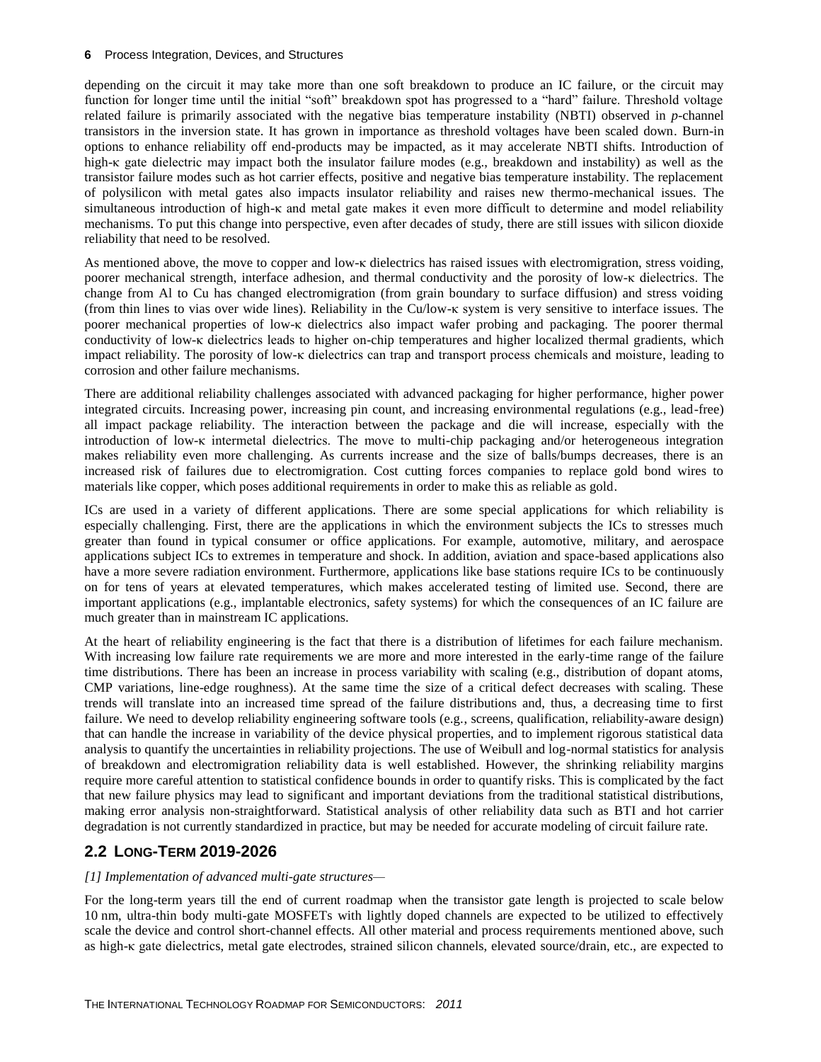depending on the circuit it may take more than one soft breakdown to produce an IC failure, or the circuit may function for longer time until the initial "soft" breakdown spot has progressed to a "hard" failure. Threshold voltage related failure is primarily associated with the negative bias temperature instability (NBTI) observed in *p*-channel transistors in the inversion state. It has grown in importance as threshold voltages have been scaled down. Burn-in options to enhance reliability off end-products may be impacted, as it may accelerate NBTI shifts. Introduction of high-κ gate dielectric may impact both the insulator failure modes (e.g., breakdown and instability) as well as the transistor failure modes such as hot carrier effects, positive and negative bias temperature instability. The replacement of polysilicon with metal gates also impacts insulator reliability and raises new thermo-mechanical issues. The simultaneous introduction of high-κ and metal gate makes it even more difficult to determine and model reliability mechanisms. To put this change into perspective, even after decades of study, there are still issues with silicon dioxide reliability that need to be resolved.

As mentioned above, the move to copper and low-κ dielectrics has raised issues with electromigration, stress voiding, poorer mechanical strength, interface adhesion, and thermal conductivity and the porosity of low-κ dielectrics. The change from Al to Cu has changed electromigration (from grain boundary to surface diffusion) and stress voiding (from thin lines to vias over wide lines). Reliability in the Cu/low-κ system is very sensitive to interface issues. The poorer mechanical properties of low-κ dielectrics also impact wafer probing and packaging. The poorer thermal conductivity of low-κ dielectrics leads to higher on-chip temperatures and higher localized thermal gradients, which impact reliability. The porosity of low-κ dielectrics can trap and transport process chemicals and moisture, leading to corrosion and other failure mechanisms.

There are additional reliability challenges associated with advanced packaging for higher performance, higher power integrated circuits. Increasing power, increasing pin count, and increasing environmental regulations (e.g., lead-free) all impact package reliability. The interaction between the package and die will increase, especially with the introduction of low-κ intermetal dielectrics. The move to multi-chip packaging and/or heterogeneous integration makes reliability even more challenging. As currents increase and the size of balls/bumps decreases, there is an increased risk of failures due to electromigration. Cost cutting forces companies to replace gold bond wires to materials like copper, which poses additional requirements in order to make this as reliable as gold.

ICs are used in a variety of different applications. There are some special applications for which reliability is especially challenging. First, there are the applications in which the environment subjects the ICs to stresses much greater than found in typical consumer or office applications. For example, automotive, military, and aerospace applications subject ICs to extremes in temperature and shock. In addition, aviation and space-based applications also have a more severe radiation environment. Furthermore, applications like base stations require ICs to be continuously on for tens of years at elevated temperatures, which makes accelerated testing of limited use. Second, there are important applications (e.g., implantable electronics, safety systems) for which the consequences of an IC failure are much greater than in mainstream IC applications.

At the heart of reliability engineering is the fact that there is a distribution of lifetimes for each failure mechanism. With increasing low failure rate requirements we are more and more interested in the early-time range of the failure time distributions. There has been an increase in process variability with scaling (e.g., distribution of dopant atoms, CMP variations, line-edge roughness). At the same time the size of a critical defect decreases with scaling. These trends will translate into an increased time spread of the failure distributions and, thus, a decreasing time to first failure. We need to develop reliability engineering software tools (e.g., screens, qualification, reliability-aware design) that can handle the increase in variability of the device physical properties, and to implement rigorous statistical data analysis to quantify the uncertainties in reliability projections. The use of Weibull and log-normal statistics for analysis of breakdown and electromigration reliability data is well established. However, the shrinking reliability margins require more careful attention to statistical confidence bounds in order to quantify risks. This is complicated by the fact that new failure physics may lead to significant and important deviations from the traditional statistical distributions, making error analysis non-straightforward. Statistical analysis of other reliability data such as BTI and hot carrier degradation is not currently standardized in practice, but may be needed for accurate modeling of circuit failure rate.

## 2.2 Long-Term 2019-2026

*[1] Implementation of advanced multi-gate structures—*

For the long-term years till the end of current roadmap when the transistor gate length is projected to scale below 10 nm, ultra-thin body multi-gate MOSFETs with lightly doped channels are expected to be utilized to effectively scale the device and control short-channel effects. All other material and process requirements mentioned above, such as high-κ gate dielectrics, metal gate electrodes, strained silicon channels, elevated source/drain, etc., are expected to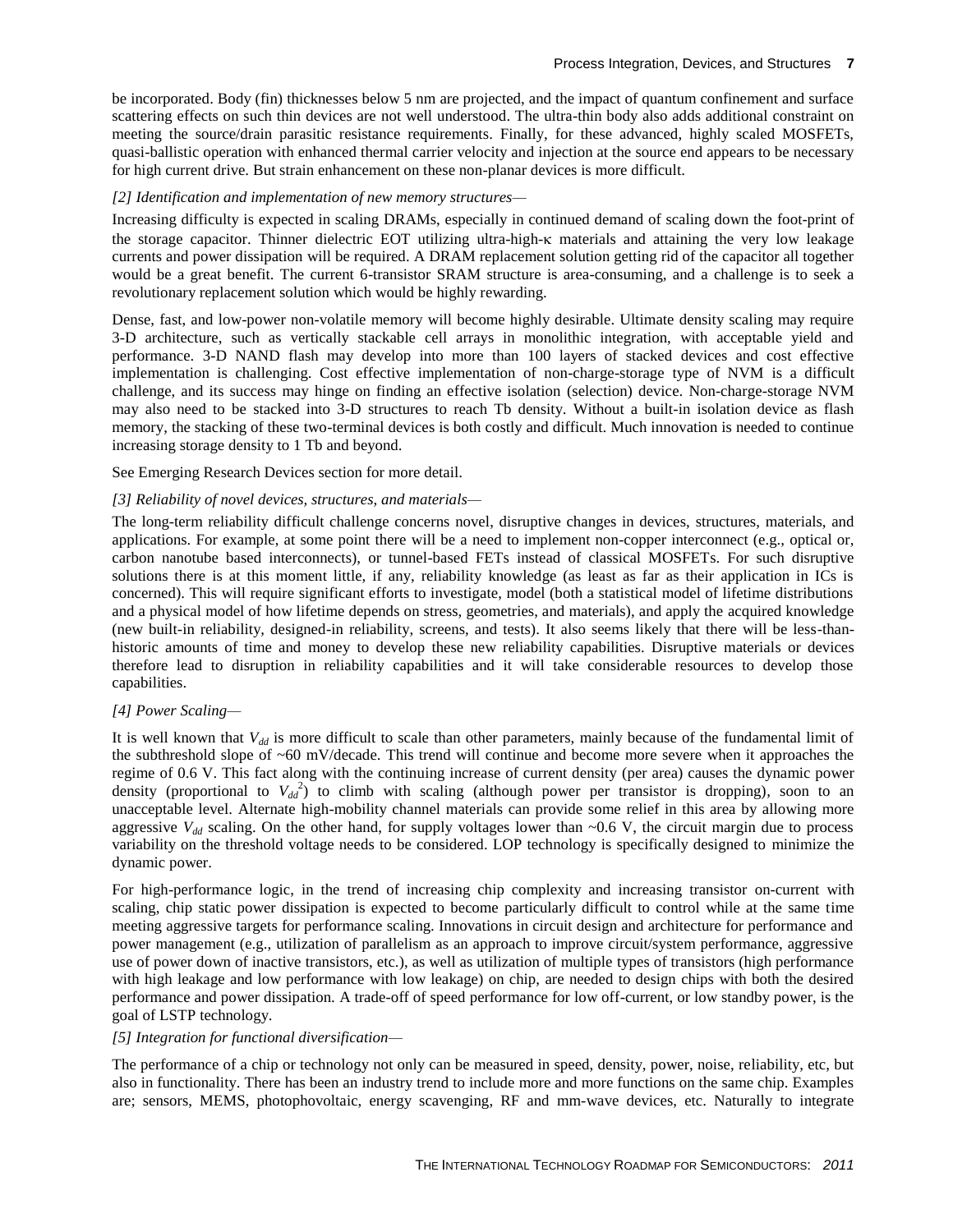be incorporated. Body (fin) thicknesses below 5 nm are projected, and the impact of quantum confinement and surface scattering effects on such thin devices are not well understood. The ultra-thin body also adds additional constraint on meeting the source/drain parasitic resistance requirements. Finally, for these advanced, highly scaled MOSFETs, quasi-ballistic operation with enhanced thermal carrier velocity and injection at the source end appears to be necessary for high current drive. But strain enhancement on these non-planar devices is more difficult.

*[2] Identification and implementation of new memory structures—*

Increasing difficulty is expected in scaling DRAMs, especially in continued demand of scaling down the foot-print of the storage capacitor. Thinner dielectric EOT utilizing ultra-high-κ materials and attaining the very low leakage currents and power dissipation will be required. A DRAM replacement solution getting rid of the capacitor all together would be a great benefit. The current 6-transistor SRAM structure is area-consuming, and a challenge is to seek a revolutionary replacement solution which would be highly rewarding.

Dense, fast, and low-power non-volatile memory will become highly desirable. Ultimate density scaling may require 3-D architecture, such as vertically stackable cell arrays in monolithic integration, with acceptable yield and performance. 3-D NAND flash may develop into more than 100 layers of stacked devices and cost effective implementation is challenging. Cost effective implementation of non-charge-storage type of NVM is a difficult challenge, and its success may hinge on finding an effective isolation (selection) device. Non-charge-storage NVM may also need to be stacked into 3-D structures to reach Tb density. Without a built-in isolation device as flash memory, the stacking of these two-terminal devices is both costly and difficult. Much innovation is needed to continue increasing storage density to 1 Tb and beyond.

See Emerging Research Devices section for more detail.

*[3] Reliability of novel devices, structures, and materials—*

The long-term reliability difficult challenge concerns novel, disruptive changes in devices, structures, materials, and applications. For example, at some point there will be a need to implement non-copper interconnect (e.g., optical or, carbon nanotube based interconnects), or tunnel-based FETs instead of classical MOSFETs. For such disruptive solutions there is at this moment little, if any, reliability knowledge (as least as far as their application in ICs is concerned). This will require significant efforts to investigate, model (both a statistical model of lifetime distributions and a physical model of how lifetime depends on stress, geometries, and materials), and apply the acquired knowledge (new built-in reliability, designed-in reliability, screens, and tests). It also seems likely that there will be less-than-historic amounts of time and money to develop these new reliability capabilities. Disruptive materials or devices therefore lead to disruption in reliability capabilities and it will take considerable resources to develop those capabilities.

*[4] Power Scaling—*

It is well known that $V_{dd}$ is more difficult to scale than other parameters, mainly because of the fundamental limit of the subthreshold slope of ~60 mV/decade. This trend will continue and become more severe when it approaches the regime of 0.6 V. This fact along with the continuing increase of current density (per area) causes the dynamic power density (proportional to $V_{dd}^2$) to climb with scaling (although power per transistor is dropping), soon to an unacceptable level. Alternate high-mobility channel materials can provide some relief in this area by allowing more aggressive $V_{dd}$ scaling. On the other hand, for supply voltages lower than ~0.6 V, the circuit margin due to process variability on the threshold voltage needs to be considered. LOP technology is specifically designed to minimize the dynamic power.

For high-performance logic, in the trend of increasing chip complexity and increasing transistor on-current with scaling, chip static power dissipation is expected to become particularly difficult to control while at the same time meeting aggressive targets for performance scaling. Innovations in circuit design and architecture for performance and power management (e.g., utilization of parallelism as an approach to improve circuit/system performance, aggressive use of power down of inactive transistors, etc.), as well as utilization of multiple types of transistors (high performance with high leakage and low performance with low leakage) on chip, are needed to design chips with both the desired performance and power dissipation. A trade-off of speed performance for low off-current, or low standby power, is the goal of LSTP technology.

*[5] Integration for functional diversification—*

The performance of a chip or technology not only can be measured in speed, density, power, noise, reliability, etc, but also in functionality. There has been an industry trend to include more and more functions on the same chip. Examples are; sensors, MEMS, photophovoltaic, energy scavenging, RF and mm-wave devices, etc. Naturally to integrate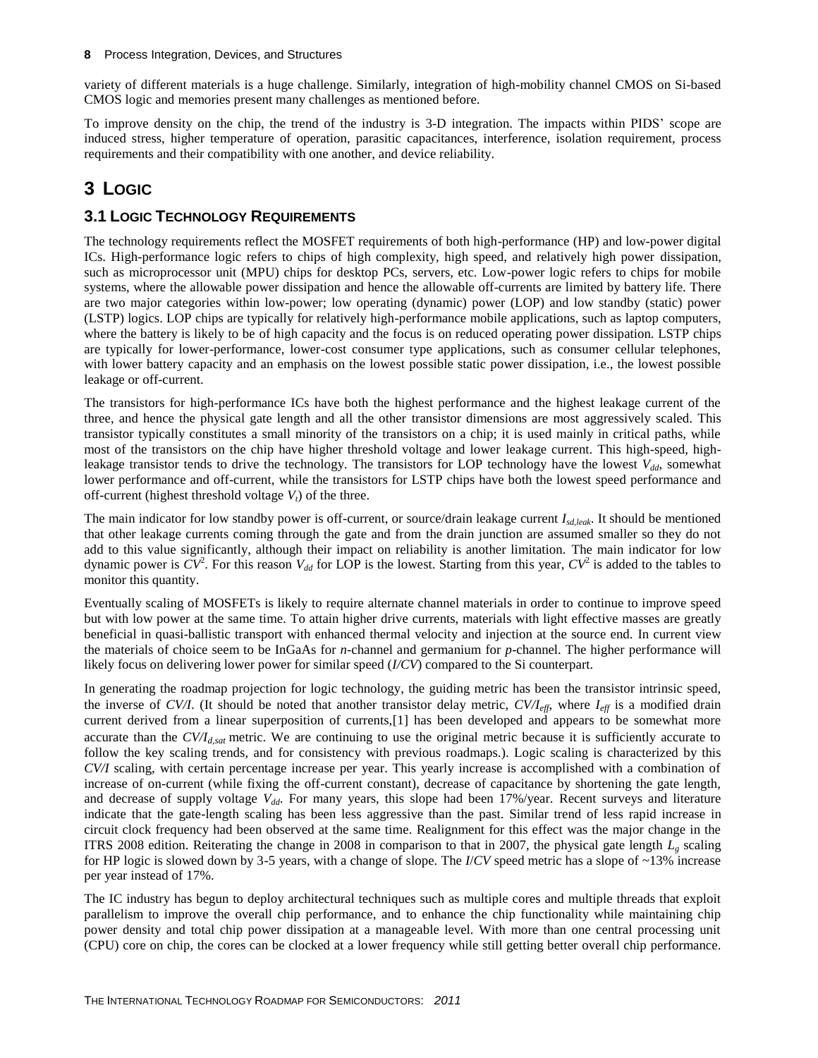variety of different materials is a huge challenge. Similarly, integration of high-mobility channel CMOS on Si-based CMOS logic and memories present many challenges as mentioned before.

To improve density on the chip, the trend of the industry is 3-D integration. The impacts within PIDS' scope are induced stress, higher temperature of operation, parasitic capacitances, interference, isolation requirement, process requirements and their compatibility with one another, and device reliability.

# 3 Logic

## 3.1 Logic Technology Requirements

The technology requirements reflect the MOSFET requirements of both high-performance (HP) and low-power digital ICs. High-performance logic refers to chips of high complexity, high speed, and relatively high power dissipation, such as microprocessor unit (MPU) chips for desktop PCs, servers, etc. Low-power logic refers to chips for mobile systems, where the allowable power dissipation and hence the allowable off-currents are limited by battery life. There are two major categories within low-power; low operating (dynamic) power (LOP) and low standby (static) power (LSTP) logics. LOP chips are typically for relatively high-performance mobile applications, such as laptop computers, where the battery is likely to be of high capacity and the focus is on reduced operating power dissipation. LSTP chips are typically for lower-performance, lower-cost consumer type applications, such as consumer cellular telephones, with lower battery capacity and an emphasis on the lowest possible static power dissipation, i.e., the lowest possible leakage or off-current.

The transistors for high-performance ICs have both the highest performance and the highest leakage current of the three, and hence the physical gate length and all the other transistor dimensions are most aggressively scaled. This transistor typically constitutes a small minority of the transistors on a chip; it is used mainly in critical paths, while most of the transistors on the chip have higher threshold voltage and lower leakage current. This high-speed, high-leakage transistor tends to drive the technology. The transistors for LOP technology have the lowest $V_{dd}$, somewhat lower performance and off-current, while the transistors for LSTP chips have both the lowest speed performance and off-current (highest threshold voltage $V_t$) of the three.

The main indicator for low standby power is off-current, or source/drain leakage current $I_{sd,leak}$. It should be mentioned that other leakage currents coming through the gate and from the drain junction are assumed smaller so they do not add to this value significantly, although their impact on reliability is another limitation. The main indicator for low dynamic power is $CV^2$. For this reason $V_{dd}$ for LOP is the lowest. Starting from this year, $CV^2$ is added to the tables to monitor this quantity.

Eventually scaling of MOSFETs is likely to require alternate channel materials in order to continue to improve speed but with low power at the same time. To attain higher drive currents, materials with light effective masses are greatly beneficial in quasi-ballistic transport with enhanced thermal velocity and injection at the source end. In current view the materials of choice seem to be InGaAs for *n*-channel and germanium for *p*-channel. The higher performance will likely focus on delivering lower power for similar speed ($I/CV$) compared to the Si counterpart.

In generating the roadmap projection for logic technology, the guiding metric has been the transistor intrinsic speed, the inverse of $CV/I$. (It should be noted that another transistor delay metric, $CV/I_{eff}$, where $I_{eff}$ is a modified drain current derived from a linear superposition of currents,[1] has been developed and appears to be somewhat more accurate than the $CV/I_{d,sat}$ metric. We are continuing to use the original metric because it is sufficiently accurate to follow the key scaling trends, and for consistency with previous roadmaps.). Logic scaling is characterized by this $CV/I$ scaling, with certain percentage increase per year. This yearly increase is accomplished with a combination of increase of on-current (while fixing the off-current constant), decrease of capacitance by shortening the gate length, and decrease of supply voltage $V_{dd}$. For many years, this slope had been 17%/year. Recent surveys and literature indicate that the gate-length scaling has been less aggressive than the past. Similar trend of less rapid increase in circuit clock frequency had been observed at the same time. Realignment for this effect was the major change in the ITRS 2008 edition. Reiterating the change in 2008 in comparison to that in 2007, the physical gate length $L_g$ scaling for HP logic is slowed down by 3-5 years, with a change of slope. The $I/CV$ speed metric has a slope of ~13% increase per year instead of 17%.

The IC industry has begun to deploy architectural techniques such as multiple cores and multiple threads that exploit parallelism to improve the overall chip performance, and to enhance the chip functionality while maintaining chip power density and total chip power dissipation at a manageable level. With more than one central processing unit (CPU) core on chip, the cores can be clocked at a lower frequency while still getting better overall chip performance.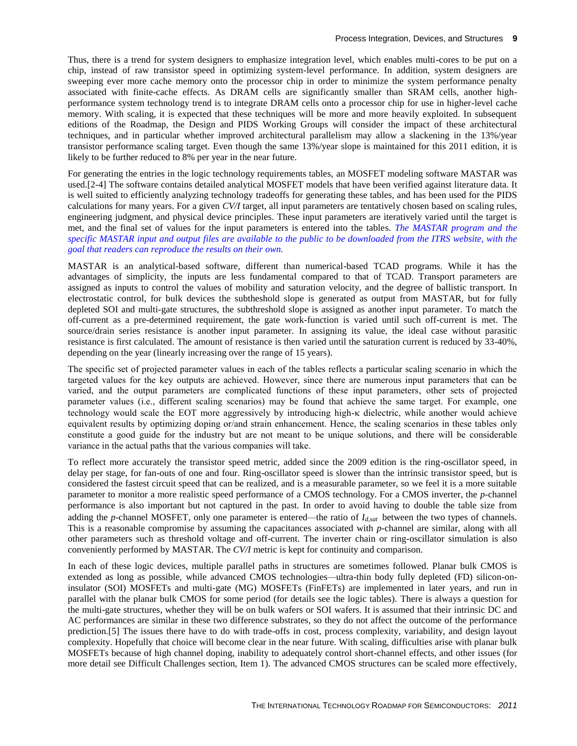Thus, there is a trend for system designers to emphasize integration level, which enables multi-cores to be put on a chip, instead of raw transistor speed in optimizing system-level performance. In addition, system designers are sweeping ever more cache memory onto the processor chip in order to minimize the system performance penalty associated with finite-cache effects. As DRAM cells are significantly smaller than SRAM cells, another high-performance system technology trend is to integrate DRAM cells onto a processor chip for use in higher-level cache memory. With scaling, it is expected that these techniques will be more and more heavily exploited. In subsequent editions of the Roadmap, the Design and PIDS Working Groups will consider the impact of these architectural techniques, and in particular whether improved architectural parallelism may allow a slackening in the 13%/year transistor performance scaling target. Even though the same 13%/year slope is maintained for this 2011 edition, it is likely to be further reduced to 8% per year in the near future.

For generating the entries in the logic technology requirements tables, an MOSFET modeling software MASTAR was used.[2-4] The software contains detailed analytical MOSFET models that have been verified against literature data. It is well suited to efficiently analyzing technology tradeoffs for generating these tables, and has been used for the PIDS calculations for many years. For a given *CV/I* target, all input parameters are tentatively chosen based on scaling rules, engineering judgment, and physical device principles. These input parameters are iteratively varied until the target is met, and the final set of values for the input parameters is entered into the tables. *The MASTAR program and the specific MASTAR input and output files are available to the public to be downloaded from the ITRS website, with the goal that readers can reproduce the results on their own.*

MASTAR is an analytical-based software, different than numerical-based TCAD programs. While it has the advantages of simplicity, the inputs are less fundamental compared to that of TCAD. Transport parameters are assigned as inputs to control the values of mobility and saturation velocity, and the degree of ballistic transport. In electrostatic control, for bulk devices the subtheshold slope is generated as output from MASTAR, but for fully depleted SOI and multi-gate structures, the subthreshold slope is assigned as another input parameter. To match the off-current as a pre-determined requirement, the gate work-function is varied until such off-current is met. The source/drain series resistance is another input parameter. In assigning its value, the ideal case without parasitic resistance is first calculated. The amount of resistance is then varied until the saturation current is reduced by 33-40%, depending on the year (linearly increasing over the range of 15 years).

The specific set of projected parameter values in each of the tables reflects a particular scaling scenario in which the targeted values for the key outputs are achieved. However, since there are numerous input parameters that can be varied, and the output parameters are complicated functions of these input parameters, other sets of projected parameter values (i.e., different scaling scenarios) may be found that achieve the same target. For example, one technology would scale the EOT more aggressively by introducing high-κ dielectric, while another would achieve equivalent results by optimizing doping or/and strain enhancement. Hence, the scaling scenarios in these tables only constitute a good guide for the industry but are not meant to be unique solutions, and there will be considerable variance in the actual paths that the various companies will take.

To reflect more accurately the transistor speed metric, added since the 2009 edition is the ring-oscillator speed, in delay per stage, for fan-outs of one and four. Ring-oscillator speed is slower than the intrinsic transistor speed, but is considered the fastest circuit speed that can be realized, and is a measurable parameter, so we feel it is a more suitable parameter to monitor a more realistic speed performance of a CMOS technology. For a CMOS inverter, the *p*-channel performance is also important but not captured in the past. In order to avoid having to double the table size from adding the *p*-channel MOSFET, only one parameter is entered—the ratio of $I_{d,sat}$ between the two types of channels. This is a reasonable compromise by assuming the capacitances associated with *p*-channel are similar, along with all other parameters such as threshold voltage and off-current. The inverter chain or ring-oscillator simulation is also conveniently performed by MASTAR. The *CV/I* metric is kept for continuity and comparison.

In each of these logic devices, multiple parallel paths in structures are sometimes followed. Planar bulk CMOS is extended as long as possible, while advanced CMOS technologies—ultra-thin body fully depleted (FD) silicon-on-insulator (SOI) MOSFETs and multi-gate (MG) MOSFETs (FinFETs) are implemented in later years, and run in parallel with the planar bulk CMOS for some period (for details see the logic tables). There is always a question for the multi-gate structures, whether they will be on bulk wafers or SOI wafers. It is assumed that their intrinsic DC and AC performances are similar in these two difference substrates, so they do not affect the outcome of the performance prediction.[5] The issues there have to do with trade-offs in cost, process complexity, variability, and design layout complexity. Hopefully that choice will become clear in the near future. With scaling, difficulties arise with planar bulk MOSFETs because of high channel doping, inability to adequately control short-channel effects, and other issues (for more detail see Difficult Challenges section, Item 1). The advanced CMOS structures can be scaled more effectively,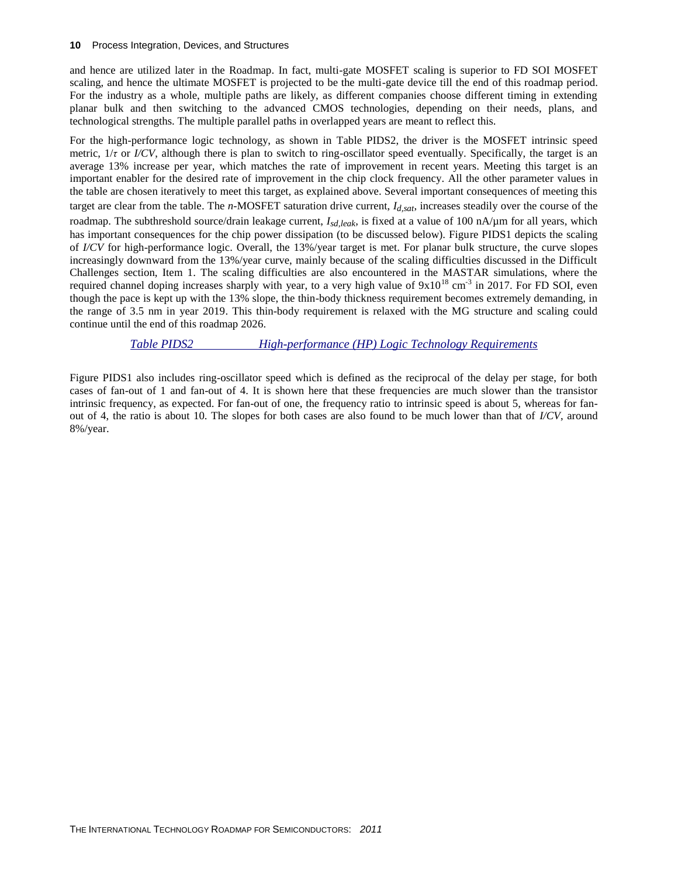and hence are utilized later in the Roadmap. In fact, multi-gate MOSFET scaling is superior to FD SOI MOSFET scaling, and hence the ultimate MOSFET is projected to be the multi-gate device till the end of this roadmap period. For the industry as a whole, multiple paths are likely, as different companies choose different timing in extending planar bulk and then switching to the advanced CMOS technologies, depending on their needs, plans, and technological strengths. The multiple parallel paths in overlapped years are meant to reflect this.

For the high-performance logic technology, as shown in Table PIDS2, the driver is the MOSFET intrinsic speed metric, $1/\tau$ or $I/CV$, although there is plan to switch to ring-oscillator speed eventually. Specifically, the target is an average 13% increase per year, which matches the rate of improvement in recent years. Meeting this target is an important enabler for the desired rate of improvement in the chip clock frequency. All the other parameter values in the table are chosen iteratively to meet this target, as explained above. Several important consequences of meeting this target are clear from the table. The *n*-MOSFET saturation drive current, $I_{d,sat}$, increases steadily over the course of the roadmap. The subthreshold source/drain leakage current, $I_{sd,leak}$, is fixed at a value of 100 nA/μm for all years, which has important consequences for the chip power dissipation (to be discussed below). Figure PIDS1 depicts the scaling of $I/CV$ for high-performance logic. Overall, the 13%/year target is met. For planar bulk structure, the curve slopes increasingly downward from the 13%/year curve, mainly because of the scaling difficulties discussed in the Difficult Challenges section, Item 1. The scaling difficulties are also encountered in the MASTAR simulations, where the required channel doping increases sharply with year, to a very high value of $9\text{x}10^{18}$ $\text{cm}^{-3}$ in 2017. For FD SOI, even though the pace is kept up with the 13% slope, the thin-body thickness requirement becomes extremely demanding, in the range of 3.5 nm in year 2019. This thin-body requirement is relaxed with the MG structure and scaling could continue until the end of this roadmap 2026.

*Table PIDS2 High-performance (HP) Logic Technology Requirements*

Figure PIDS1 also includes ring-oscillator speed which is defined as the reciprocal of the delay per stage, for both cases of fan-out of 1 and fan-out of 4. It is shown here that these frequencies are much slower than the transistor intrinsic frequency, as expected. For fan-out of one, the frequency ratio to intrinsic speed is about 5, whereas for fan-out of 4, the ratio is about 10. The slopes for both cases are also found to be much lower than that of $I/CV$, around 8%/year.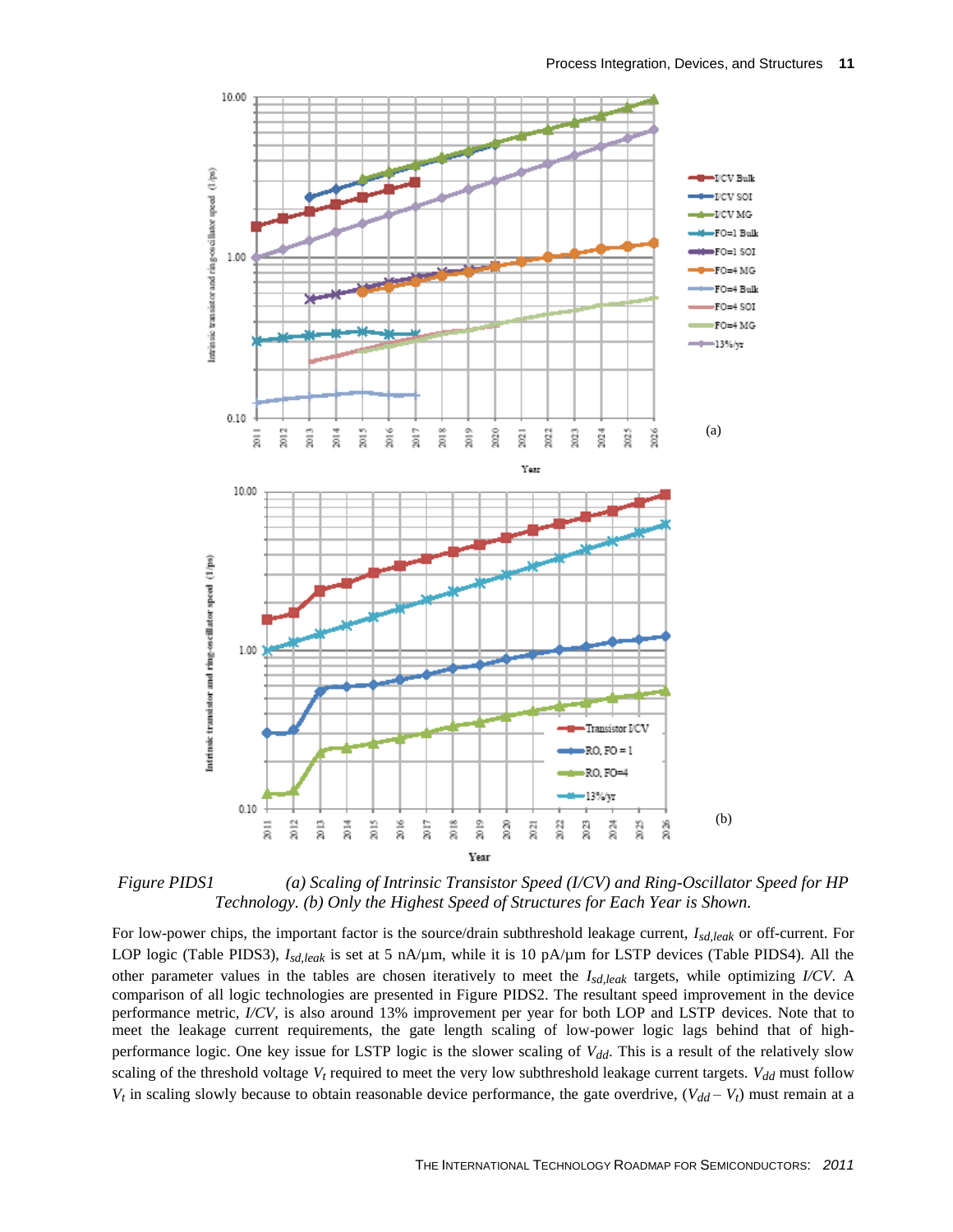*Figure PIDS1 (a) Scaling of Intrinsic Transistor Speed (I/CV) and Ring-Oscillator Speed for HP Technology. (b) Only the Highest Speed of Structures for Each Year is Shown.*

For low-power chips, the important factor is the source/drain subthreshold leakage current, $I_{sd,leak}$ or off-current. For LOP logic (Table PIDS3), $I_{sd,leak}$ is set at 5 nA/µm, while it is 10 pA/µm for LSTP devices (Table PIDS4). All the other parameter values in the tables are chosen iteratively to meet the $I_{sd,leak}$ targets, while optimizing *I/CV*. A comparison of all logic technologies are presented in Figure PIDS2. The resultant speed improvement in the device performance metric, *I/CV*, is also around 13% improvement per year for both LOP and LSTP devices. Note that to meet the leakage current requirements, the gate length scaling of low-power logic lags behind that of high-performance logic. One key issue for LSTP logic is the slower scaling of $V_{dd}$. This is a result of the relatively slow scaling of the threshold voltage $V_t$ required to meet the very low subthreshold leakage current targets. $V_{dd}$ must follow $V_t$ in scaling slowly because to obtain reasonable device performance, the gate overdrive, $(V_{dd} – V_t)$ must remain at a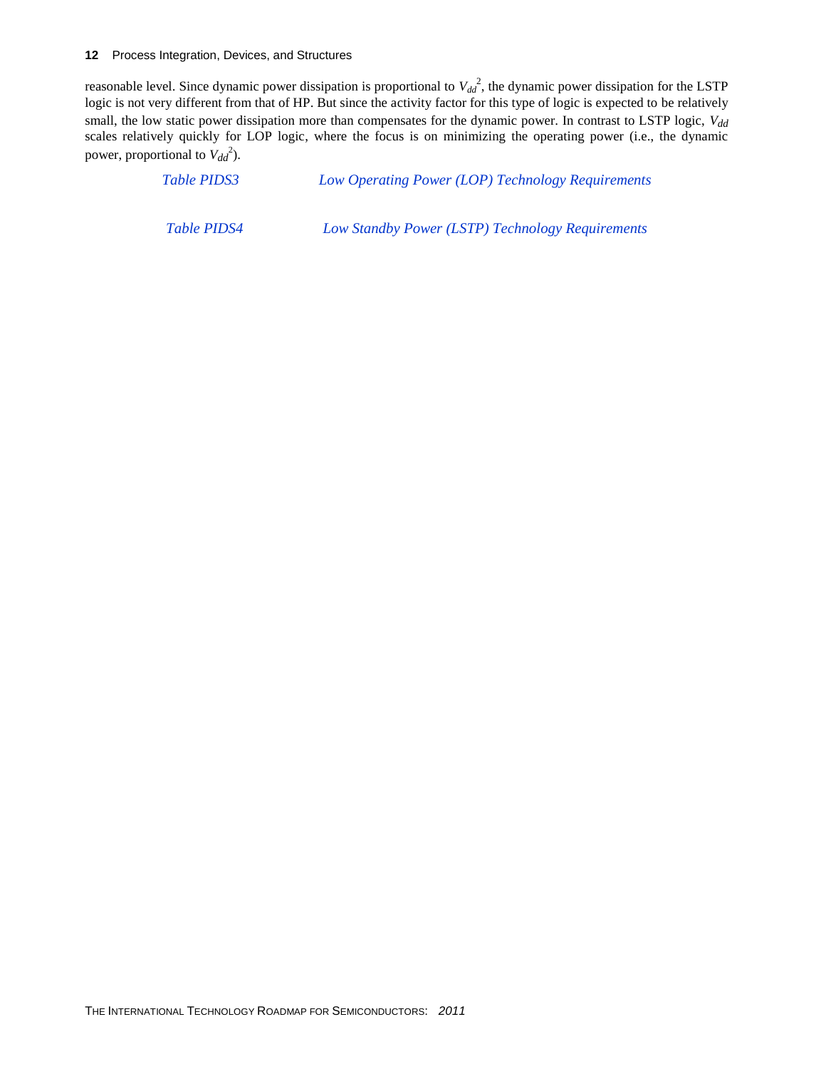reasonable level. Since dynamic power dissipation is proportional to $V_{dd}^2$, the dynamic power dissipation for the LSTP logic is not very different from that of HP. But since the activity factor for this type of logic is expected to be relatively small, the low static power dissipation more than compensates for the dynamic power. In contrast to LSTP logic, $V_{dd}$ scales relatively quickly for LOP logic, where the focus is on minimizing the operating power (i.e., the dynamic power, proportional to $V_{dd}^2$).

*Table PIDS3 Low Operating Power (LOP) Technology Requirements*

*Table PIDS4 Low Standby Power (LSTP) Technology Requirements*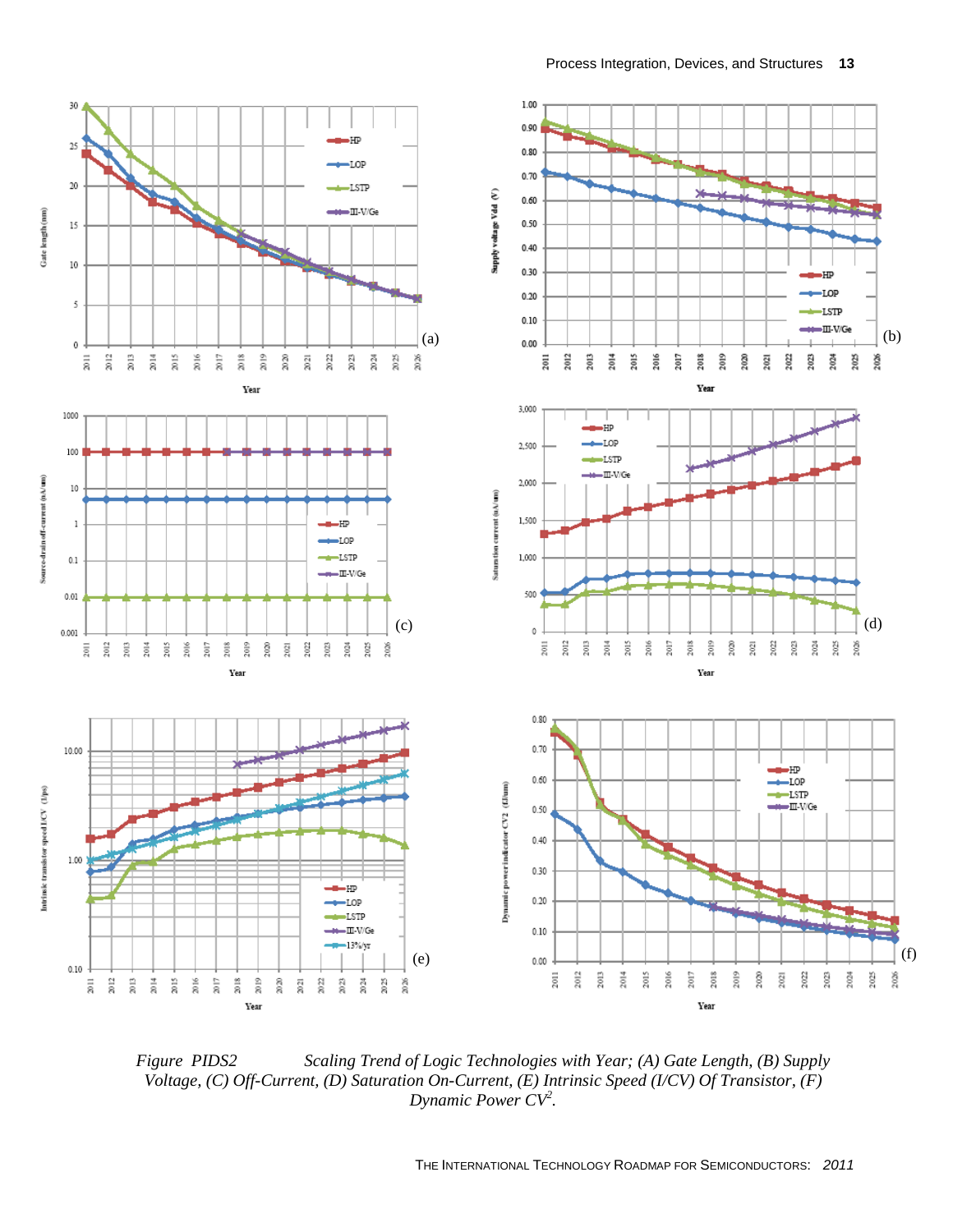*Figure PIDS2 Scaling Trend of Logic Technologies with Year; (A) Gate Length, (B) Supply Voltage, (C) Off-Current, (D) Saturation On-Current, (E) Intrinsic Speed (I/CV) Of Transistor, (F) Dynamic Power $CV^2$.*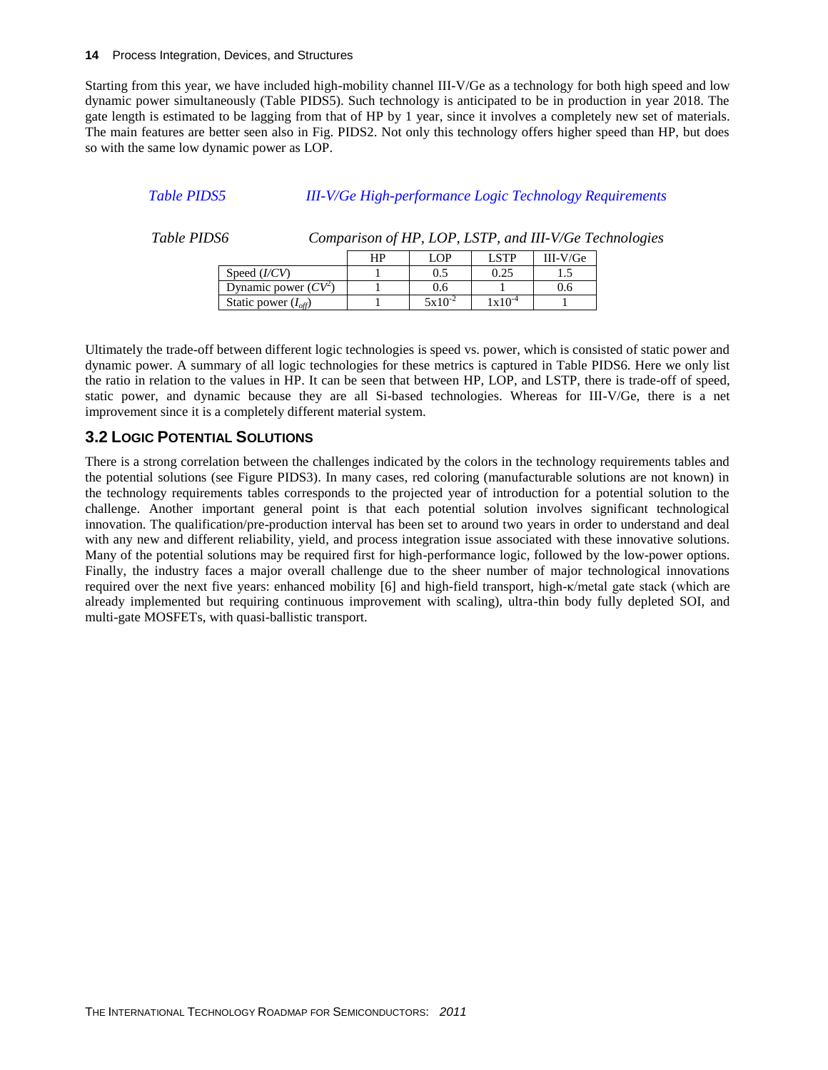Starting from this year, we have included high-mobility channel III-V/Ge as a technology for both high speed and low dynamic power simultaneously (Table PIDS5). Such technology is anticipated to be in production in year 2018. The gate length is estimated to be lagging from that of HP by 1 year, since it involves a completely new set of materials. The main features are better seen also in Fig. PIDS2. Not only this technology offers higher speed than HP, but does so with the same low dynamic power as LOP.

*Table PIDS5 III-V/Ge High-performance Logic Technology Requirements*

*Table PIDS6 Comparison of HP, LOP, LSTP, and III-V/Ge Technologies*

| | HP | LOP | LSTP | III-V/Ge |
|---|---|---|---|---|
| Speed ($I/CV$) | 1 | 0.5 | 0.25 | 1.5 |
| Dynamic power ($CV^2$) | 1 | 0.6 | 1 | 0.6 |
| Static power ($I_{off}$) | 1 | $5\times10^{-2}$ | $1\times10^{-4}$ | 1 |

Ultimately the trade-off between different logic technologies is speed vs. power, which is consisted of static power and dynamic power. A summary of all logic technologies for these metrics is captured in Table PIDS6. Here we only list the ratio in relation to the values in HP. It can be seen that between HP, LOP, and LSTP, there is trade-off of speed, static power, and dynamic because they are all Si-based technologies. Whereas for III-V/Ge, there is a net improvement since it is a completely different material system.

## 3.2 Logic Potential Solutions

There is a strong correlation between the challenges indicated by the colors in the technology requirements tables and the potential solutions (see Figure PIDS3). In many cases, red coloring (manufacturable solutions are not known) in the technology requirements tables corresponds to the projected year of introduction for a potential solution to the challenge. Another important general point is that each potential solution involves significant technological innovation. The qualification/pre-production interval has been set to around two years in order to understand and deal with any new and different reliability, yield, and process integration issue associated with these innovative solutions. Many of the potential solutions may be required first for high-performance logic, followed by the low-power options. Finally, the industry faces a major overall challenge due to the sheer number of major technological innovations required over the next five years: enhanced mobility [6] and high-field transport, high-κ/metal gate stack (which are already implemented but requiring continuous improvement with scaling), ultra-thin body fully depleted SOI, and multi-gate MOSFETs, with quasi-ballistic transport.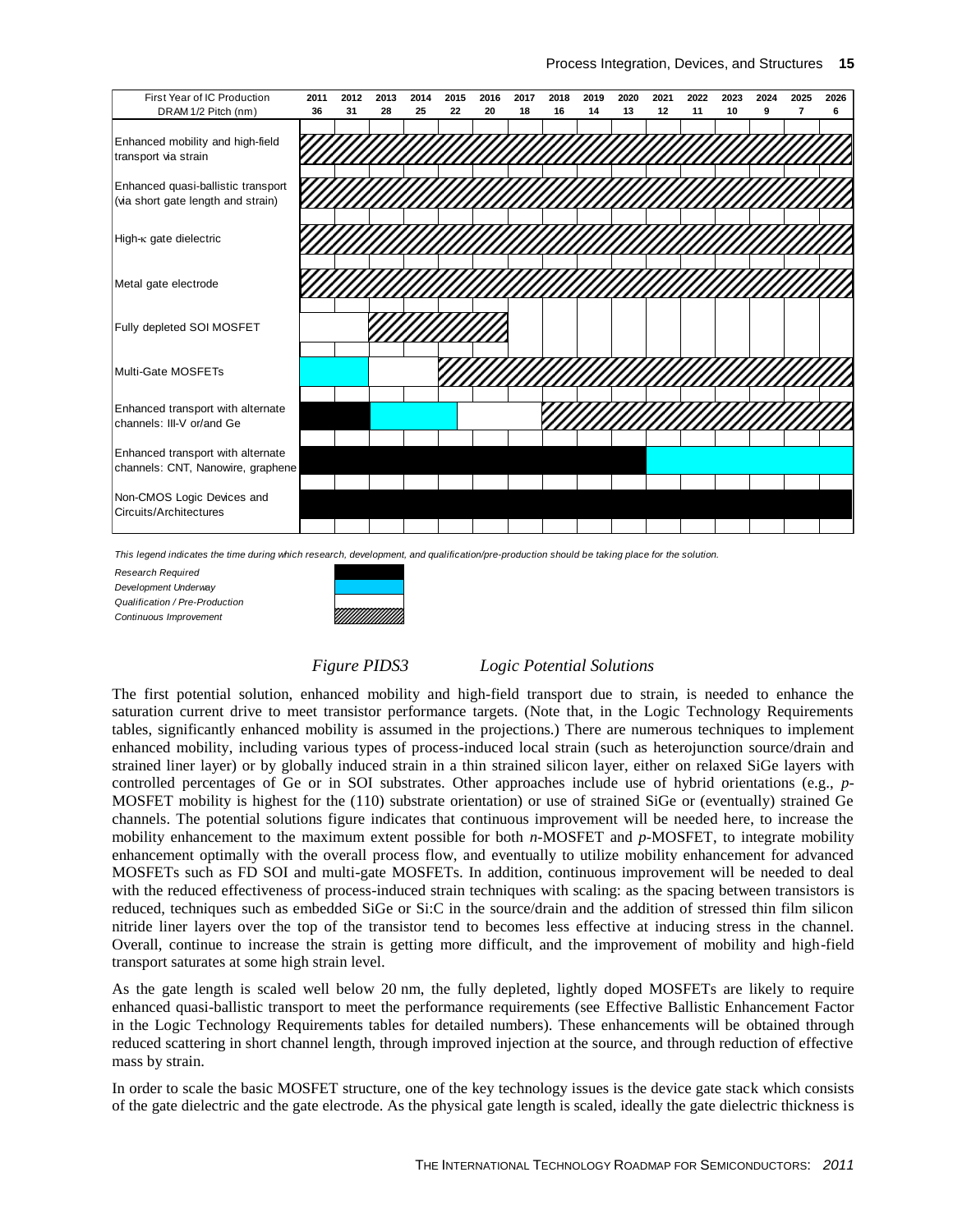| First Year of IC Production | 2011 | 2012 | 2013 | 2014 | 2015 | 2016 | 2017 | 2018 | 2019 | 2020 | 2021 | 2022 | 2023 | 2024 | 2025 | 2026 |
|---|---|---|---|---|---|---|---|---|---|---|---|---|---|---|---|---|
| DRAM 1/2 Pitch (nm) | 36 | 31 | 28 | 25 | 22 | 20 | 18 | 16 | 14 | 13 | 12 | 11 | 10 | 9 | 7 | 6 |
| Enhanced mobility and high-field transport via strain | Continuous Improvement | Continuous Improvement | Continuous Improvement | Continuous Improvement | Continuous Improvement | Continuous Improvement | Continuous Improvement | Continuous Improvement | Continuous Improvement | Continuous Improvement | Continuous Improvement | Continuous Improvement | Continuous Improvement | Continuous Improvement | Continuous Improvement | Continuous Improvement |
| Enhanced quasi-ballistic transport (via short gate length and strain) | Continuous Improvement | Continuous Improvement | Continuous Improvement | Continuous Improvement | Continuous Improvement | Continuous Improvement | Continuous Improvement | Continuous Improvement | Continuous Improvement | Continuous Improvement | Continuous Improvement | Continuous Improvement | Continuous Improvement | Continuous Improvement | Continuous Improvement | Continuous Improvement |
| High-κ gate dielectric | Continuous Improvement | Continuous Improvement | Continuous Improvement | Continuous Improvement | Continuous Improvement | Continuous Improvement | Continuous Improvement | Continuous Improvement | Continuous Improvement | Continuous Improvement | Continuous Improvement | Continuous Improvement | Continuous Improvement | Continuous Improvement | Continuous Improvement | Continuous Improvement |
| Metal gate electrode | Continuous Improvement | Continuous Improvement | Continuous Improvement | Continuous Improvement | Continuous Improvement | Continuous Improvement | Continuous Improvement | Continuous Improvement | Continuous Improvement | Continuous Improvement | Continuous Improvement | Continuous Improvement | Continuous Improvement | Continuous Improvement | Continuous Improvement | Continuous Improvement |
| Fully depleted SOI MOSFET | Qualification / Pre-Production | Qualification / Pre-Production | Continuous Improvement | Continuous Improvement | Continuous Improvement | Continuous Improvement | | | | | | | | | | |
| Multi-Gate MOSFETs | Development Underway | Development Underway | Qualification / Pre-Production | Qualification / Pre-Production | Continuous Improvement | Continuous Improvement | Continuous Improvement | Continuous Improvement | Continuous Improvement | Continuous Improvement | Continuous Improvement | Continuous Improvement | Continuous Improvement | Continuous Improvement | Continuous Improvement | Continuous Improvement |
| Enhanced transport with alternate channels: III-V or/and Ge | Research Required | Research Required | Development Underway | Development Underway | Development Underway | Qualification / Pre-Production | Qualification / Pre-Production | Continuous Improvement | Continuous Improvement | Continuous Improvement | Continuous Improvement | Continuous Improvement | Continuous Improvement | Continuous Improvement | Continuous Improvement | Continuous Improvement |
| Enhanced transport with alternate channels: CNT, Nanowire, graphene | Research Required | Research Required | Research Required | Research Required | Research Required | Research Required | Research Required | Research Required | Research Required | Research Required | Development Underway | Development Underway | Development Underway | Development Underway | Development Underway | Development Underway |
| Non-CMOS Logic Devices and Circuits/Architectures | Research Required | Research Required | Research Required | Research Required | Research Required | Research Required | Research Required | Research Required | Research Required | Research Required | Research Required | Research Required | Research Required | Research Required | Research Required | Research Required |

*This legend indicates the time during which research, development, and qualification/pre-production should be taking place for the solution.*

*Research Required*
*Development Underway*
*Qualification / Pre-Production*
*Continuous Improvement*

*Figure PIDS3 Logic Potential Solutions*

The first potential solution, enhanced mobility and high-field transport due to strain, is needed to enhance the saturation current drive to meet transistor performance targets. (Note that, in the Logic Technology Requirements tables, significantly enhanced mobility is assumed in the projections.) There are numerous techniques to implement enhanced mobility, including various types of process-induced local strain (such as heterojunction source/drain and strained liner layer) or by globally induced strain in a thin strained silicon layer, either on relaxed SiGe layers with controlled percentages of Ge or in SOI substrates. Other approaches include use of hybrid orientations (e.g., *p*-MOSFET mobility is highest for the (110) substrate orientation) or use of strained SiGe or (eventually) strained Ge channels. The potential solutions figure indicates that continuous improvement will be needed here, to increase the mobility enhancement to the maximum extent possible for both *n*-MOSFET and *p*-MOSFET, to integrate mobility enhancement optimally with the overall process flow, and eventually to utilize mobility enhancement for advanced MOSFETs such as FD SOI and multi-gate MOSFETs. In addition, continuous improvement will be needed to deal with the reduced effectiveness of process-induced strain techniques with scaling: as the spacing between transistors is reduced, techniques such as embedded SiGe or Si:C in the source/drain and the addition of stressed thin film silicon nitride liner layers over the top of the transistor tend to becomes less effective at inducing stress in the channel. Overall, continue to increase the strain is getting more difficult, and the improvement of mobility and high-field transport saturates at some high strain level.

As the gate length is scaled well below 20 nm, the fully depleted, lightly doped MOSFETs are likely to require enhanced quasi-ballistic transport to meet the performance requirements (see Effective Ballistic Enhancement Factor in the Logic Technology Requirements tables for detailed numbers). These enhancements will be obtained through reduced scattering in short channel length, through improved injection at the source, and through reduction of effective mass by strain.

In order to scale the basic MOSFET structure, one of the key technology issues is the device gate stack which consists of the gate dielectric and the gate electrode. As the physical gate length is scaled, ideally the gate dielectric thickness is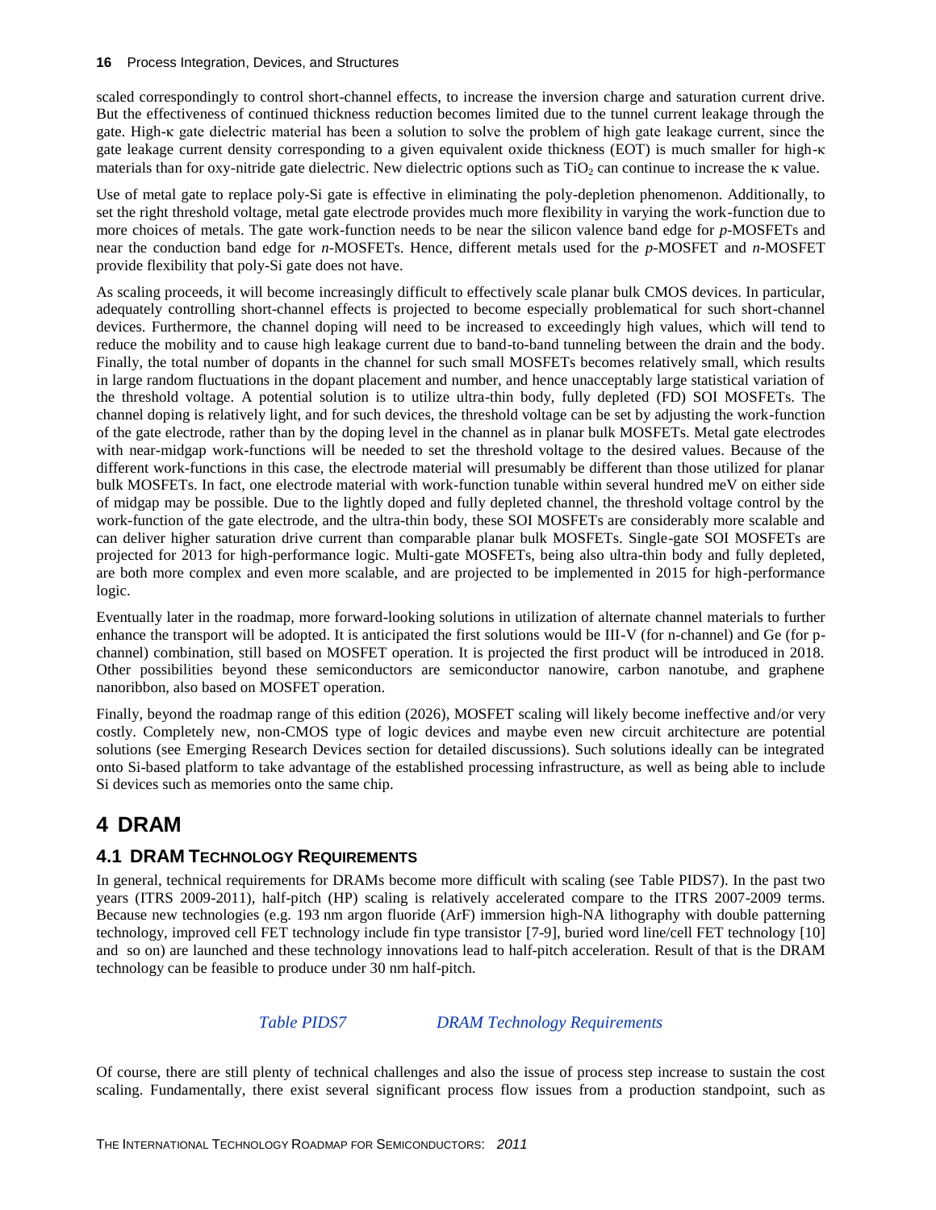scaled correspondingly to control short-channel effects, to increase the inversion charge and saturation current drive. But the effectiveness of continued thickness reduction becomes limited due to the tunnel current leakage through the gate. High-κ gate dielectric material has been a solution to solve the problem of high gate leakage current, since the gate leakage current density corresponding to a given equivalent oxide thickness (EOT) is much smaller for high-κ materials than for oxy-nitride gate dielectric. New dielectric options such as $TiO_2$ can continue to increase the κ value.

Use of metal gate to replace poly-Si gate is effective in eliminating the poly-depletion phenomenon. Additionally, to set the right threshold voltage, metal gate electrode provides much more flexibility in varying the work-function due to more choices of metals. The gate work-function needs to be near the silicon valence band edge for *p*-MOSFETs and near the conduction band edge for *n*-MOSFETs. Hence, different metals used for the *p*-MOSFET and *n*-MOSFET provide flexibility that poly-Si gate does not have.

As scaling proceeds, it will become increasingly difficult to effectively scale planar bulk CMOS devices. In particular, adequately controlling short-channel effects is projected to become especially problematical for such short-channel devices. Furthermore, the channel doping will need to be increased to exceedingly high values, which will tend to reduce the mobility and to cause high leakage current due to band-to-band tunneling between the drain and the body. Finally, the total number of dopants in the channel for such small MOSFETs becomes relatively small, which results in large random fluctuations in the dopant placement and number, and hence unacceptably large statistical variation of the threshold voltage. A potential solution is to utilize ultra-thin body, fully depleted (FD) SOI MOSFETs. The channel doping is relatively light, and for such devices, the threshold voltage can be set by adjusting the work-function of the gate electrode, rather than by the doping level in the channel as in planar bulk MOSFETs. Metal gate electrodes with near-midgap work-functions will be needed to set the threshold voltage to the desired values. Because of the different work-functions in this case, the electrode material will presumably be different than those utilized for planar bulk MOSFETs. In fact, one electrode material with work-function tunable within several hundred meV on either side of midgap may be possible. Due to the lightly doped and fully depleted channel, the threshold voltage control by the work-function of the gate electrode, and the ultra-thin body, these SOI MOSFETs are considerably more scalable and can deliver higher saturation drive current than comparable planar bulk MOSFETs. Single-gate SOI MOSFETs are projected for 2013 for high-performance logic. Multi-gate MOSFETs, being also ultra-thin body and fully depleted, are both more complex and even more scalable, and are projected to be implemented in 2015 for high-performance logic.

Eventually later in the roadmap, more forward-looking solutions in utilization of alternate channel materials to further enhance the transport will be adopted. It is anticipated the first solutions would be III-V (for n-channel) and Ge (for p-channel) combination, still based on MOSFET operation. It is projected the first product will be introduced in 2018. Other possibilities beyond these semiconductors are semiconductor nanowire, carbon nanotube, and graphene nanoribbon, also based on MOSFET operation.

Finally, beyond the roadmap range of this edition (2026), MOSFET scaling will likely become ineffective and/or very costly. Completely new, non-CMOS type of logic devices and maybe even new circuit architecture are potential solutions (see Emerging Research Devices section for detailed discussions). Such solutions ideally can be integrated onto Si-based platform to take advantage of the established processing infrastructure, as well as being able to include Si devices such as memories onto the same chip.

# 4 DRAM

## 4.1 DRAM Technology Requirements

In general, technical requirements for DRAMs become more difficult with scaling (see Table PIDS7). In the past two years (ITRS 2009-2011), half-pitch (HP) scaling is relatively accelerated compare to the ITRS 2007-2009 terms. Because new technologies (e.g. 193 nm argon fluoride (ArF) immersion high-NA lithography with double patterning technology, improved cell FET technology include fin type transistor [7-9], buried word line/cell FET technology [10] and so on) are launched and these technology innovations lead to half-pitch acceleration. Result of that is the DRAM technology can be feasible to produce under 30 nm half-pitch.

*Table PIDS7 DRAM Technology Requirements*

Of course, there are still plenty of technical challenges and also the issue of process step increase to sustain the cost scaling. Fundamentally, there exist several significant process flow issues from a production standpoint, such as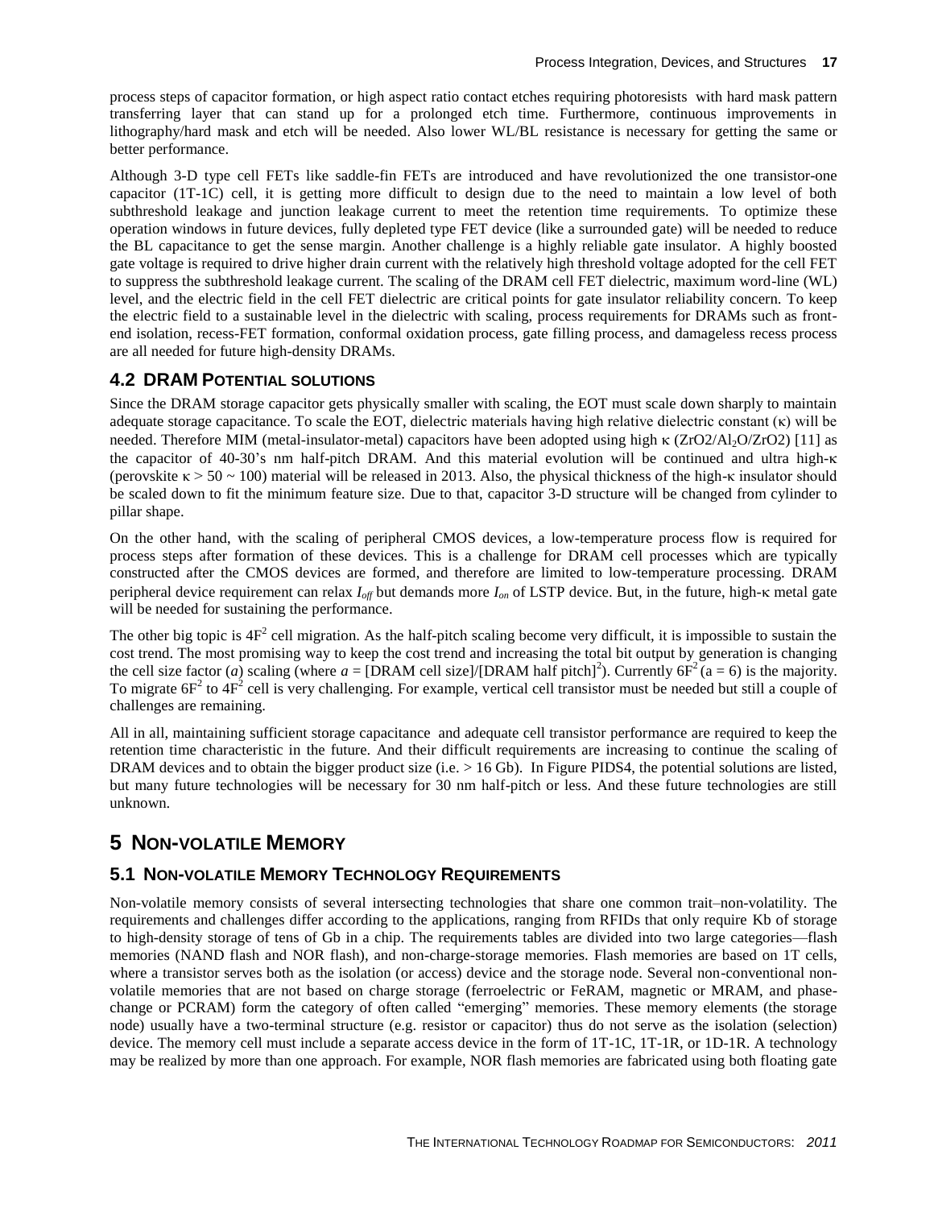process steps of capacitor formation, or high aspect ratio contact etches requiring photoresists with hard mask pattern transferring layer that can stand up for a prolonged etch time. Furthermore, continuous improvements in lithography/hard mask and etch will be needed. Also lower WL/BL resistance is necessary for getting the same or better performance.

Although 3-D type cell FETs like saddle-fin FETs are introduced and have revolutionized the one transistor-one capacitor (1T-1C) cell, it is getting more difficult to design due to the need to maintain a low level of both subthreshold leakage and junction leakage current to meet the retention time requirements. To optimize these operation windows in future devices, fully depleted type FET device (like a surrounded gate) will be needed to reduce the BL capacitance to get the sense margin. Another challenge is a highly reliable gate insulator. A highly boosted gate voltage is required to drive higher drain current with the relatively high threshold voltage adopted for the cell FET to suppress the subthreshold leakage current. The scaling of the DRAM cell FET dielectric, maximum word-line (WL) level, and the electric field in the cell FET dielectric are critical points for gate insulator reliability concern. To keep the electric field to a sustainable level in the dielectric with scaling, process requirements for DRAMs such as front-end isolation, recess-FET formation, conformal oxidation process, gate filling process, and damageless recess process are all needed for future high-density DRAMs.

## 4.2 DRAM Potential solutions

Since the DRAM storage capacitor gets physically smaller with scaling, the EOT must scale down sharply to maintain adequate storage capacitance. To scale the EOT, dielectric materials having high relative dielectric constant (κ) will be needed. Therefore MIM (metal-insulator-metal) capacitors have been adopted using high κ ($ZrO2/Al_2O/ZrO2$) [11] as the capacitor of 40-30's nm half-pitch DRAM. And this material evolution will be continued and ultra high-κ (perovskite $\kappa > 50 \sim 100$) material will be released in 2013. Also, the physical thickness of the high-κ insulator should be scaled down to fit the minimum feature size. Due to that, capacitor 3-D structure will be changed from cylinder to pillar shape.

On the other hand, with the scaling of peripheral CMOS devices, a low-temperature process flow is required for process steps after formation of these devices. This is a challenge for DRAM cell processes which are typically constructed after the CMOS devices are formed, and therefore are limited to low-temperature processing. DRAM peripheral device requirement can relax $I_{off}$ but demands more $I_{on}$ of LSTP device. But, in the future, high-κ metal gate will be needed for sustaining the performance.

The other big topic is $4F^2$ cell migration. As the half-pitch scaling become very difficult, it is impossible to sustain the cost trend. The most promising way to keep the cost trend and increasing the total bit output by generation is changing the cell size factor ($a$) scaling (where $a$ = [DRAM cell size]/[DRAM half pitch]$^2$). Currently $6F^2$ (a = 6) is the majority. To migrate $6F^2$ to $4F^2$ cell is very challenging. For example, vertical cell transistor must be needed but still a couple of challenges are remaining.

All in all, maintaining sufficient storage capacitance and adequate cell transistor performance are required to keep the retention time characteristic in the future. And their difficult requirements are increasing to continue the scaling of DRAM devices and to obtain the bigger product size (i.e. > 16 Gb). In Figure PIDS4, the potential solutions are listed, but many future technologies will be necessary for 30 nm half-pitch or less. And these future technologies are still unknown.

# 5 Non-volatile Memory

## 5.1 Non-volatile Memory Technology Requirements

Non-volatile memory consists of several intersecting technologies that share one common trait–non-volatility. The requirements and challenges differ according to the applications, ranging from RFIDs that only require Kb of storage to high-density storage of tens of Gb in a chip. The requirements tables are divided into two large categories—flash memories (NAND flash and NOR flash), and non-charge-storage memories. Flash memories are based on 1T cells, where a transistor serves both as the isolation (or access) device and the storage node. Several non-conventional non-volatile memories that are not based on charge storage (ferroelectric or FeRAM, magnetic or MRAM, and phase-change or PCRAM) form the category of often called "emerging" memories. These memory elements (the storage node) usually have a two-terminal structure (e.g. resistor or capacitor) thus do not serve as the isolation (selection) device. The memory cell must include a separate access device in the form of 1T-1C, 1T-1R, or 1D-1R. A technology may be realized by more than one approach. For example, NOR flash memories are fabricated using both floating gate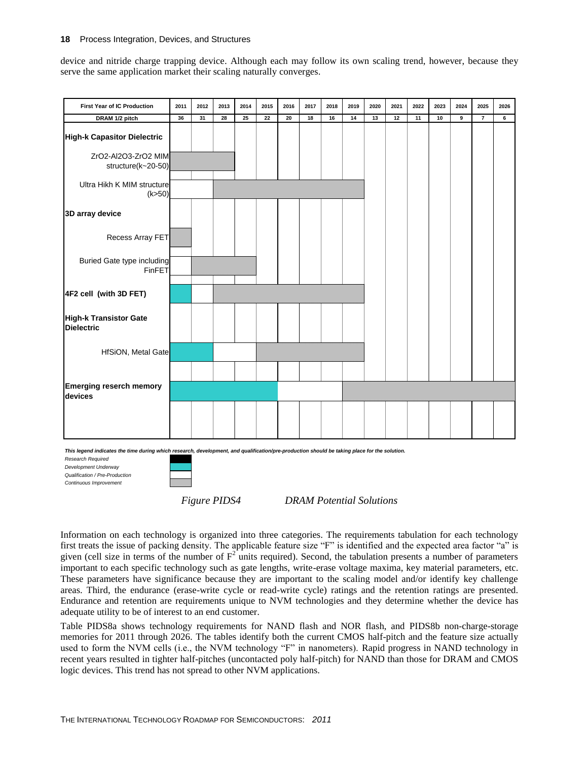device and nitride charge trapping device. Although each may follow its own scaling trend, however, because they serve the same application market their scaling naturally converges.

| First Year of IC Production | 2011 | 2012 | 2013 | 2014 | 2015 | 2016 | 2017 | 2018 | 2019 | 2020 | 2021 | 2022 | 2023 | 2024 | 2025 | 2026 |
|---|---|---|---|---|---|---|---|---|---|---|---|---|---|---|---|---|
| DRAM 1/2 pitch | 36 | 31 | 28 | 25 | 22 | 20 | 18 | 16 | 14 | 13 | 12 | 11 | 10 | 9 | 7 | 6 |
| **High-k Capasitor Dielectric** | | | | | | | | | | | | | | | | |
| ZrO2-Al2O3-ZrO2 MIM structure(k~20-50) | Continuous Improvement | Continuous Improvement | Continuous Improvement | | | | | | | | | | | | | |
| Ultra Hikh K MIM structure (k>50) | Qualification / Pre-Production | Qualification / Pre-Production | Continuous Improvement | Continuous Improvement | Continuous Improvement | Continuous Improvement | Continuous Improvement | Continuous Improvement | Continuous Improvement | | | | | | | |
| **3D array device** | | | | | | | | | | | | | | | | |
| Recess Array FET | Continuous Improvement | | | | | | | | | | | | | | | |
| Buried Gate type including FinFET | Qualification / Pre-Production | Continuous Improvement | Continuous Improvement | Continuous Improvement | | | | | | | | | | | | |
| **4F2 cell (with 3D FET)** | Development Underway | Qualification / Pre-Production | Continuous Improvement | Continuous Improvement | Continuous Improvement | Continuous Improvement | Continuous Improvement | Continuous Improvement | Continuous Improvement | | | | | | | |
| **High-k Transistor Gate Dielectric** | | | | | | | | | | | | | | | | |
| HfSiON, Metal Gate | Development Underway | Development Underway | Qualification / Pre-Production | Qualification / Pre-Production | Continuous Improvement | Continuous Improvement | Continuous Improvement | Continuous Improvement | Continuous Improvement | | | | | | | |
| **Emerging reserch memory devices** | Development Underway | Development Underway | Development Underway | Development Underway | Development Underway | Qualification / Pre-Production | Qualification / Pre-Production | Qualification / Pre-Production | Continuous Improvement | Continuous Improvement | Continuous Improvement | Continuous Improvement | Continuous Improvement | Continuous Improvement | Continuous Improvement | Continuous Improvement |

*This legend indicates the time during which research, development, and qualification/pre-production should be taking place for the solution.*

*Research Required*
*Development Underway*
*Qualification / Pre-Production*
*Continuous Improvement*

*Figure PIDS4 DRAM Potential Solutions*

Information on each technology is organized into three categories. The requirements tabulation for each technology first treats the issue of packing density. The applicable feature size "F" is identified and the expected area factor "a" is given (cell size in terms of the number of $F^2$ units required). Second, the tabulation presents a number of parameters important to each specific technology such as gate lengths, write-erase voltage maxima, key material parameters, etc. These parameters have significance because they are important to the scaling model and/or identify key challenge areas. Third, the endurance (erase-write cycle or read-write cycle) ratings and the retention ratings are presented. Endurance and retention are requirements unique to NVM technologies and they determine whether the device has adequate utility to be of interest to an end customer.

Table PIDS8a shows technology requirements for NAND flash and NOR flash, and PIDS8b non-charge-storage memories for 2011 through 2026. The tables identify both the current CMOS half-pitch and the feature size actually used to form the NVM cells (i.e., the NVM technology "F" in nanometers). Rapid progress in NAND technology in recent years resulted in tighter half-pitches (uncontacted poly half-pitch) for NAND than those for DRAM and CMOS logic devices. This trend has not spread to other NVM applications.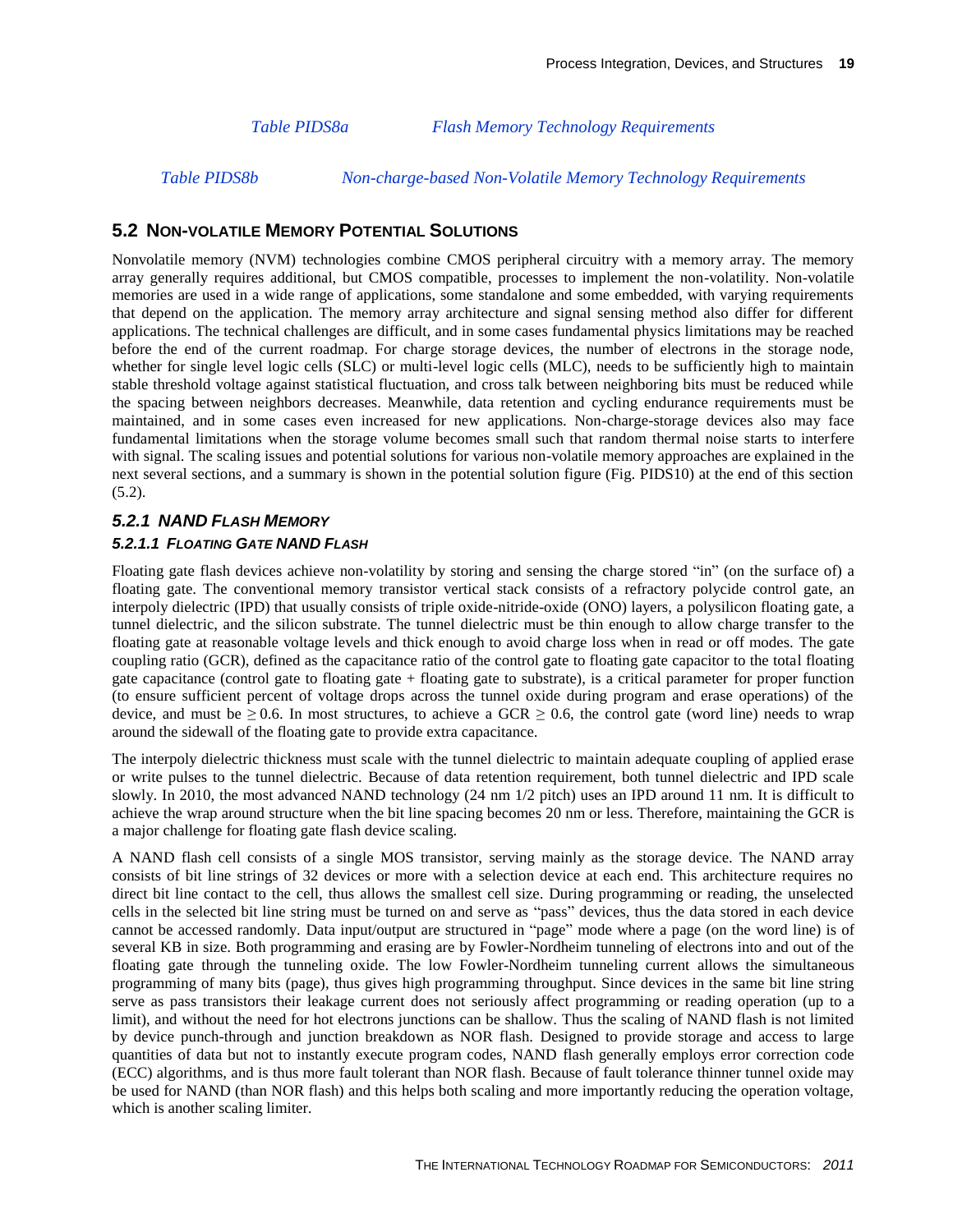*Table PIDS8a Flash Memory Technology Requirements*

*Table PIDS8b Non-charge-based Non-Volatile Memory Technology Requirements*

## 5.2 Non-volatile Memory Potential Solutions

Nonvolatile memory (NVM) technologies combine CMOS peripheral circuitry with a memory array. The memory array generally requires additional, but CMOS compatible, processes to implement the non-volatility. Non-volatile memories are used in a wide range of applications, some standalone and some embedded, with varying requirements that depend on the application. The memory array architecture and signal sensing method also differ for different applications. The technical challenges are difficult, and in some cases fundamental physics limitations may be reached before the end of the current roadmap. For charge storage devices, the number of electrons in the storage node, whether for single level logic cells (SLC) or multi-level logic cells (MLC), needs to be sufficiently high to maintain stable threshold voltage against statistical fluctuation, and cross talk between neighboring bits must be reduced while the spacing between neighbors decreases. Meanwhile, data retention and cycling endurance requirements must be maintained, and in some cases even increased for new applications. Non-charge-storage devices also may face fundamental limitations when the storage volume becomes small such that random thermal noise starts to interfere with signal. The scaling issues and potential solutions for various non-volatile memory approaches are explained in the next several sections, and a summary is shown in the potential solution figure (Fig. PIDS10) at the end of this section (5.2).

### *5.2.1 NAND Flash Memory*

#### *5.2.1.1 Floating Gate NAND Flash*

Floating gate flash devices achieve non-volatility by storing and sensing the charge stored "in" (on the surface of) a floating gate. The conventional memory transistor vertical stack consists of a refractory polycide control gate, an interpoly dielectric (IPD) that usually consists of triple oxide-nitride-oxide (ONO) layers, a polysilicon floating gate, a tunnel dielectric, and the silicon substrate. The tunnel dielectric must be thin enough to allow charge transfer to the floating gate at reasonable voltage levels and thick enough to avoid charge loss when in read or off modes. The gate coupling ratio (GCR), defined as the capacitance ratio of the control gate to floating gate capacitor to the total floating gate capacitance (control gate to floating gate + floating gate to substrate), is a critical parameter for proper function (to ensure sufficient percent of voltage drops across the tunnel oxide during program and erase operations) of the device, and must be $\geq 0.6$. In most structures, to achieve a GCR $\geq 0.6$, the control gate (word line) needs to wrap around the sidewall of the floating gate to provide extra capacitance.

The interpoly dielectric thickness must scale with the tunnel dielectric to maintain adequate coupling of applied erase or write pulses to the tunnel dielectric. Because of data retention requirement, both tunnel dielectric and IPD scale slowly. In 2010, the most advanced NAND technology (24 nm 1/2 pitch) uses an IPD around 11 nm. It is difficult to achieve the wrap around structure when the bit line spacing becomes 20 nm or less. Therefore, maintaining the GCR is a major challenge for floating gate flash device scaling.

A NAND flash cell consists of a single MOS transistor, serving mainly as the storage device. The NAND array consists of bit line strings of 32 devices or more with a selection device at each end. This architecture requires no direct bit line contact to the cell, thus allows the smallest cell size. During programming or reading, the unselected cells in the selected bit line string must be turned on and serve as "pass" devices, thus the data stored in each device cannot be accessed randomly. Data input/output are structured in "page" mode where a page (on the word line) is of several KB in size. Both programming and erasing are by Fowler-Nordheim tunneling of electrons into and out of the floating gate through the tunneling oxide. The low Fowler-Nordheim tunneling current allows the simultaneous programming of many bits (page), thus gives high programming throughput. Since devices in the same bit line string serve as pass transistors their leakage current does not seriously affect programming or reading operation (up to a limit), and without the need for hot electrons junctions can be shallow. Thus the scaling of NAND flash is not limited by device punch-through and junction breakdown as NOR flash. Designed to provide storage and access to large quantities of data but not to instantly execute program codes, NAND flash generally employs error correction code (ECC) algorithms, and is thus more fault tolerant than NOR flash. Because of fault tolerance thinner tunnel oxide may be used for NAND (than NOR flash) and this helps both scaling and more importantly reducing the operation voltage, which is another scaling limiter.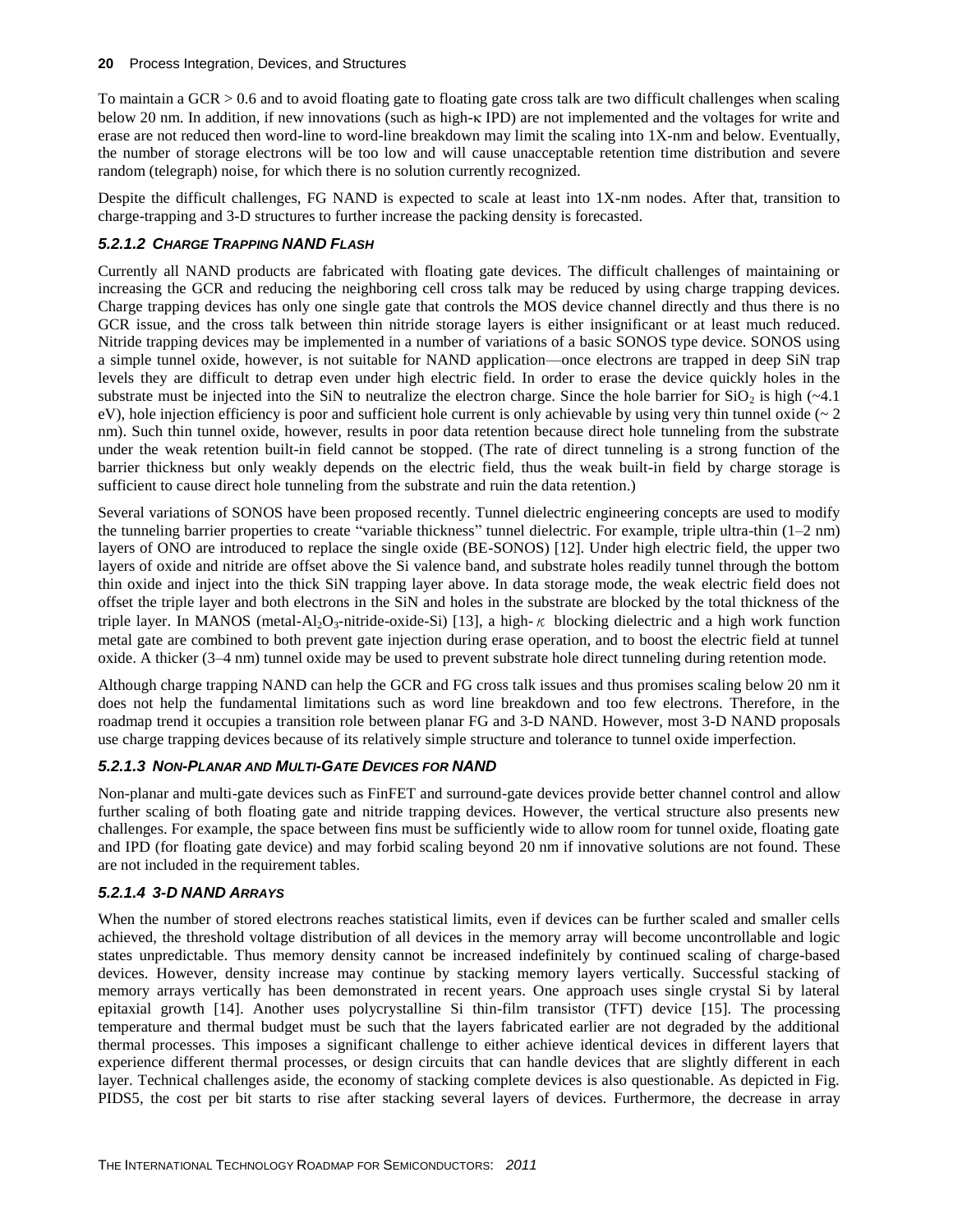To maintain a GCR > 0.6 and to avoid floating gate to floating gate cross talk are two difficult challenges when scaling below 20 nm. In addition, if new innovations (such as high-κ IPD) are not implemented and the voltages for write and erase are not reduced then word-line to word-line breakdown may limit the scaling into 1X-nm and below. Eventually, the number of storage electrons will be too low and will cause unacceptable retention time distribution and severe random (telegraph) noise, for which there is no solution currently recognized.

Despite the difficult challenges, FG NAND is expected to scale at least into 1X-nm nodes. After that, transition to charge-trapping and 3-D structures to further increase the packing density is forecasted.

#### *5.2.1.2 CHARGE TRAPPING NAND FLASH*

Currently all NAND products are fabricated with floating gate devices. The difficult challenges of maintaining or increasing the GCR and reducing the neighboring cell cross talk may be reduced by using charge trapping devices. Charge trapping devices has only one single gate that controls the MOS device channel directly and thus there is no GCR issue, and the cross talk between thin nitride storage layers is either insignificant or at least much reduced. Nitride trapping devices may be implemented in a number of variations of a basic SONOS type device. SONOS using a simple tunnel oxide, however, is not suitable for NAND application—once electrons are trapped in deep SiN trap levels they are difficult to detrap even under high electric field. In order to erase the device quickly holes in the substrate must be injected into the SiN to neutralize the electron charge. Since the hole barrier for $SiO_2$ is high (~4.1 eV), hole injection efficiency is poor and sufficient hole current is only achievable by using very thin tunnel oxide (~ 2 nm). Such thin tunnel oxide, however, results in poor data retention because direct hole tunneling from the substrate under the weak retention built-in field cannot be stopped. (The rate of direct tunneling is a strong function of the barrier thickness but only weakly depends on the electric field, thus the weak built-in field by charge storage is sufficient to cause direct hole tunneling from the substrate and ruin the data retention.)

Several variations of SONOS have been proposed recently. Tunnel dielectric engineering concepts are used to modify the tunneling barrier properties to create "variable thickness" tunnel dielectric. For example, triple ultra-thin (1–2 nm) layers of ONO are introduced to replace the single oxide (BE-SONOS) [12]. Under high electric field, the upper two layers of oxide and nitride are offset above the Si valence band, and substrate holes readily tunnel through the bottom thin oxide and inject into the thick SiN trapping layer above. In data storage mode, the weak electric field does not offset the triple layer and both electrons in the SiN and holes in the substrate are blocked by the total thickness of the triple layer. In MANOS (metal-$Al_2O_3$-nitride-oxide-Si) [13], a high-κ blocking dielectric and a high work function metal gate are combined to both prevent gate injection during erase operation, and to boost the electric field at tunnel oxide. A thicker (3–4 nm) tunnel oxide may be used to prevent substrate hole direct tunneling during retention mode.

Although charge trapping NAND can help the GCR and FG cross talk issues and thus promises scaling below 20 nm it does not help the fundamental limitations such as word line breakdown and too few electrons. Therefore, in the roadmap trend it occupies a transition role between planar FG and 3-D NAND. However, most 3-D NAND proposals use charge trapping devices because of its relatively simple structure and tolerance to tunnel oxide imperfection.

#### *5.2.1.3 NON-PLANAR AND MULTI-GATE DEVICES FOR NAND*

Non-planar and multi-gate devices such as FinFET and surround-gate devices provide better channel control and allow further scaling of both floating gate and nitride trapping devices. However, the vertical structure also presents new challenges. For example, the space between fins must be sufficiently wide to allow room for tunnel oxide, floating gate and IPD (for floating gate device) and may forbid scaling beyond 20 nm if innovative solutions are not found. These are not included in the requirement tables.

#### *5.2.1.4 3-D NAND ARRAYS*

When the number of stored electrons reaches statistical limits, even if devices can be further scaled and smaller cells achieved, the threshold voltage distribution of all devices in the memory array will become uncontrollable and logic states unpredictable. Thus memory density cannot be increased indefinitely by continued scaling of charge-based devices. However, density increase may continue by stacking memory layers vertically. Successful stacking of memory arrays vertically has been demonstrated in recent years. One approach uses single crystal Si by lateral epitaxial growth [14]. Another uses polycrystalline Si thin-film transistor (TFT) device [15]. The processing temperature and thermal budget must be such that the layers fabricated earlier are not degraded by the additional thermal processes. This imposes a significant challenge to either achieve identical devices in different layers that experience different thermal processes, or design circuits that can handle devices that are slightly different in each layer. Technical challenges aside, the economy of stacking complete devices is also questionable. As depicted in Fig. PIDS5, the cost per bit starts to rise after stacking several layers of devices. Furthermore, the decrease in array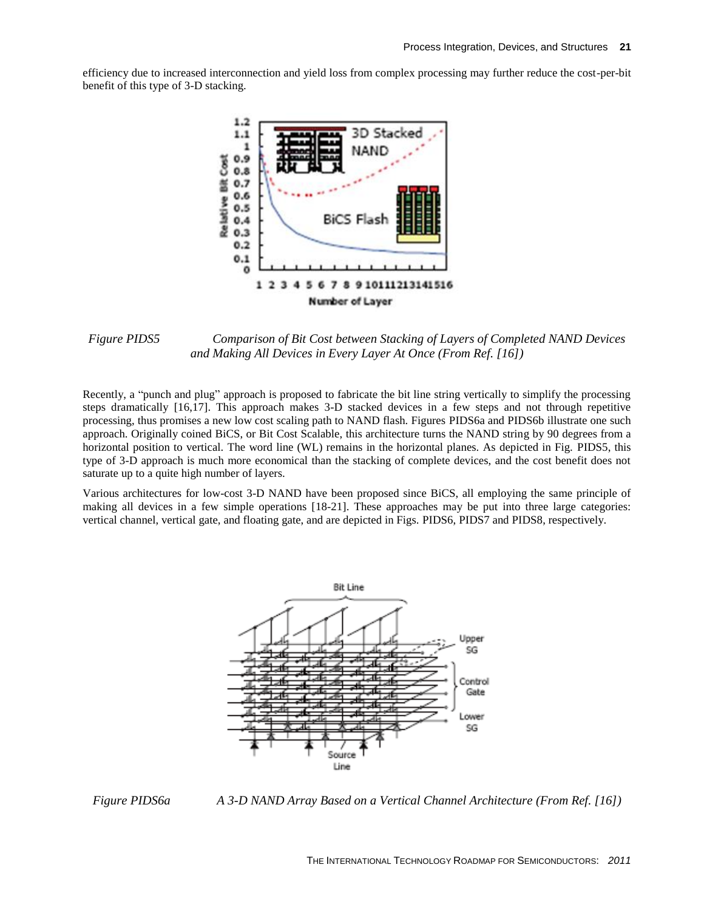efficiency due to increased interconnection and yield loss from complex processing may further reduce the cost-per-bit benefit of this type of 3-D stacking.

*Figure PIDS5 Comparison of Bit Cost between Stacking of Layers of Completed NAND Devices and Making All Devices in Every Layer At Once (From Ref. [16])*

Recently, a "punch and plug" approach is proposed to fabricate the bit line string vertically to simplify the processing steps dramatically [16,17]. This approach makes 3-D stacked devices in a few steps and not through repetitive processing, thus promises a new low cost scaling path to NAND flash. Figures PIDS6a and PIDS6b illustrate one such approach. Originally coined BiCS, or Bit Cost Scalable, this architecture turns the NAND string by 90 degrees from a horizontal position to vertical. The word line (WL) remains in the horizontal planes. As depicted in Fig. PIDS5, this type of 3-D approach is much more economical than the stacking of complete devices, and the cost benefit does not saturate up to a quite high number of layers.

Various architectures for low-cost 3-D NAND have been proposed since BiCS, all employing the same principle of making all devices in a few simple operations [18-21]. These approaches may be put into three large categories: vertical channel, vertical gate, and floating gate, and are depicted in Figs. PIDS6, PIDS7 and PIDS8, respectively.

*Figure PIDS6a A 3-D NAND Array Based on a Vertical Channel Architecture (From Ref. [16])*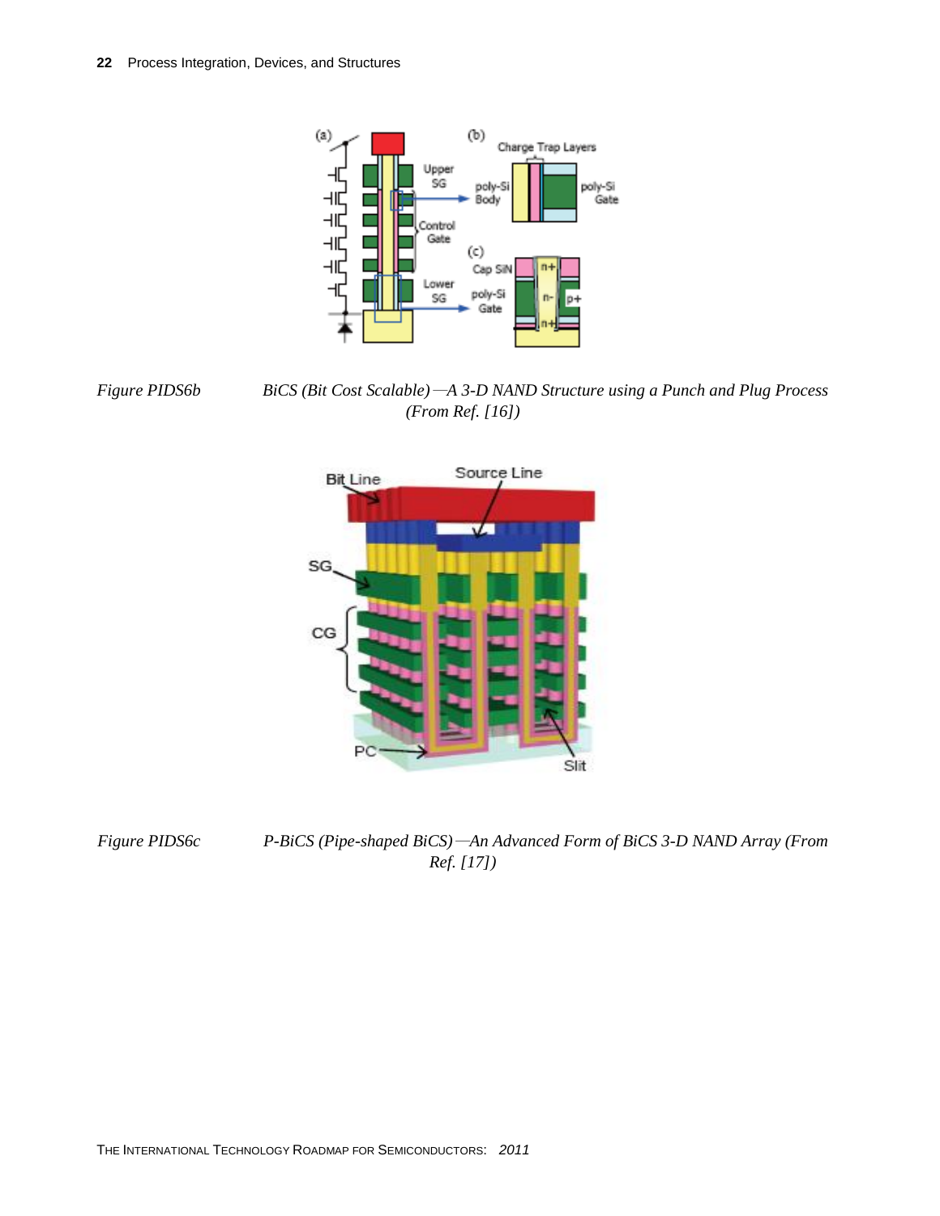*Figure PIDS6b BiCS (Bit Cost Scalable)—A 3-D NAND Structure using a Punch and Plug Process (From Ref. [16])*

*Figure PIDS6c P-BiCS (Pipe-shaped BiCS)—An Advanced Form of BiCS 3-D NAND Array (From Ref. [17])*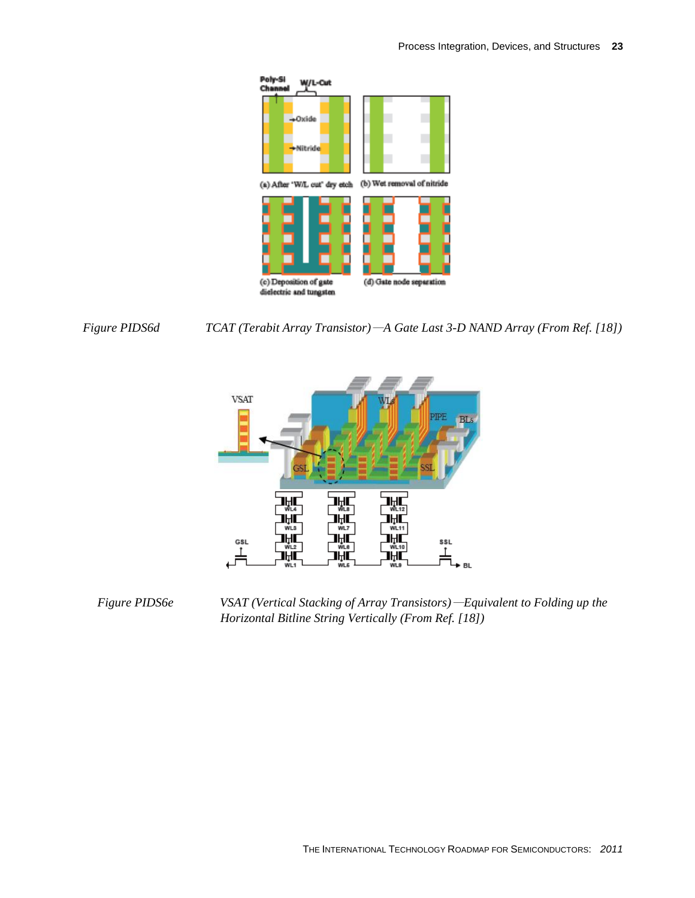Figure PIDS6d TCAT (Terabit Array Transistor)—A Gate Last 3-D NAND Array (From Ref. [18])

Figure PIDS6e VSAT (Vertical Stacking of Array Transistors)—Equivalent to Folding up the Horizontal Bitline String Vertically (From Ref. [18])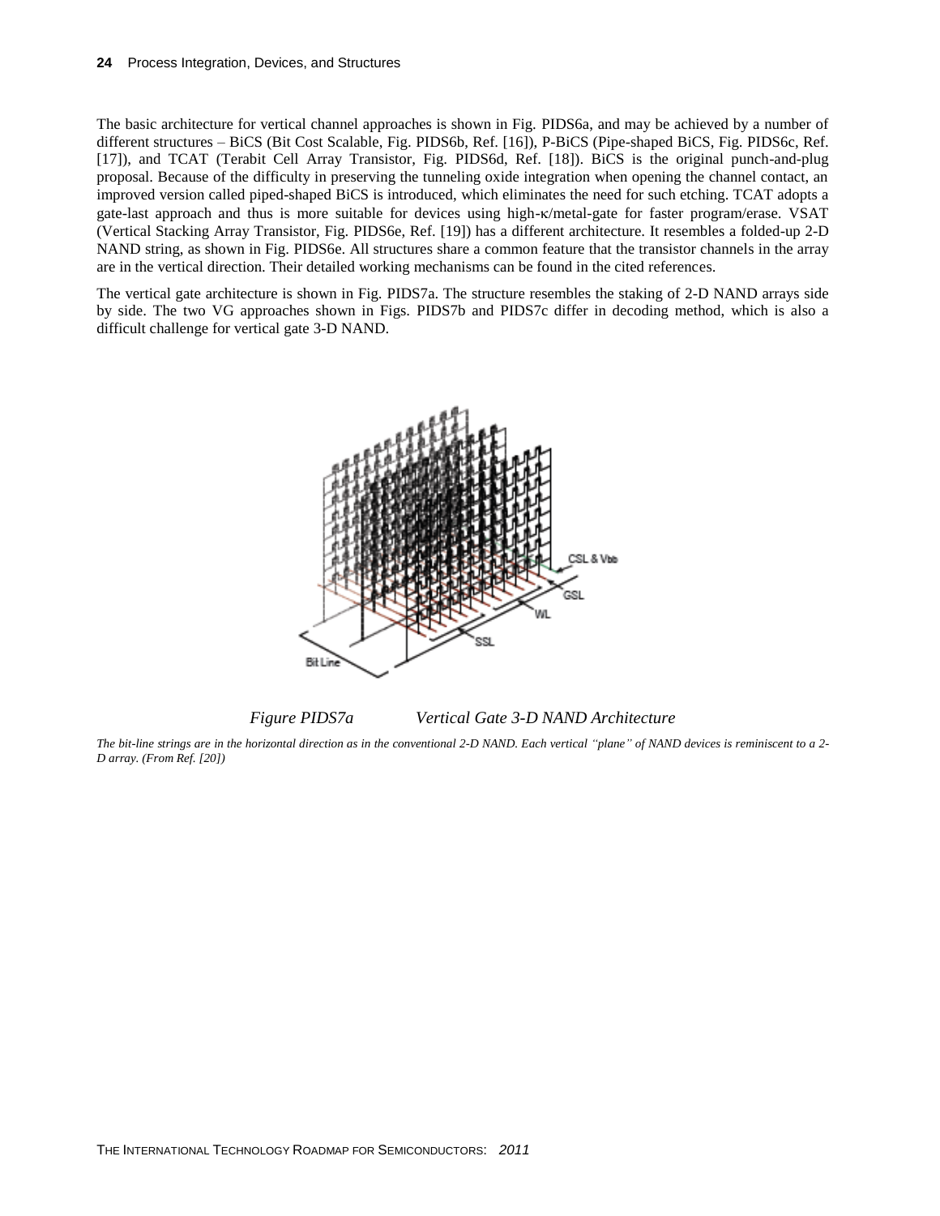The basic architecture for vertical channel approaches is shown in Fig. PIDS6a, and may be achieved by a number of different structures – BiCS (Bit Cost Scalable, Fig. PIDS6b, Ref. [16]), P-BiCS (Pipe-shaped BiCS, Fig. PIDS6c, Ref. [17]), and TCAT (Terabit Cell Array Transistor, Fig. PIDS6d, Ref. [18]). BiCS is the original punch-and-plug proposal. Because of the difficulty in preserving the tunneling oxide integration when opening the channel contact, an improved version called piped-shaped BiCS is introduced, which eliminates the need for such etching. TCAT adopts a gate-last approach and thus is more suitable for devices using high-κ/metal-gate for faster program/erase. VSAT (Vertical Stacking Array Transistor, Fig. PIDS6e, Ref. [19]) has a different architecture. It resembles a folded-up 2-D NAND string, as shown in Fig. PIDS6e. All structures share a common feature that the transistor channels in the array are in the vertical direction. Their detailed working mechanisms can be found in the cited references.

The vertical gate architecture is shown in Fig. PIDS7a. The structure resembles the staking of 2-D NAND arrays side by side. The two VG approaches shown in Figs. PIDS7b and PIDS7c differ in decoding method, which is also a difficult challenge for vertical gate 3-D NAND.

*Figure PIDS7a Vertical Gate 3-D NAND Architecture*

*The bit-line strings are in the horizontal direction as in the conventional 2-D NAND. Each vertical "plane" of NAND devices is reminiscent to a 2-D array. (From Ref. [20])*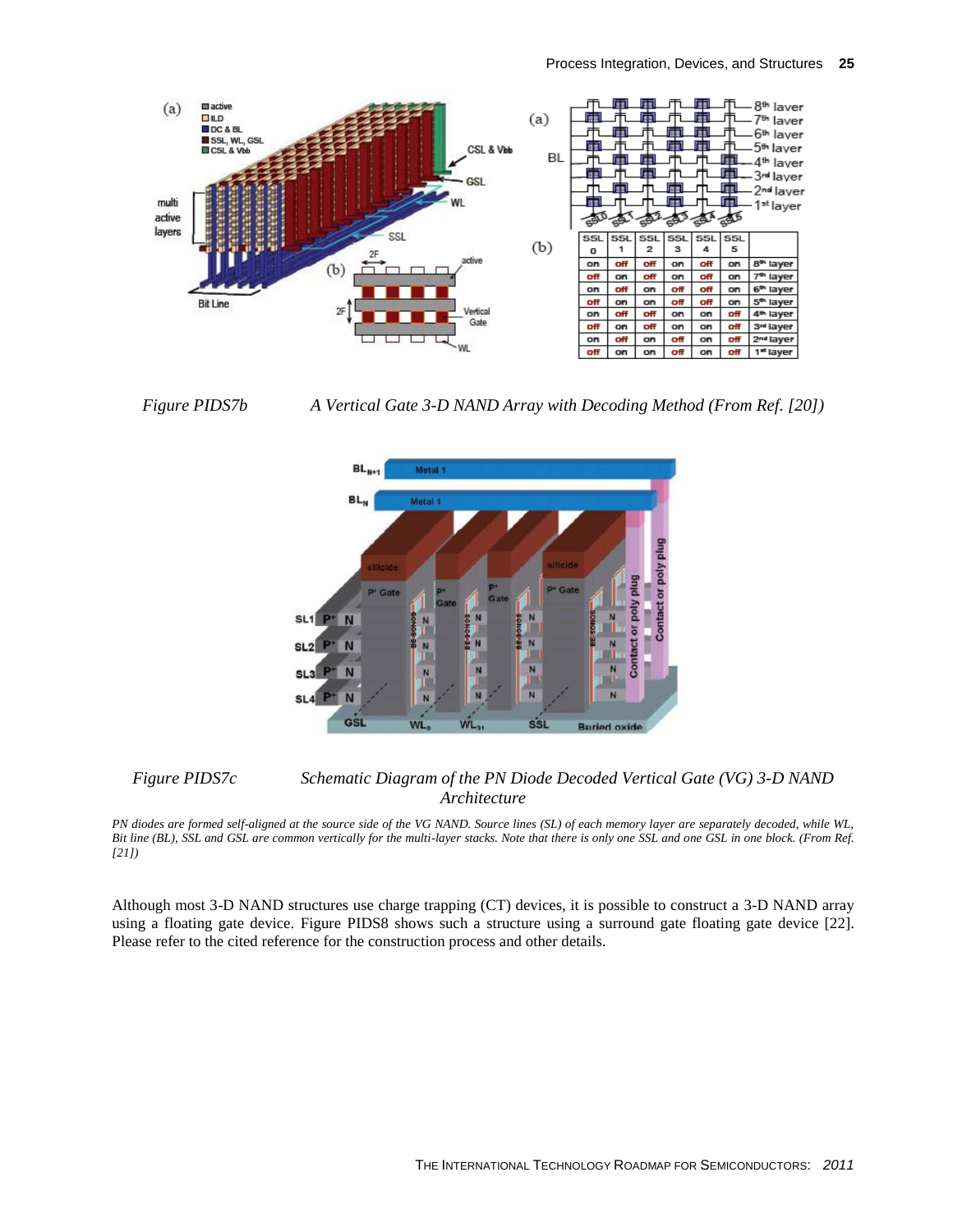Figure PIDS7b A Vertical Gate 3-D NAND Array with Decoding Method (From Ref. [20])

Figure PIDS7c Schematic Diagram of the PN Diode Decoded Vertical Gate (VG) 3-D NAND Architecture

*PN diodes are formed self-aligned at the source side of the VG NAND. Source lines (SL) of each memory layer are separately decoded, while WL, Bit line (BL), SSL and GSL are common vertically for the multi-layer stacks. Note that there is only one SSL and one GSL in one block. (From Ref. [21])*

Although most 3-D NAND structures use charge trapping (CT) devices, it is possible to construct a 3-D NAND array using a floating gate device. Figure PIDS8 shows such a structure using a surround gate floating gate device [22]. Please refer to the cited reference for the construction process and other details.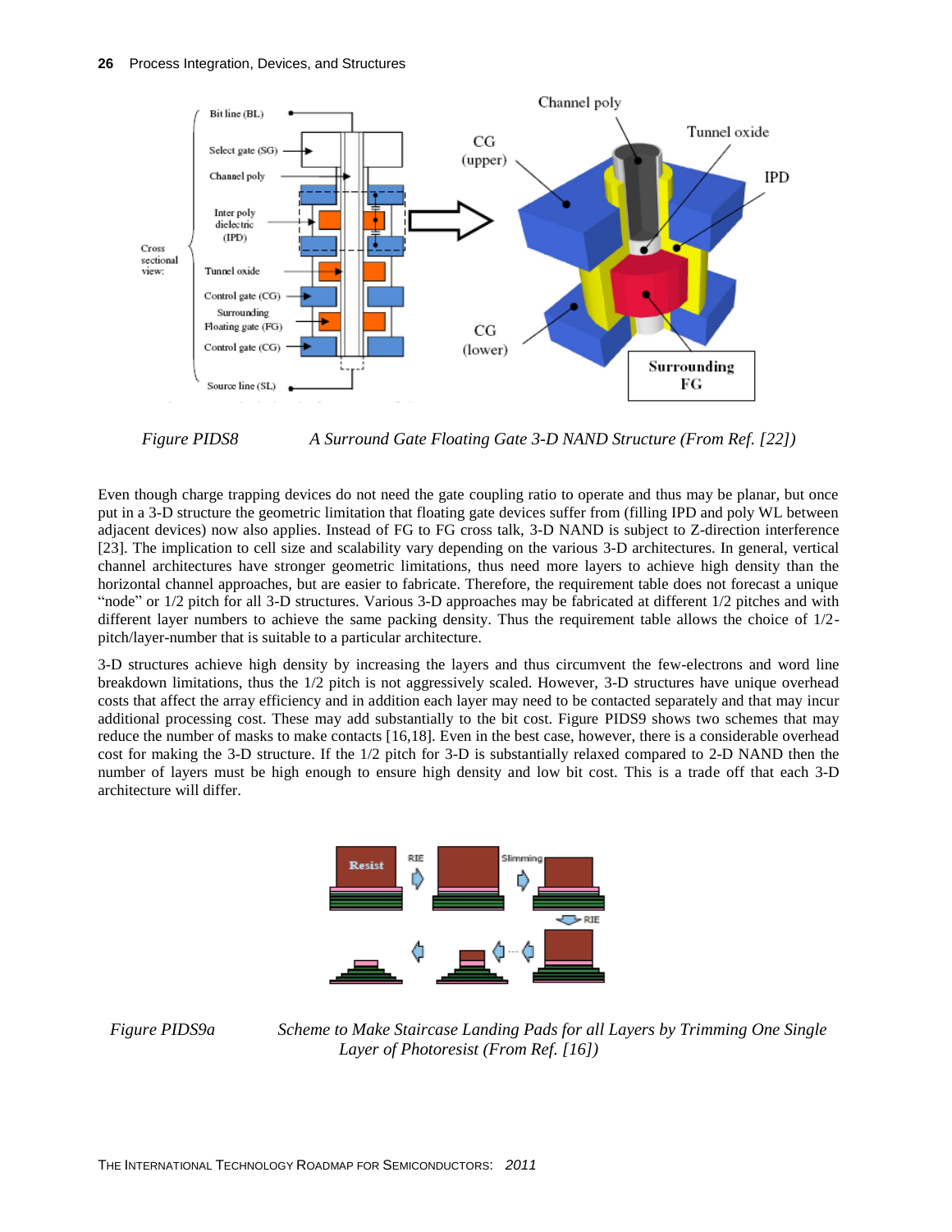Figure PIDS8 A Surround Gate Floating Gate 3-D NAND Structure (From Ref. [22])

Even though charge trapping devices do not need the gate coupling ratio to operate and thus may be planar, but once put in a 3-D structure the geometric limitation that floating gate devices suffer from (filling IPD and poly WL between adjacent devices) now also applies. Instead of FG to FG cross talk, 3-D NAND is subject to Z-direction interference [23]. The implication to cell size and scalability vary depending on the various 3-D architectures. In general, vertical channel architectures have stronger geometric limitations, thus need more layers to achieve high density than the horizontal channel approaches, but are easier to fabricate. Therefore, the requirement table does not forecast a unique "node" or 1/2 pitch for all 3-D structures. Various 3-D approaches may be fabricated at different 1/2 pitches and with different layer numbers to achieve the same packing density. Thus the requirement table allows the choice of 1/2-pitch/layer-number that is suitable to a particular architecture.

3-D structures achieve high density by increasing the layers and thus circumvent the few-electrons and word line breakdown limitations, thus the 1/2 pitch is not aggressively scaled. However, 3-D structures have unique overhead costs that affect the array efficiency and in addition each layer may need to be contacted separately and that may incur additional processing cost. These may add substantially to the bit cost. Figure PIDS9 shows two schemes that may reduce the number of masks to make contacts [16,18]. Even in the best case, however, there is a considerable overhead cost for making the 3-D structure. If the 1/2 pitch for 3-D is substantially relaxed compared to 2-D NAND then the number of layers must be high enough to ensure high density and low bit cost. This is a trade off that each 3-D architecture will differ.

Figure PIDS9a Scheme to Make Staircase Landing Pads for all Layers by Trimming One Single Layer of Photoresist (From Ref. [16])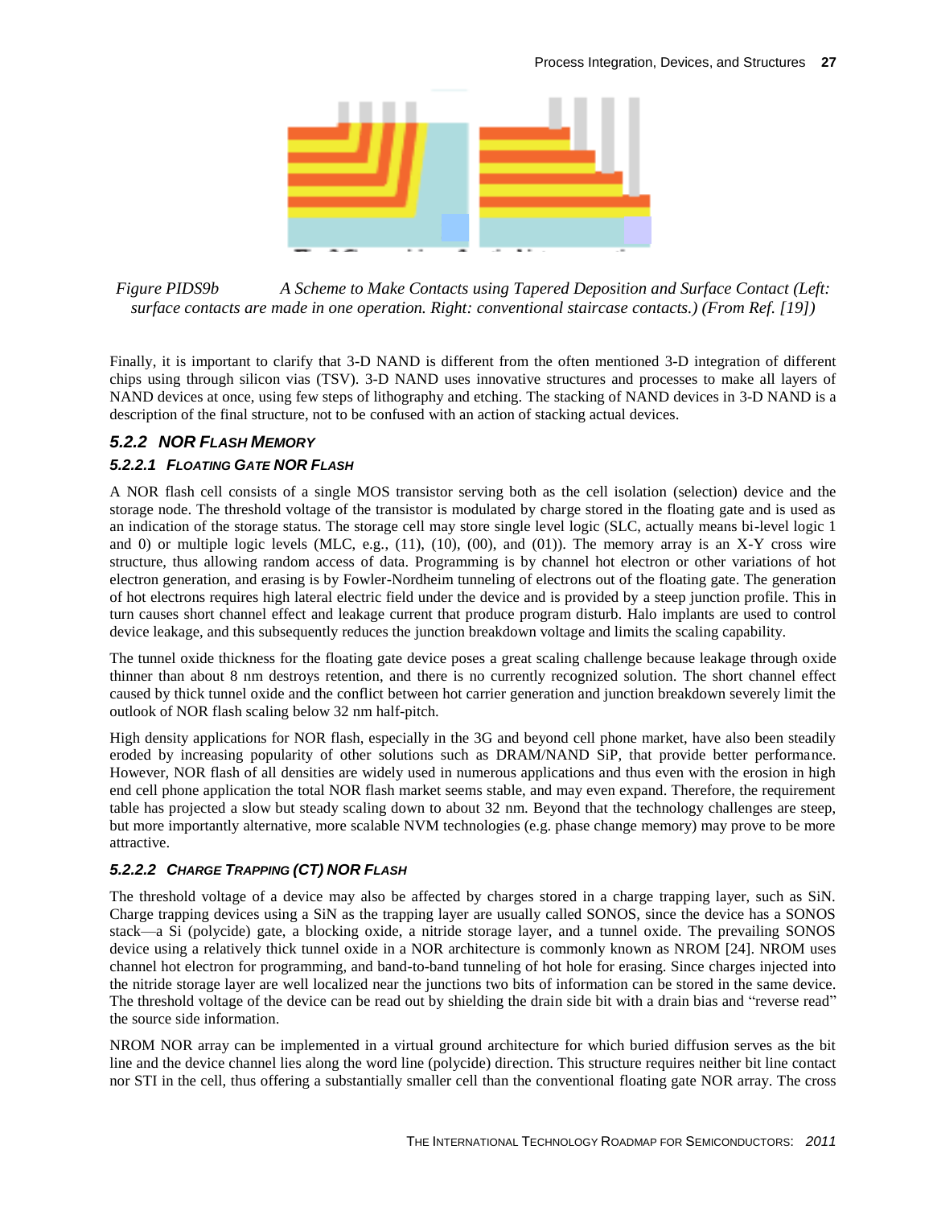*Figure PIDS9b A Scheme to Make Contacts using Tapered Deposition and Surface Contact (Left: surface contacts are made in one operation. Right: conventional staircase contacts.) (From Ref. [19])*

Finally, it is important to clarify that 3-D NAND is different from the often mentioned 3-D integration of different chips using through silicon vias (TSV). 3-D NAND uses innovative structures and processes to make all layers of NAND devices at once, using few steps of lithography and etching. The stacking of NAND devices in 3-D NAND is a description of the final structure, not to be confused with an action of stacking actual devices.

### 5.2.2 NOR Flash Memory

#### 5.2.2.1 Floating Gate NOR Flash

A NOR flash cell consists of a single MOS transistor serving both as the cell isolation (selection) device and the storage node. The threshold voltage of the transistor is modulated by charge stored in the floating gate and is used as an indication of the storage status. The storage cell may store single level logic (SLC, actually means bi-level logic 1 and 0) or multiple logic levels (MLC, e.g., (11), (10), (00), and (01)). The memory array is an X-Y cross wire structure, thus allowing random access of data. Programming is by channel hot electron or other variations of hot electron generation, and erasing is by Fowler-Nordheim tunneling of electrons out of the floating gate. The generation of hot electrons requires high lateral electric field under the device and is provided by a steep junction profile. This in turn causes short channel effect and leakage current that produce program disturb. Halo implants are used to control device leakage, and this subsequently reduces the junction breakdown voltage and limits the scaling capability.

The tunnel oxide thickness for the floating gate device poses a great scaling challenge because leakage through oxide thinner than about 8 nm destroys retention, and there is no currently recognized solution. The short channel effect caused by thick tunnel oxide and the conflict between hot carrier generation and junction breakdown severely limit the outlook of NOR flash scaling below 32 nm half-pitch.

High density applications for NOR flash, especially in the 3G and beyond cell phone market, have also been steadily eroded by increasing popularity of other solutions such as DRAM/NAND SiP, that provide better performance. However, NOR flash of all densities are widely used in numerous applications and thus even with the erosion in high end cell phone application the total NOR flash market seems stable, and may even expand. Therefore, the requirement table has projected a slow but steady scaling down to about 32 nm. Beyond that the technology challenges are steep, but more importantly alternative, more scalable NVM technologies (e.g. phase change memory) may prove to be more attractive.

#### 5.2.2.2 Charge Trapping (CT) NOR Flash

The threshold voltage of a device may also be affected by charges stored in a charge trapping layer, such as SiN. Charge trapping devices using a SiN as the trapping layer are usually called SONOS, since the device has a SONOS stack—a Si (polycide) gate, a blocking oxide, a nitride storage layer, and a tunnel oxide. The prevailing SONOS device using a relatively thick tunnel oxide in a NOR architecture is commonly known as NROM [24]. NROM uses channel hot electron for programming, and band-to-band tunneling of hot hole for erasing. Since charges injected into the nitride storage layer are well localized near the junctions two bits of information can be stored in the same device. The threshold voltage of the device can be read out by shielding the drain side bit with a drain bias and "reverse read" the source side information.

NROM NOR array can be implemented in a virtual ground architecture for which buried diffusion serves as the bit line and the device channel lies along the word line (polycide) direction. This structure requires neither bit line contact nor STI in the cell, thus offering a substantially smaller cell than the conventional floating gate NOR array. The cross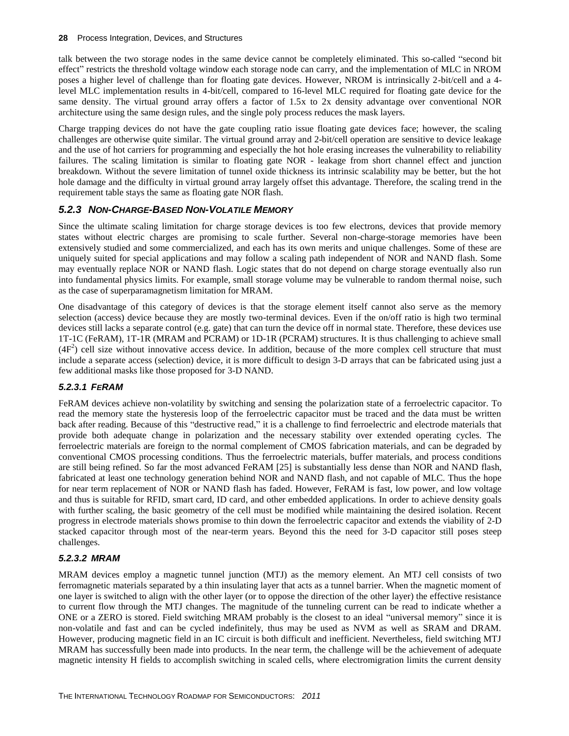talk between the two storage nodes in the same device cannot be completely eliminated. This so-called "second bit effect" restricts the threshold voltage window each storage node can carry, and the implementation of MLC in NROM poses a higher level of challenge than for floating gate devices. However, NROM is intrinsically 2-bit/cell and a 4-level MLC implementation results in 4-bit/cell, compared to 16-level MLC required for floating gate device for the same density. The virtual ground array offers a factor of 1.5x to 2x density advantage over conventional NOR architecture using the same design rules, and the single poly process reduces the mask layers.

Charge trapping devices do not have the gate coupling ratio issue floating gate devices face; however, the scaling challenges are otherwise quite similar. The virtual ground array and 2-bit/cell operation are sensitive to device leakage and the use of hot carriers for programming and especially the hot hole erasing increases the vulnerability to reliability failures. The scaling limitation is similar to floating gate NOR - leakage from short channel effect and junction breakdown. Without the severe limitation of tunnel oxide thickness its intrinsic scalability may be better, but the hot hole damage and the difficulty in virtual ground array largely offset this advantage. Therefore, the scaling trend in the requirement table stays the same as floating gate NOR flash.

### *5.2.3 NON-CHARGE-BASED NON-VOLATILE MEMORY*

Since the ultimate scaling limitation for charge storage devices is too few electrons, devices that provide memory states without electric charges are promising to scale further. Several non-charge-storage memories have been extensively studied and some commercialized, and each has its own merits and unique challenges. Some of these are uniquely suited for special applications and may follow a scaling path independent of NOR and NAND flash. Some may eventually replace NOR or NAND flash. Logic states that do not depend on charge storage eventually also run into fundamental physics limits. For example, small storage volume may be vulnerable to random thermal noise, such as the case of superparamagnetism limitation for MRAM.

One disadvantage of this category of devices is that the storage element itself cannot also serve as the memory selection (access) device because they are mostly two-terminal devices. Even if the on/off ratio is high two terminal devices still lacks a separate control (e.g. gate) that can turn the device off in normal state. Therefore, these devices use 1T-1C (FeRAM), 1T-1R (MRAM and PCRAM) or 1D-1R (PCRAM) structures. It is thus challenging to achieve small ($4F^2$) cell size without innovative access device. In addition, because of the more complex cell structure that must include a separate access (selection) device, it is more difficult to design 3-D arrays that can be fabricated using just a few additional masks like those proposed for 3-D NAND.

#### *5.2.3.1 FERAM*

FeRAM devices achieve non-volatility by switching and sensing the polarization state of a ferroelectric capacitor. To read the memory state the hysteresis loop of the ferroelectric capacitor must be traced and the data must be written back after reading. Because of this "destructive read," it is a challenge to find ferroelectric and electrode materials that provide both adequate change in polarization and the necessary stability over extended operating cycles. The ferroelectric materials are foreign to the normal complement of CMOS fabrication materials, and can be degraded by conventional CMOS processing conditions. Thus the ferroelectric materials, buffer materials, and process conditions are still being refined. So far the most advanced FeRAM [25] is substantially less dense than NOR and NAND flash, fabricated at least one technology generation behind NOR and NAND flash, and not capable of MLC. Thus the hope for near term replacement of NOR or NAND flash has faded. However, FeRAM is fast, low power, and low voltage and thus is suitable for RFID, smart card, ID card, and other embedded applications. In order to achieve density goals with further scaling, the basic geometry of the cell must be modified while maintaining the desired isolation. Recent progress in electrode materials shows promise to thin down the ferroelectric capacitor and extends the viability of 2-D stacked capacitor through most of the near-term years. Beyond this the need for 3-D capacitor still poses steep challenges.

#### *5.2.3.2 MRAM*

MRAM devices employ a magnetic tunnel junction (MTJ) as the memory element. An MTJ cell consists of two ferromagnetic materials separated by a thin insulating layer that acts as a tunnel barrier. When the magnetic moment of one layer is switched to align with the other layer (or to oppose the direction of the other layer) the effective resistance to current flow through the MTJ changes. The magnitude of the tunneling current can be read to indicate whether a ONE or a ZERO is stored. Field switching MRAM probably is the closest to an ideal "universal memory" since it is non-volatile and fast and can be cycled indefinitely, thus may be used as NVM as well as SRAM and DRAM. However, producing magnetic field in an IC circuit is both difficult and inefficient. Nevertheless, field switching MTJ MRAM has successfully been made into products. In the near term, the challenge will be the achievement of adequate magnetic intensity H fields to accomplish switching in scaled cells, where electromigration limits the current density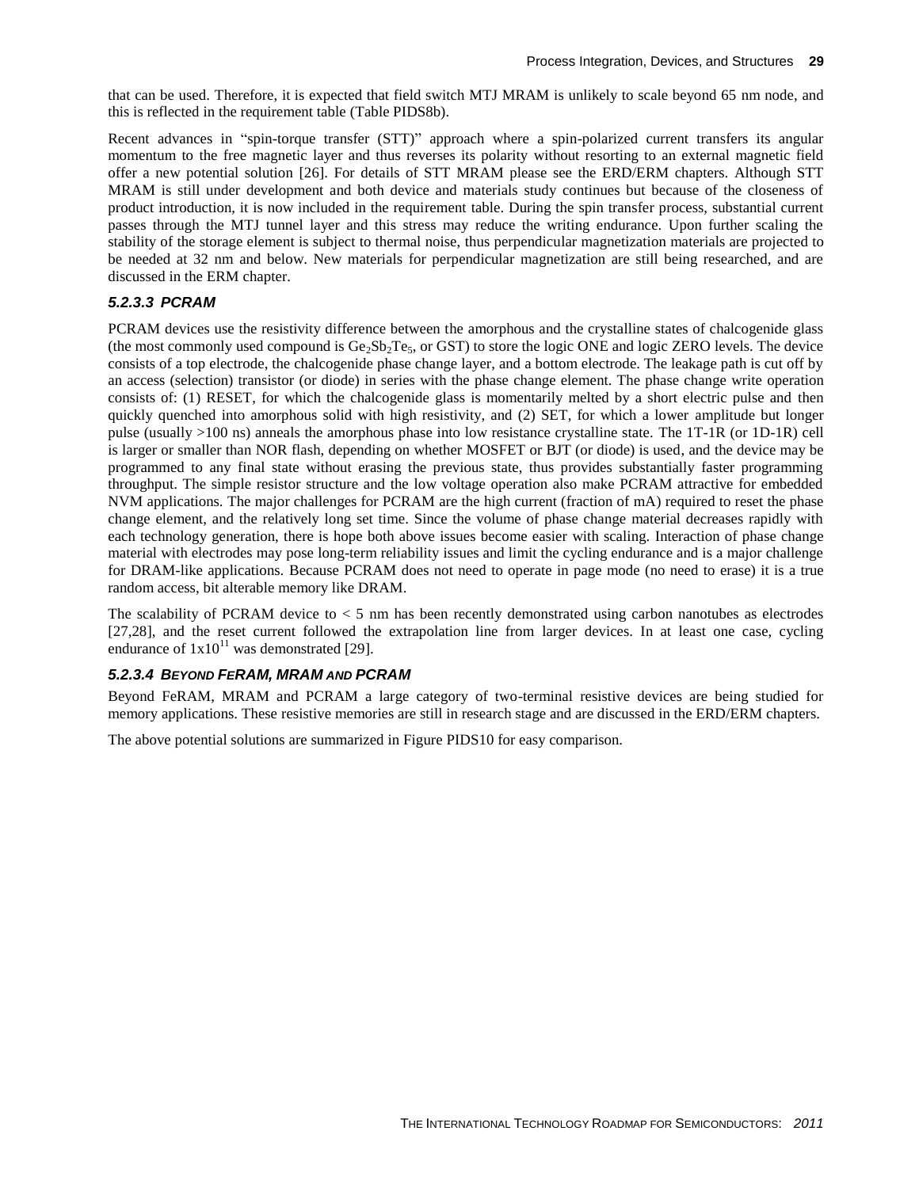that can be used. Therefore, it is expected that field switch MTJ MRAM is unlikely to scale beyond 65 nm node, and this is reflected in the requirement table (Table PIDS8b).

Recent advances in "spin-torque transfer (STT)" approach where a spin-polarized current transfers its angular momentum to the free magnetic layer and thus reverses its polarity without resorting to an external magnetic field offer a new potential solution [26]. For details of STT MRAM please see the ERD/ERM chapters. Although STT MRAM is still under development and both device and materials study continues but because of the closeness of product introduction, it is now included in the requirement table. During the spin transfer process, substantial current passes through the MTJ tunnel layer and this stress may reduce the writing endurance. Upon further scaling the stability of the storage element is subject to thermal noise, thus perpendicular magnetization materials are projected to be needed at 32 nm and below. New materials for perpendicular magnetization are still being researched, and are discussed in the ERM chapter.

#### *5.2.3.3 PCRAM*

PCRAM devices use the resistivity difference between the amorphous and the crystalline states of chalcogenide glass (the most commonly used compound is $Ge_2Sb_2Te_5$, or GST) to store the logic ONE and logic ZERO levels. The device consists of a top electrode, the chalcogenide phase change layer, and a bottom electrode. The leakage path is cut off by an access (selection) transistor (or diode) in series with the phase change element. The phase change write operation consists of: (1) RESET, for which the chalcogenide glass is momentarily melted by a short electric pulse and then quickly quenched into amorphous solid with high resistivity, and (2) SET, for which a lower amplitude but longer pulse (usually >100 ns) anneals the amorphous phase into low resistance crystalline state. The 1T-1R (or 1D-1R) cell is larger or smaller than NOR flash, depending on whether MOSFET or BJT (or diode) is used, and the device may be programmed to any final state without erasing the previous state, thus provides substantially faster programming throughput. The simple resistor structure and the low voltage operation also make PCRAM attractive for embedded NVM applications. The major challenges for PCRAM are the high current (fraction of mA) required to reset the phase change element, and the relatively long set time. Since the volume of phase change material decreases rapidly with each technology generation, there is hope both above issues become easier with scaling. Interaction of phase change material with electrodes may pose long-term reliability issues and limit the cycling endurance and is a major challenge for DRAM-like applications. Because PCRAM does not need to operate in page mode (no need to erase) it is a true random access, bit alterable memory like DRAM.

The scalability of PCRAM device to < 5 nm has been recently demonstrated using carbon nanotubes as electrodes [27,28], and the reset current followed the extrapolation line from larger devices. In at least one case, cycling endurance of $1x10^{11}$ was demonstrated [29].

#### *5.2.3.4 BEYOND FERAM, MRAM AND PCRAM*

Beyond FeRAM, MRAM and PCRAM a large category of two-terminal resistive devices are being studied for memory applications. These resistive memories are still in research stage and are discussed in the ERD/ERM chapters.

The above potential solutions are summarized in Figure PIDS10 for easy comparison.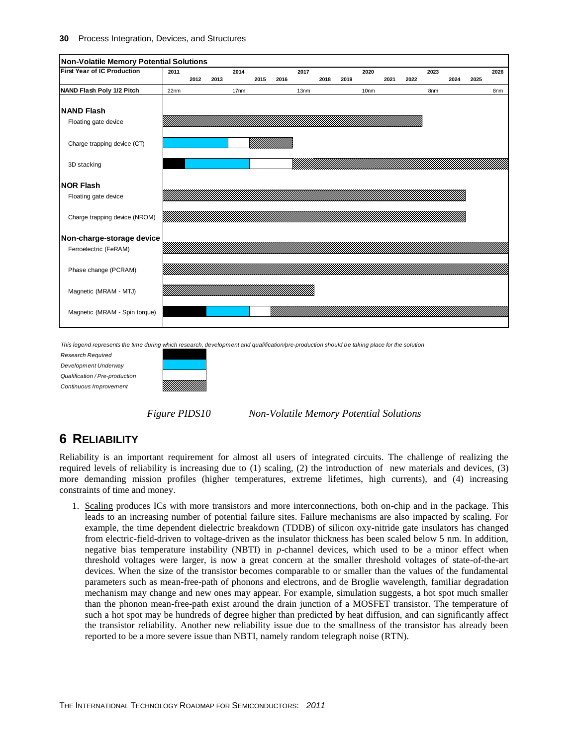**Non-Volatile Memory Potential Solutions**

| First Year of IC Production | 2011 | 2012 | 2013 | 2014 | 2015 | 2016 | 2017 | 2018 | 2019 | 2020 | 2021 | 2022 | 2023 | 2024 | 2025 | 2026 |
|---|---|---|---|---|---|---|---|---|---|---|---|---|---|---|---|---|
| NAND Flash Poly 1/2 Pitch | 22nm | | | 17nm | | | 13nm | | | 10nm | | | 8nm | | | 8nm |

**NAND Flash**
- Floating gate device
- Charge trapping device (CT)
- 3D stacking

**NOR Flash**
- Floating gate device
- Charge trapping device (NROM)

**Non-charge-storage device**
- Ferroelectric (FeRAM)
- Phase change (PCRAM)
- Magnetic (MRAM - MTJ)
- Magnetic (MRAM - Spin torque)

*This legend represents the time during which research, development and qualification/pre-production should be taking place for the solution*

*Research Required*
*Development Underway*
*Qualification / Pre-production*
*Continuous Improvement*

*Figure PIDS10 Non-Volatile Memory Potential Solutions*

## 6 Reliability

Reliability is an important requirement for almost all users of integrated circuits. The challenge of realizing the required levels of reliability is increasing due to (1) scaling, (2) the introduction of new materials and devices, (3) more demanding mission profiles (higher temperatures, extreme lifetimes, high currents), and (4) increasing constraints of time and money.

1. Scaling produces ICs with more transistors and more interconnections, both on-chip and in the package. This leads to an increasing number of potential failure sites. Failure mechanisms are also impacted by scaling. For example, the time dependent dielectric breakdown (TDDB) of silicon oxy-nitride gate insulators has changed from electric-field-driven to voltage-driven as the insulator thickness has been scaled below 5 nm. In addition, negative bias temperature instability (NBTI) in *p*-channel devices, which used to be a minor effect when threshold voltages were larger, is now a great concern at the smaller threshold voltages of state-of-the-art devices. When the size of the transistor becomes comparable to or smaller than the values of the fundamental parameters such as mean-free-path of phonons and electrons, and de Broglie wavelength, familiar degradation mechanism may change and new ones may appear. For example, simulation suggests, a hot spot much smaller than the phonon mean-free-path exist around the drain junction of a MOSFET transistor. The temperature of such a hot spot may be hundreds of degree higher than predicted by heat diffusion, and can significantly affect the transistor reliability. Another new reliability issue due to the smallness of the transistor has already been reported to be a more severe issue than NBTI, namely random telegraph noise (RTN).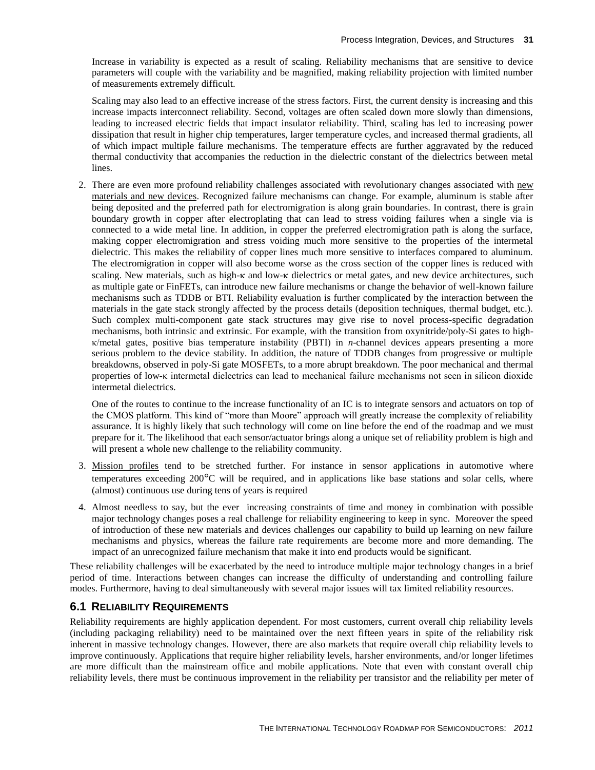Increase in variability is expected as a result of scaling. Reliability mechanisms that are sensitive to device parameters will couple with the variability and be magnified, making reliability projection with limited number of measurements extremely difficult.

Scaling may also lead to an effective increase of the stress factors. First, the current density is increasing and this increase impacts interconnect reliability. Second, voltages are often scaled down more slowly than dimensions, leading to increased electric fields that impact insulator reliability. Third, scaling has led to increasing power dissipation that result in higher chip temperatures, larger temperature cycles, and increased thermal gradients, all of which impact multiple failure mechanisms. The temperature effects are further aggravated by the reduced thermal conductivity that accompanies the reduction in the dielectric constant of the dielectrics between metal lines.

2. There are even more profound reliability challenges associated with revolutionary changes associated with new materials and new devices. Recognized failure mechanisms can change. For example, aluminum is stable after being deposited and the preferred path for electromigration is along grain boundaries. In contrast, there is grain boundary growth in copper after electroplating that can lead to stress voiding failures when a single via is connected to a wide metal line. In addition, in copper the preferred electromigration path is along the surface, making copper electromigration and stress voiding much more sensitive to the properties of the intermetal dielectric. This makes the reliability of copper lines much more sensitive to interfaces compared to aluminum. The electromigration in copper will also become worse as the cross section of the copper lines is reduced with scaling. New materials, such as high-κ and low-κ dielectrics or metal gates, and new device architectures, such as multiple gate or FinFETs, can introduce new failure mechanisms or change the behavior of well-known failure mechanisms such as TDDB or BTI. Reliability evaluation is further complicated by the interaction between the materials in the gate stack strongly affected by the process details (deposition techniques, thermal budget, etc.). Such complex multi-component gate stack structures may give rise to novel process-specific degradation mechanisms, both intrinsic and extrinsic. For example, with the transition from oxynitride/poly-Si gates to high-κ/metal gates, positive bias temperature instability (PBTI) in *n*-channel devices appears presenting a more serious problem to the device stability. In addition, the nature of TDDB changes from progressive or multiple breakdowns, observed in poly-Si gate MOSFETs, to a more abrupt breakdown. The poor mechanical and thermal properties of low-κ intermetal dielectrics can lead to mechanical failure mechanisms not seen in silicon dioxide intermetal dielectrics.

   One of the routes to continue to the increase functionality of an IC is to integrate sensors and actuators on top of the CMOS platform. This kind of "more than Moore" approach will greatly increase the complexity of reliability assurance. It is highly likely that such technology will come on line before the end of the roadmap and we must prepare for it. The likelihood that each sensor/actuator brings along a unique set of reliability problem is high and will present a whole new challenge to the reliability community.

3. Mission profiles tend to be stretched further. For instance in sensor applications in automotive where temperatures exceeding 200°C will be required, and in applications like base stations and solar cells, where (almost) continuous use during tens of years is required

4. Almost needless to say, but the ever increasing constraints of time and money in combination with possible major technology changes poses a real challenge for reliability engineering to keep in sync. Moreover the speed of introduction of these new materials and devices challenges our capability to build up learning on new failure mechanisms and physics, whereas the failure rate requirements are become more and more demanding. The impact of an unrecognized failure mechanism that make it into end products would be significant.

These reliability challenges will be exacerbated by the need to introduce multiple major technology changes in a brief period of time. Interactions between changes can increase the difficulty of understanding and controlling failure modes. Furthermore, having to deal simultaneously with several major issues will tax limited reliability resources.

## 6.1 Reliability Requirements

Reliability requirements are highly application dependent. For most customers, current overall chip reliability levels (including packaging reliability) need to be maintained over the next fifteen years in spite of the reliability risk inherent in massive technology changes. However, there are also markets that require overall chip reliability levels to improve continuously. Applications that require higher reliability levels, harsher environments, and/or longer lifetimes are more difficult than the mainstream office and mobile applications. Note that even with constant overall chip reliability levels, there must be continuous improvement in the reliability per transistor and the reliability per meter of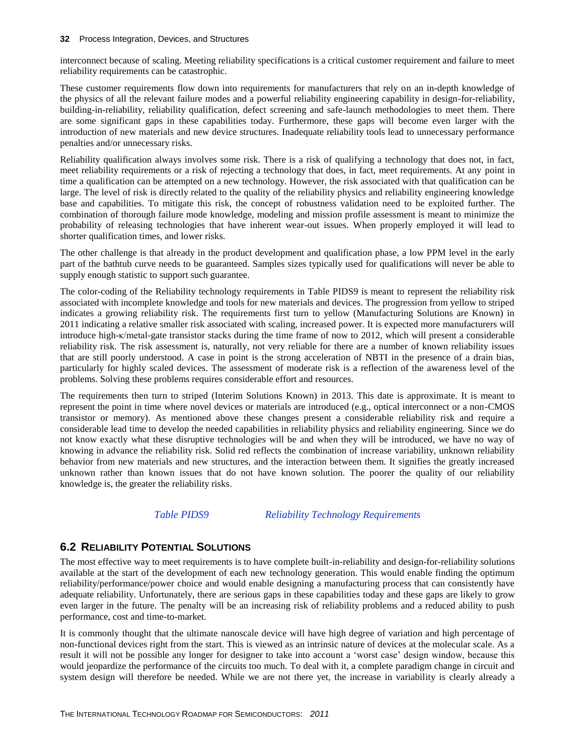interconnect because of scaling. Meeting reliability specifications is a critical customer requirement and failure to meet reliability requirements can be catastrophic.

These customer requirements flow down into requirements for manufacturers that rely on an in-depth knowledge of the physics of all the relevant failure modes and a powerful reliability engineering capability in design-for-reliability, building-in-reliability, reliability qualification, defect screening and safe-launch methodologies to meet them. There are some significant gaps in these capabilities today. Furthermore, these gaps will become even larger with the introduction of new materials and new device structures. Inadequate reliability tools lead to unnecessary performance penalties and/or unnecessary risks.

Reliability qualification always involves some risk. There is a risk of qualifying a technology that does not, in fact, meet reliability requirements or a risk of rejecting a technology that does, in fact, meet requirements. At any point in time a qualification can be attempted on a new technology. However, the risk associated with that qualification can be large. The level of risk is directly related to the quality of the reliability physics and reliability engineering knowledge base and capabilities. To mitigate this risk, the concept of robustness validation need to be exploited further. The combination of thorough failure mode knowledge, modeling and mission profile assessment is meant to minimize the probability of releasing technologies that have inherent wear-out issues. When properly employed it will lead to shorter qualification times, and lower risks.

The other challenge is that already in the product development and qualification phase, a low PPM level in the early part of the bathtub curve needs to be guaranteed. Samples sizes typically used for qualifications will never be able to supply enough statistic to support such guarantee.

The color-coding of the Reliability technology requirements in Table PIDS9 is meant to represent the reliability risk associated with incomplete knowledge and tools for new materials and devices. The progression from yellow to striped indicates a growing reliability risk. The requirements first turn to yellow (Manufacturing Solutions are Known) in 2011 indicating a relative smaller risk associated with scaling, increased power. It is expected more manufacturers will introduce high-κ/metal-gate transistor stacks during the time frame of now to 2012, which will present a considerable reliability risk. The risk assessment is, naturally, not very reliable for there are a number of known reliability issues that are still poorly understood. A case in point is the strong acceleration of NBTI in the presence of a drain bias, particularly for highly scaled devices. The assessment of moderate risk is a reflection of the awareness level of the problems. Solving these problems requires considerable effort and resources.

The requirements then turn to striped (Interim Solutions Known) in 2013. This date is approximate. It is meant to represent the point in time where novel devices or materials are introduced (e.g., optical interconnect or a non-CMOS transistor or memory). As mentioned above these changes present a considerable reliability risk and require a considerable lead time to develop the needed capabilities in reliability physics and reliability engineering. Since we do not know exactly what these disruptive technologies will be and when they will be introduced, we have no way of knowing in advance the reliability risk. Solid red reflects the combination of increase variability, unknown reliability behavior from new materials and new structures, and the interaction between them. It signifies the greatly increased unknown rather than known issues that do not have known solution. The poorer the quality of our reliability knowledge is, the greater the reliability risks.

*Table PIDS9 Reliability Technology Requirements*

## 6.2 Reliability Potential Solutions

The most effective way to meet requirements is to have complete built-in-reliability and design-for-reliability solutions available at the start of the development of each new technology generation. This would enable finding the optimum reliability/performance/power choice and would enable designing a manufacturing process that can consistently have adequate reliability. Unfortunately, there are serious gaps in these capabilities today and these gaps are likely to grow even larger in the future. The penalty will be an increasing risk of reliability problems and a reduced ability to push performance, cost and time-to-market.

It is commonly thought that the ultimate nanoscale device will have high degree of variation and high percentage of non-functional devices right from the start. This is viewed as an intrinsic nature of devices at the molecular scale. As a result it will not be possible any longer for designer to take into account a 'worst case' design window, because this would jeopardize the performance of the circuits too much. To deal with it, a complete paradigm change in circuit and system design will therefore be needed. While we are not there yet, the increase in variability is clearly already a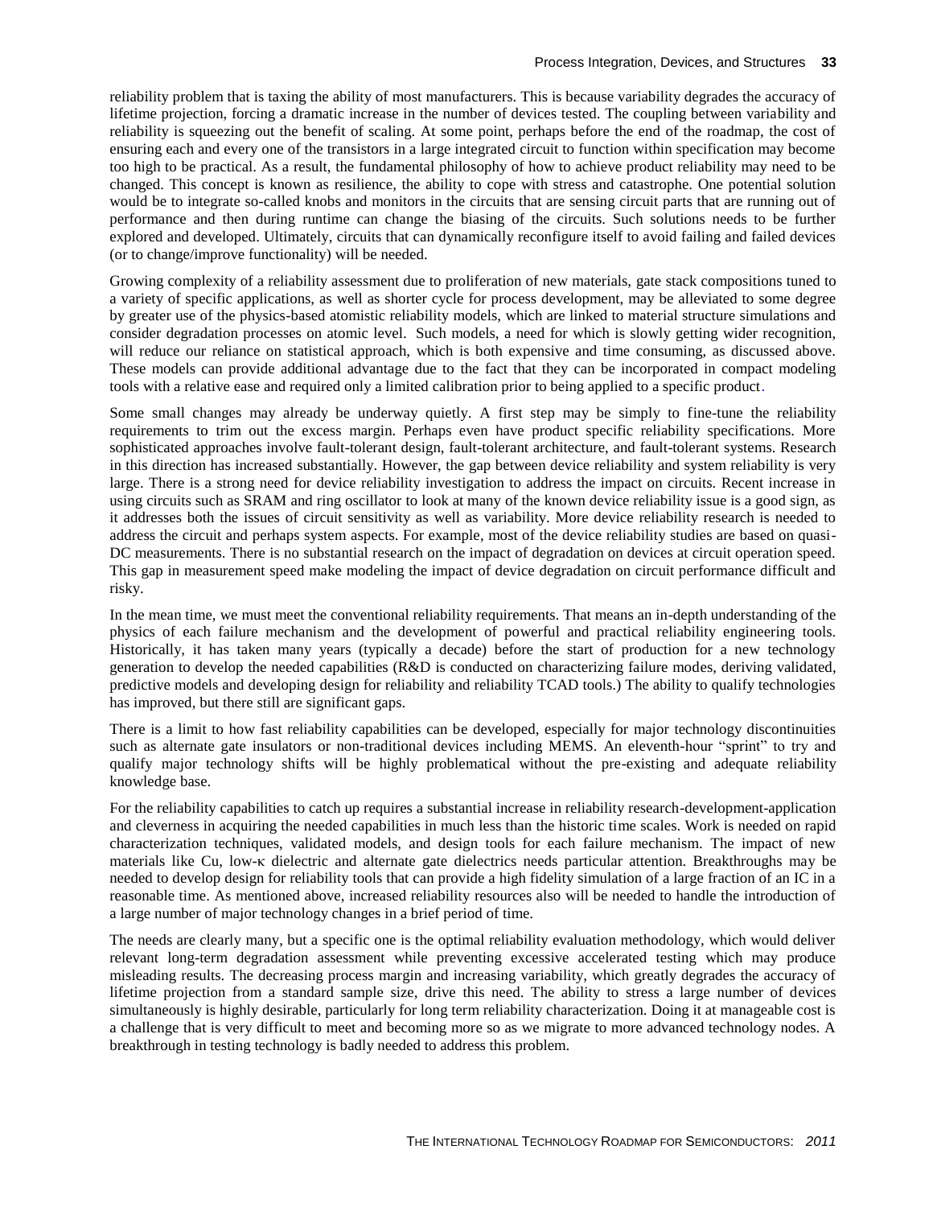reliability problem that is taxing the ability of most manufacturers. This is because variability degrades the accuracy of lifetime projection, forcing a dramatic increase in the number of devices tested. The coupling between variability and reliability is squeezing out the benefit of scaling. At some point, perhaps before the end of the roadmap, the cost of ensuring each and every one of the transistors in a large integrated circuit to function within specification may become too high to be practical. As a result, the fundamental philosophy of how to achieve product reliability may need to be changed. This concept is known as resilience, the ability to cope with stress and catastrophe. One potential solution would be to integrate so-called knobs and monitors in the circuits that are sensing circuit parts that are running out of performance and then during runtime can change the biasing of the circuits. Such solutions needs to be further explored and developed. Ultimately, circuits that can dynamically reconfigure itself to avoid failing and failed devices (or to change/improve functionality) will be needed.

Growing complexity of a reliability assessment due to proliferation of new materials, gate stack compositions tuned to a variety of specific applications, as well as shorter cycle for process development, may be alleviated to some degree by greater use of the physics-based atomistic reliability models, which are linked to material structure simulations and consider degradation processes on atomic level. Such models, a need for which is slowly getting wider recognition, will reduce our reliance on statistical approach, which is both expensive and time consuming, as discussed above. These models can provide additional advantage due to the fact that they can be incorporated in compact modeling tools with a relative ease and required only a limited calibration prior to being applied to a specific product.

Some small changes may already be underway quietly. A first step may be simply to fine-tune the reliability requirements to trim out the excess margin. Perhaps even have product specific reliability specifications. More sophisticated approaches involve fault-tolerant design, fault-tolerant architecture, and fault-tolerant systems. Research in this direction has increased substantially. However, the gap between device reliability and system reliability is very large. There is a strong need for device reliability investigation to address the impact on circuits. Recent increase in using circuits such as SRAM and ring oscillator to look at many of the known device reliability issue is a good sign, as it addresses both the issues of circuit sensitivity as well as variability. More device reliability research is needed to address the circuit and perhaps system aspects. For example, most of the device reliability studies are based on quasi-DC measurements. There is no substantial research on the impact of degradation on devices at circuit operation speed. This gap in measurement speed make modeling the impact of device degradation on circuit performance difficult and risky.

In the mean time, we must meet the conventional reliability requirements. That means an in-depth understanding of the physics of each failure mechanism and the development of powerful and practical reliability engineering tools. Historically, it has taken many years (typically a decade) before the start of production for a new technology generation to develop the needed capabilities (R&D is conducted on characterizing failure modes, deriving validated, predictive models and developing design for reliability and reliability TCAD tools.) The ability to qualify technologies has improved, but there still are significant gaps.

There is a limit to how fast reliability capabilities can be developed, especially for major technology discontinuities such as alternate gate insulators or non-traditional devices including MEMS. An eleventh-hour "sprint" to try and qualify major technology shifts will be highly problematical without the pre-existing and adequate reliability knowledge base.

For the reliability capabilities to catch up requires a substantial increase in reliability research-development-application and cleverness in acquiring the needed capabilities in much less than the historic time scales. Work is needed on rapid characterization techniques, validated models, and design tools for each failure mechanism. The impact of new materials like Cu, low-κ dielectric and alternate gate dielectrics needs particular attention. Breakthroughs may be needed to develop design for reliability tools that can provide a high fidelity simulation of a large fraction of an IC in a reasonable time. As mentioned above, increased reliability resources also will be needed to handle the introduction of a large number of major technology changes in a brief period of time.

The needs are clearly many, but a specific one is the optimal reliability evaluation methodology, which would deliver relevant long-term degradation assessment while preventing excessive accelerated testing which may produce misleading results. The decreasing process margin and increasing variability, which greatly degrades the accuracy of lifetime projection from a standard sample size, drive this need. The ability to stress a large number of devices simultaneously is highly desirable, particularly for long term reliability characterization. Doing it at manageable cost is a challenge that is very difficult to meet and becoming more so as we migrate to more advanced technology nodes. A breakthrough in testing technology is badly needed to address this problem.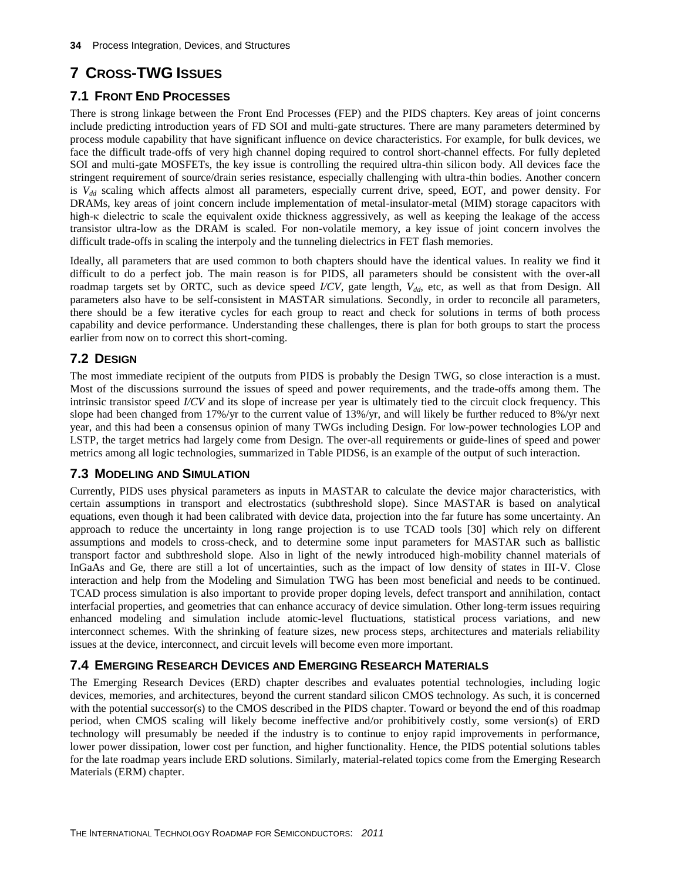# 7 Cross-TWG Issues

## 7.1 Front End Processes

There is strong linkage between the Front End Processes (FEP) and the PIDS chapters. Key areas of joint concerns include predicting introduction years of FD SOI and multi-gate structures. There are many parameters determined by process module capability that have significant influence on device characteristics. For example, for bulk devices, we face the difficult trade-offs of very high channel doping required to control short-channel effects. For fully depleted SOI and multi-gate MOSFETs, the key issue is controlling the required ultra-thin silicon body. All devices face the stringent requirement of source/drain series resistance, especially challenging with ultra-thin bodies. Another concern is $V_{dd}$ scaling which affects almost all parameters, especially current drive, speed, EOT, and power density. For DRAMs, key areas of joint concern include implementation of metal-insulator-metal (MIM) storage capacitors with high-κ dielectric to scale the equivalent oxide thickness aggressively, as well as keeping the leakage of the access transistor ultra-low as the DRAM is scaled. For non-volatile memory, a key issue of joint concern involves the difficult trade-offs in scaling the interpoly and the tunneling dielectrics in FET flash memories.

Ideally, all parameters that are used common to both chapters should have the identical values. In reality we find it difficult to do a perfect job. The main reason is for PIDS, all parameters should be consistent with the over-all roadmap targets set by ORTC, such as device speed *I/CV*, gate length, $V_{dd}$, etc, as well as that from Design. All parameters also have to be self-consistent in MASTAR simulations. Secondly, in order to reconcile all parameters, there should be a few iterative cycles for each group to react and check for solutions in terms of both process capability and device performance. Understanding these challenges, there is plan for both groups to start the process earlier from now on to correct this short-coming.

## 7.2 Design

The most immediate recipient of the outputs from PIDS is probably the Design TWG, so close interaction is a must. Most of the discussions surround the issues of speed and power requirements, and the trade-offs among them. The intrinsic transistor speed *I/CV* and its slope of increase per year is ultimately tied to the circuit clock frequency. This slope had been changed from 17%/yr to the current value of 13%/yr, and will likely be further reduced to 8%/yr next year, and this had been a consensus opinion of many TWGs including Design. For low-power technologies LOP and LSTP, the target metrics had largely come from Design. The over-all requirements or guide-lines of speed and power metrics among all logic technologies, summarized in Table PIDS6, is an example of the output of such interaction.

## 7.3 Modeling and Simulation

Currently, PIDS uses physical parameters as inputs in MASTAR to calculate the device major characteristics, with certain assumptions in transport and electrostatics (subthreshold slope). Since MASTAR is based on analytical equations, even though it had been calibrated with device data, projection into the far future has some uncertainty. An approach to reduce the uncertainty in long range projection is to use TCAD tools [30] which rely on different assumptions and models to cross-check, and to determine some input parameters for MASTAR such as ballistic transport factor and subthreshold slope. Also in light of the newly introduced high-mobility channel materials of InGaAs and Ge, there are still a lot of uncertainties, such as the impact of low density of states in III-V. Close interaction and help from the Modeling and Simulation TWG has been most beneficial and needs to be continued. TCAD process simulation is also important to provide proper doping levels, defect transport and annihilation, contact interfacial properties, and geometries that can enhance accuracy of device simulation. Other long-term issues requiring enhanced modeling and simulation include atomic-level fluctuations, statistical process variations, and new interconnect schemes. With the shrinking of feature sizes, new process steps, architectures and materials reliability issues at the device, interconnect, and circuit levels will become even more important.

## 7.4 Emerging Research Devices and Emerging Research Materials

The Emerging Research Devices (ERD) chapter describes and evaluates potential technologies, including logic devices, memories, and architectures, beyond the current standard silicon CMOS technology. As such, it is concerned with the potential successor(s) to the CMOS described in the PIDS chapter. Toward or beyond the end of this roadmap period, when CMOS scaling will likely become ineffective and/or prohibitively costly, some version(s) of ERD technology will presumably be needed if the industry is to continue to enjoy rapid improvements in performance, lower power dissipation, lower cost per function, and higher functionality. Hence, the PIDS potential solutions tables for the late roadmap years include ERD solutions. Similarly, material-related topics come from the Emerging Research Materials (ERM) chapter.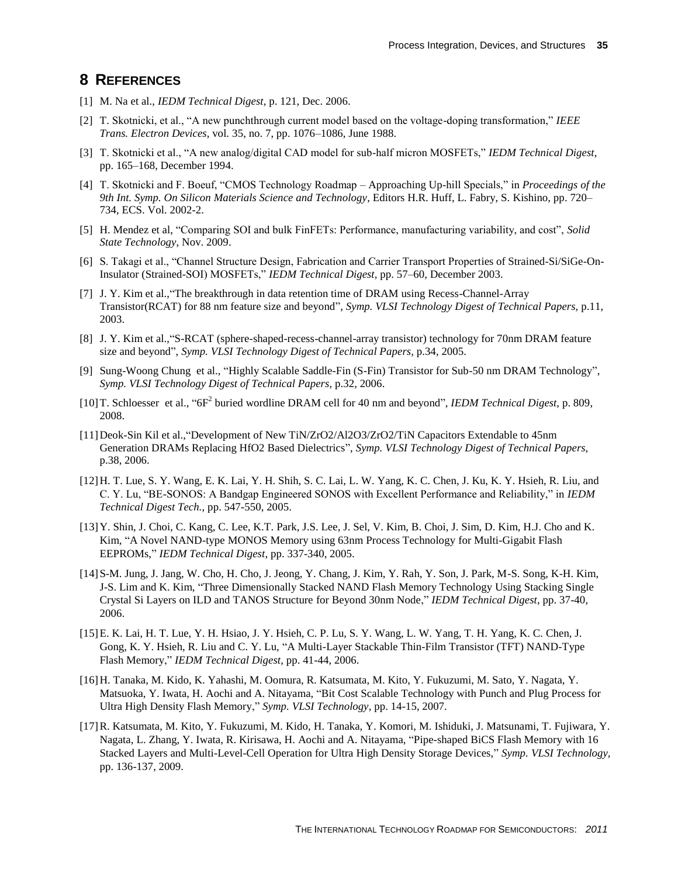## 8 REFERENCES

[1] M. Na et al., *IEDM Technical Digest*, p. 121, Dec. 2006.

[2] T. Skotnicki, et al., "A new punchthrough current model based on the voltage-doping transformation," *IEEE Trans. Electron Devices*, vol. 35, no. 7, pp. 1076–1086, June 1988.

[3] T. Skotnicki et al., "A new analog/digital CAD model for sub-half micron MOSFETs," *IEDM Technical Digest*, pp. 165–168, December 1994.

[4] T. Skotnicki and F. Boeuf, "CMOS Technology Roadmap – Approaching Up-hill Specials," in *Proceedings of the 9th Int. Symp. On Silicon Materials Science and Technology*, Editors H.R. Huff, L. Fabry, S. Kishino, pp. 720–734, ECS. Vol. 2002-2.

[5] H. Mendez et al, "Comparing SOI and bulk FinFETs: Performance, manufacturing variability, and cost", *Solid State Technology*, Nov. 2009.

[6] S. Takagi et al., "Channel Structure Design, Fabrication and Carrier Transport Properties of Strained-Si/SiGe-On-Insulator (Strained-SOI) MOSFETs," *IEDM Technical Digest*, pp. 57–60, December 2003.

[7] J. Y. Kim et al.,"The breakthrough in data retention time of DRAM using Recess-Channel-Array Transistor(RCAT) for 88 nm feature size and beyond", *Symp. VLSI Technology Digest of Technical Papers,* p.11, 2003.

[8] J. Y. Kim et al.,"S-RCAT (sphere-shaped-recess-channel-array transistor) technology for 70nm DRAM feature size and beyond", *Symp. VLSI Technology Digest of Technical Papers*, p.34, 2005.

[9] Sung-Woong Chung et al., "Highly Scalable Saddle-Fin (S-Fin) Transistor for Sub-50 nm DRAM Technology", *Symp. VLSI Technology Digest of Technical Papers,* p.32, 2006.

[10] T. Schloesser et al., "6F$^2$ buried wordline DRAM cell for 40 nm and beyond", *IEDM Technical Digest*, p. 809, 2008.

[11] Deok-Sin Kil et al.,"Development of New TiN/ZrO2/Al2O3/ZrO2/TiN Capacitors Extendable to 45nm Generation DRAMs Replacing HfO2 Based Dielectrics", *Symp. VLSI Technology Digest of Technical Papers,* p.38, 2006.

[12] H. T. Lue, S. Y. Wang, E. K. Lai, Y. H. Shih, S. C. Lai, L. W. Yang, K. C. Chen, J. Ku, K. Y. Hsieh, R. Liu, and C. Y. Lu, "BE-SONOS: A Bandgap Engineered SONOS with Excellent Performance and Reliability," in *IEDM Technical Digest Tech.*, pp. 547-550, 2005.

[13] Y. Shin, J. Choi, C. Kang, C. Lee, K.T. Park, J.S. Lee, J. Sel, V. Kim, B. Choi, J. Sim, D. Kim, H.J. Cho and K. Kim, "A Novel NAND-type MONOS Memory using 63nm Process Technology for Multi-Gigabit Flash EEPROMs," *IEDM Technical Digest*, pp. 337-340, 2005.

[14] S-M. Jung, J. Jang, W. Cho, H. Cho, J. Jeong, Y. Chang, J. Kim, Y. Rah, Y. Son, J. Park, M-S. Song, K-H. Kim, J-S. Lim and K. Kim, "Three Dimensionally Stacked NAND Flash Memory Technology Using Stacking Single Crystal Si Layers on ILD and TANOS Structure for Beyond 30nm Node," *IEDM Technical Digest*, pp. 37-40, 2006.

[15] E. K. Lai, H. T. Lue, Y. H. Hsiao, J. Y. Hsieh, C. P. Lu, S. Y. Wang, L. W. Yang, T. H. Yang, K. C. Chen, J. Gong, K. Y. Hsieh, R. Liu and C. Y. Lu, "A Multi-Layer Stackable Thin-Film Transistor (TFT) NAND-Type Flash Memory," *IEDM Technical Digest*, pp. 41-44, 2006.

[16] H. Tanaka, M. Kido, K. Yahashi, M. Oomura, R. Katsumata, M. Kito, Y. Fukuzumi, M. Sato, Y. Nagata, Y. Matsuoka, Y. Iwata, H. Aochi and A. Nitayama, "Bit Cost Scalable Technology with Punch and Plug Process for Ultra High Density Flash Memory," *Symp. VLSI Technology*, pp. 14-15, 2007.

[17] R. Katsumata, M. Kito, Y. Fukuzumi, M. Kido, H. Tanaka, Y. Komori, M. Ishiduki, J. Matsunami, T. Fujiwara, Y. Nagata, L. Zhang, Y. Iwata, R. Kirisawa, H. Aochi and A. Nitayama, "Pipe-shaped BiCS Flash Memory with 16 Stacked Layers and Multi-Level-Cell Operation for Ultra High Density Storage Devices," *Symp. VLSI Technology,* pp. 136-137, 2009.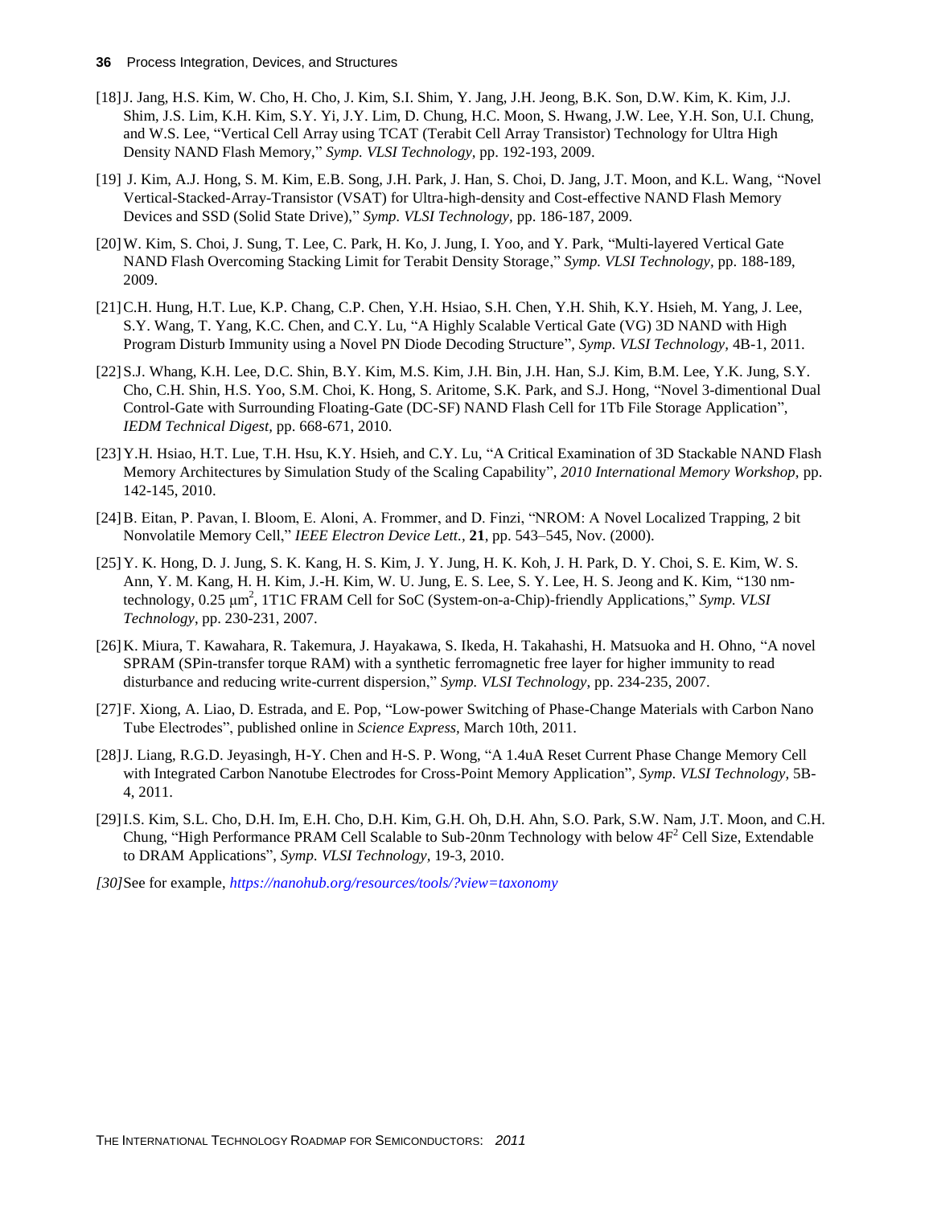[18] J. Jang, H.S. Kim, W. Cho, H. Cho, J. Kim, S.I. Shim, Y. Jang, J.H. Jeong, B.K. Son, D.W. Kim, K. Kim, J.J. Shim, J.S. Lim, K.H. Kim, S.Y. Yi, J.Y. Lim, D. Chung, H.C. Moon, S. Hwang, J.W. Lee, Y.H. Son, U.I. Chung, and W.S. Lee, "Vertical Cell Array using TCAT (Terabit Cell Array Transistor) Technology for Ultra High Density NAND Flash Memory," *Symp. VLSI Technology*, pp. 192-193, 2009.

[19] J. Kim, A.J. Hong, S. M. Kim, E.B. Song, J.H. Park, J. Han, S. Choi, D. Jang, J.T. Moon, and K.L. Wang, "Novel Vertical-Stacked-Array-Transistor (VSAT) for Ultra-high-density and Cost-effective NAND Flash Memory Devices and SSD (Solid State Drive)," *Symp. VLSI Technology*, pp. 186-187, 2009.

[20] W. Kim, S. Choi, J. Sung, T. Lee, C. Park, H. Ko, J. Jung, I. Yoo, and Y. Park, "Multi-layered Vertical Gate NAND Flash Overcoming Stacking Limit for Terabit Density Storage," *Symp. VLSI Technology*, pp. 188-189, 2009.

[21] C.H. Hung, H.T. Lue, K.P. Chang, C.P. Chen, Y.H. Hsiao, S.H. Chen, Y.H. Shih, K.Y. Hsieh, M. Yang, J. Lee, S.Y. Wang, T. Yang, K.C. Chen, and C.Y. Lu, "A Highly Scalable Vertical Gate (VG) 3D NAND with High Program Disturb Immunity using a Novel PN Diode Decoding Structure", *Symp. VLSI Technology,* 4B-1, 2011.

[22] S.J. Whang, K.H. Lee, D.C. Shin, B.Y. Kim, M.S. Kim, J.H. Bin, J.H. Han, S.J. Kim, B.M. Lee, Y.K. Jung, S.Y. Cho, C.H. Shin, H.S. Yoo, S.M. Choi, K. Hong, S. Aritome, S.K. Park, and S.J. Hong, "Novel 3-dimentional Dual Control-Gate with Surrounding Floating-Gate (DC-SF) NAND Flash Cell for 1Tb File Storage Application", *IEDM Technical Digest*, pp. 668-671, 2010.

[23] Y.H. Hsiao, H.T. Lue, T.H. Hsu, K.Y. Hsieh, and C.Y. Lu, "A Critical Examination of 3D Stackable NAND Flash Memory Architectures by Simulation Study of the Scaling Capability", *2010 International Memory Workshop*, pp. 142-145, 2010.

[24] B. Eitan, P. Pavan, I. Bloom, E. Aloni, A. Frommer, and D. Finzi, "NROM: A Novel Localized Trapping, 2 bit Nonvolatile Memory Cell," *IEEE Electron Device Lett.*, **21**, pp. 543–545, Nov. (2000).

[25] Y. K. Hong, D. J. Jung, S. K. Kang, H. S. Kim, J. Y. Jung, H. K. Koh, J. H. Park, D. Y. Choi, S. E. Kim, W. S. Ann, Y. M. Kang, H. H. Kim, J.-H. Kim, W. U. Jung, E. S. Lee, S. Y. Lee, H. S. Jeong and K. Kim, "130 nm-technology, 0.25 $\mu m^2$, 1T1C FRAM Cell for SoC (System-on-a-Chip)-friendly Applications," *Symp. VLSI Technology*, pp. 230-231, 2007.

[26] K. Miura, T. Kawahara, R. Takemura, J. Hayakawa, S. Ikeda, H. Takahashi, H. Matsuoka and H. Ohno, "A novel SPRAM (SPin-transfer torque RAM) with a synthetic ferromagnetic free layer for higher immunity to read disturbance and reducing write-current dispersion," *Symp. VLSI Technology*, pp. 234-235, 2007.

[27] F. Xiong, A. Liao, D. Estrada, and E. Pop, "Low-power Switching of Phase-Change Materials with Carbon Nano Tube Electrodes", published online in *Science Express,* March 10th, 2011.

[28] J. Liang, R.G.D. Jeyasingh, H-Y. Chen and H-S. P. Wong, "A 1.4uA Reset Current Phase Change Memory Cell with Integrated Carbon Nanotube Electrodes for Cross-Point Memory Application", *Symp. VLSI Technology*, 5B-4, 2011.

[29] I.S. Kim, S.L. Cho, D.H. Im, E.H. Cho, D.H. Kim, G.H. Oh, D.H. Ahn, S.O. Park, S.W. Nam, J.T. Moon, and C.H. Chung, "High Performance PRAM Cell Scalable to Sub-20nm Technology with below $4F^2$ Cell Size, Extendable to DRAM Applications", *Symp. VLSI Technology*, 19-3, 2010.

*[30]* See for example, *https://nanohub.org/resources/tools/?view=taxonomy*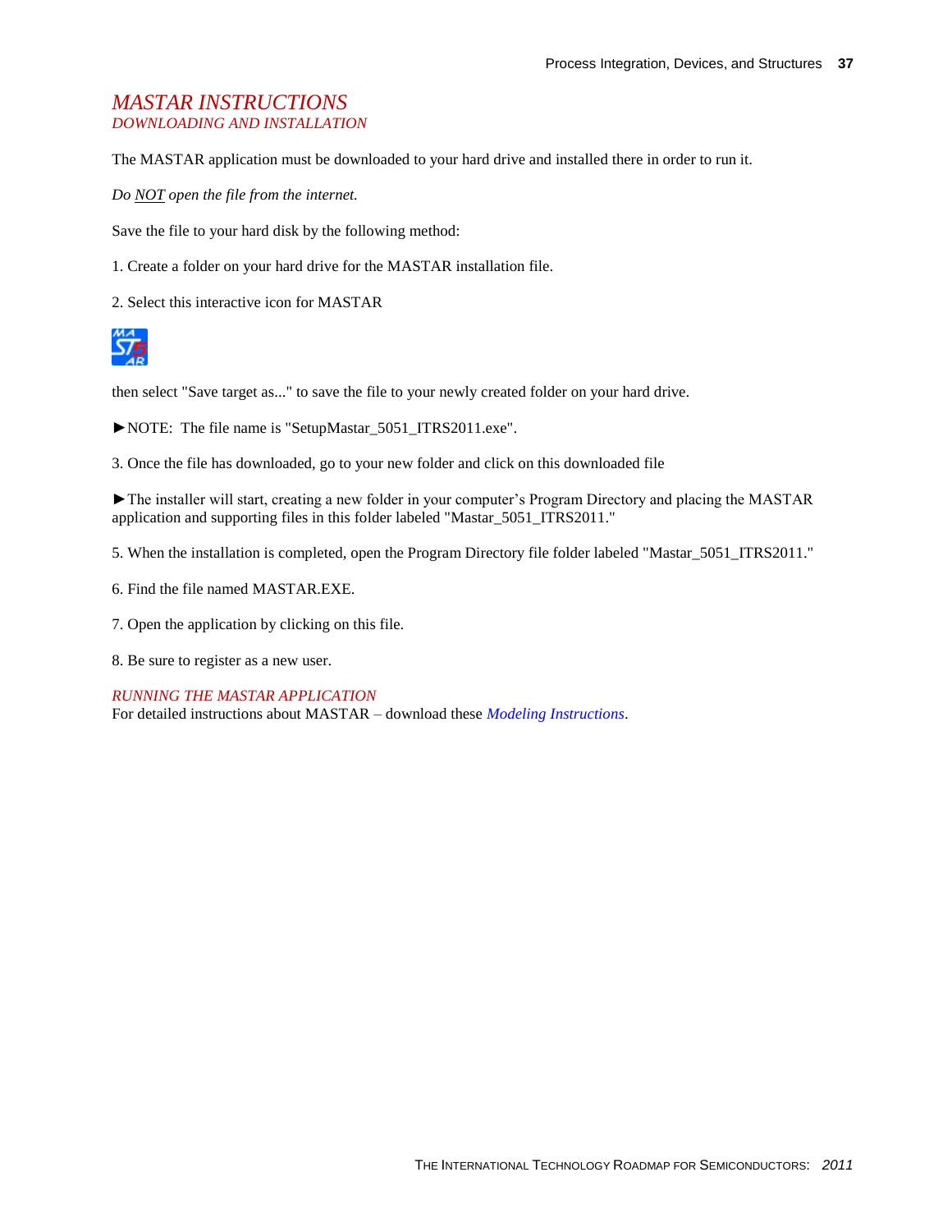# *MASTAR INSTRUCTIONS*

## *DOWNLOADING AND INSTALLATION*

The MASTAR application must be downloaded to your hard drive and installed there in order to run it.

*Do NOT open the file from the internet.*

Save the file to your hard disk by the following method:

1. Create a folder on your hard drive for the MASTAR installation file.

2. Select this interactive icon for MASTAR

then select "Save target as..." to save the file to your newly created folder on your hard drive.

►NOTE: The file name is "SetupMastar_5051_ITRS2011.exe".

3. Once the file has downloaded, go to your new folder and click on this downloaded file

►The installer will start, creating a new folder in your computer's Program Directory and placing the MASTAR application and supporting files in this folder labeled "Mastar_5051_ITRS2011."

5. When the installation is completed, open the Program Directory file folder labeled "Mastar_5051_ITRS2011."

6. Find the file named MASTAR.EXE.

7. Open the application by clicking on this file.

8. Be sure to register as a new user.

## *RUNNING THE MASTAR APPLICATION*

For detailed instructions about MASTAR – download these *Modeling Instructions*.